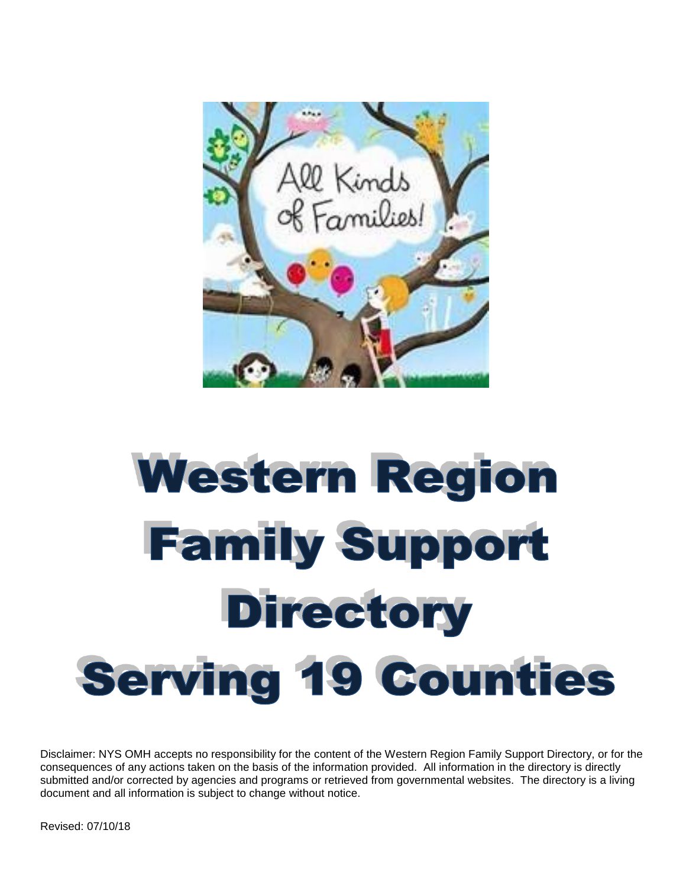# Western Region Family Support Directory Serving 19 Counties

Disclaimer: NYS OMH accepts no responsibility for the content of the Western Region Family Support Directory, or for the consequences of any actions taken on the basis of the information provided. All information in the directory is directly submitted and/or corrected by agencies and programs or retrieved from governmental websites. The directory is a living document and all information is subject to change without notice.

Revised: 07/10/18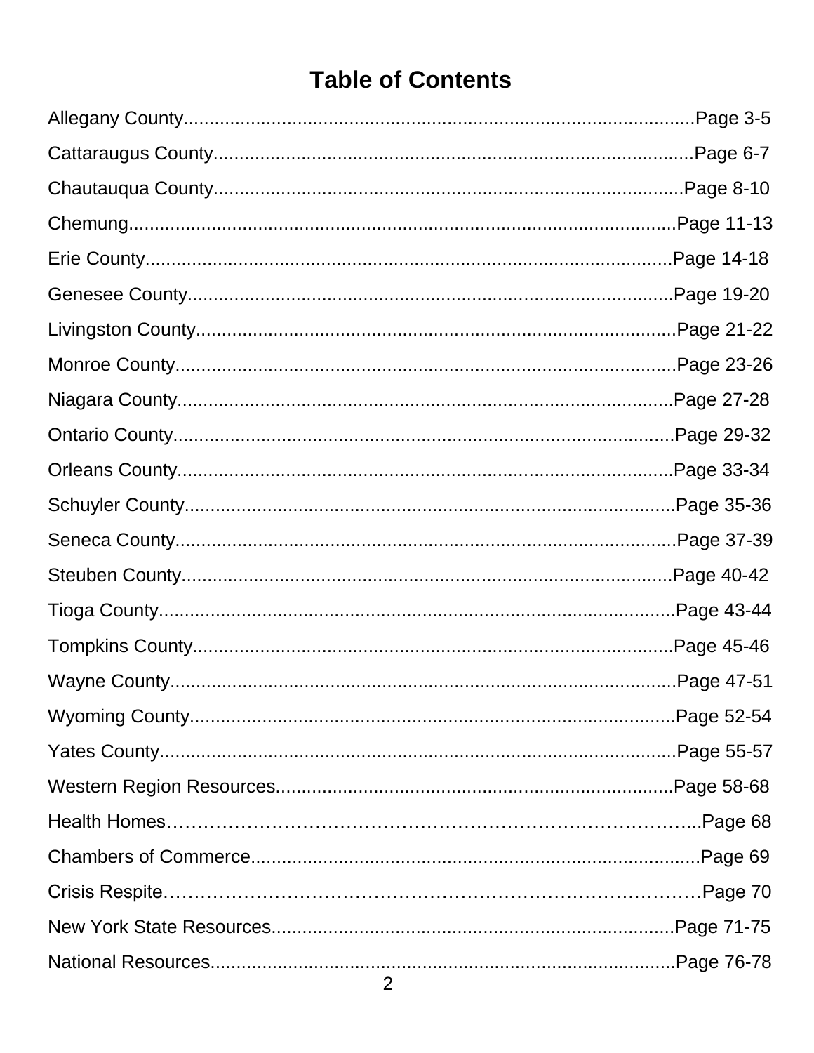# Table of Contents

Allegany County....................................................................................................Page 3-5

Cattaraugus County..............................................................................................Page 6-7

Chautauqua County.............................................................................................Page 8-10

Chemung.............................................................................................................Page 11-13

Erie County..........................................................................................................Page 14-18

Genesee County...................................................................................................Page 19-20

Livingston County................................................................................................Page 21-22

Monroe County.....................................................................................................Page 23-26

Niagara County.....................................................................................................Page 27-28

Ontario County.....................................................................................................Page 29-32

Orleans County.....................................................................................................Page 33-34

Schuyler County...................................................................................................Page 35-36

Seneca County.....................................................................................................Page 37-39

Steuben County....................................................................................................Page 40-42

Tioga County........................................................................................................Page 43-44

Tompkins County.................................................................................................Page 45-46

Wayne County......................................................................................................Page 47-51

Wyoming County..................................................................................................Page 52-54

Yates County........................................................................................................Page 55-57

Western Region Resources..................................................................................Page 58-68

Health Homes……………………………………………………………………………...Page 68

Chambers of Commerce........................................................................................Page 69

Crisis Respite………………………………………………………………………………Page 70

New York State Resources...................................................................................Page 71-75

National Resources...............................................................................................Page 76-78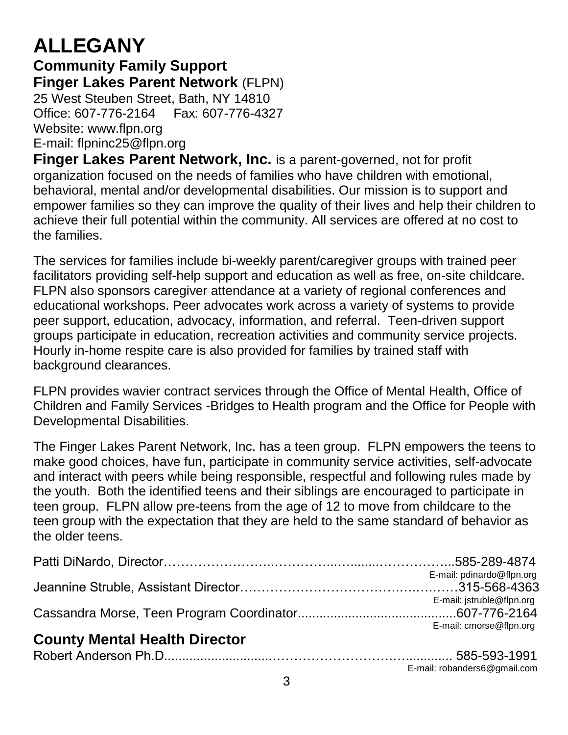# ALLEGANY

## Community Family Support

**Finger Lakes Parent Network** (FLPN)
25 West Steuben Street, Bath, NY 14810
Office: 607-776-2164 Fax: 607-776-4327
Website: www.flpn.org
E-mail: flpninc25@flpn.org

**Finger Lakes Parent Network, Inc.** is a parent-governed, not for profit organization focused on the needs of families who have children with emotional, behavioral, mental and/or developmental disabilities. Our mission is to support and empower families so they can improve the quality of their lives and help their children to achieve their full potential within the community. All services are offered at no cost to the families.

The services for families include bi-weekly parent/caregiver groups with trained peer facilitators providing self-help support and education as well as free, on-site childcare. FLPN also sponsors caregiver attendance at a variety of regional conferences and educational workshops. Peer advocates work across a variety of systems to provide peer support, education, advocacy, information, and referral. Teen-driven support groups participate in education, recreation activities and community service projects. Hourly in-home respite care is also provided for families by trained staff with background clearances.

FLPN provides wavier contract services through the Office of Mental Health, Office of Children and Family Services -Bridges to Health program and the Office for People with Developmental Disabilities.

The Finger Lakes Parent Network, Inc. has a teen group. FLPN empowers the teens to make good choices, have fun, participate in community service activities, self-advocate and interact with peers while being responsible, respectful and following rules made by the youth. Both the identified teens and their siblings are encouraged to participate in teen group. FLPN allow pre-teens from the age of 12 to move from childcare to the teen group with the expectation that they are held to the same standard of behavior as the older teens.

Patti DiNardo, Director……………………..…………...….......……………...585-289-4874
E-mail: pdinardo@flpn.org

Jeannine Struble, Assistant Director……………………………….….….……315-568-4363
E-mail: jstruble@flpn.org

Cassandra Morse, Teen Program Coordinator...........................................607-776-2164
E-mail: cmorse@flpn.org

## County Mental Health Director

Robert Anderson Ph.D............................……………………….…............ 585-593-1991
E-mail: robanders6@gmail.com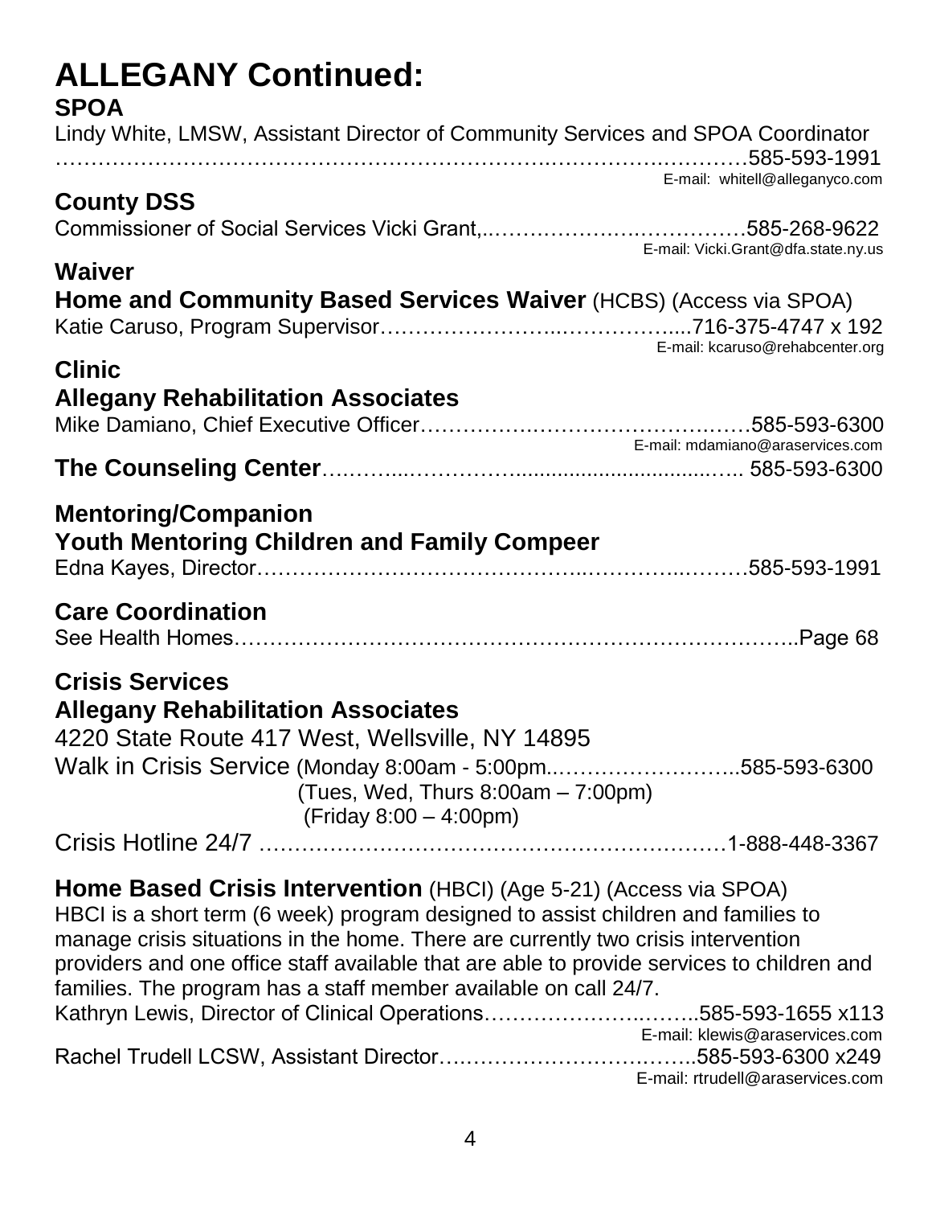# ALLEGANY Continued:

## SPOA

Lindy White, LMSW, Assistant Director of Community Services and SPOA Coordinator ……………………………………………………………………………………………585-593-1991
E-mail: whitell@alleganyco.com

## County DSS

Commissioner of Social Services Vicki Grant,..………………….……………585-268-9622
E-mail: Vicki.Grant@dfa.state.ny.us

## Waiver

**Home and Community Based Services Waiver** (HCBS) (Access via SPOA)

Katie Caruso, Program Supervisor……………………..……………....716-375-4747 x 192
E-mail: kcaruso@rehabcenter.org

## Clinic

**Allegany Rehabilitation Associates**

Mike Damiano, Chief Executive Officer…………….……………….……585-593-6300
E-mail: mdamiano@araservices.com

**The Counseling Center**…..……...………….....................................….. 585-593-6300

## Mentoring/Companion

**Youth Mentoring Children and Family Compeer**

Edna Kayes, Director……………………………………..…………..………585-593-1991

## Care Coordination

See Health Homes…………………………………………………………………..Page 68

## Crisis Services

**Allegany Rehabilitation Associates**

4220 State Route 417 West, Wellsville, NY 14895

Walk in Crisis Service (Monday 8:00am - 5:00pm..……………………..585-593-6300
(Tues, Wed, Thurs 8:00am – 7:00pm)
(Friday 8:00 – 4:00pm)

Crisis Hotline 24/7 ………………………………………………………1-888-448-3367

**Home Based Crisis Intervention** (HBCI) (Age 5-21) (Access via SPOA)

HBCI is a short term (6 week) program designed to assist children and families to manage crisis situations in the home. There are currently two crisis intervention providers and one office staff available that are able to provide services to children and families. The program has a staff member available on call 24/7.

Kathryn Lewis, Director of Clinical Operations……………………..……..585-593-1655 x113
E-mail: klewis@araservices.com

Rachel Trudell LCSW, Assistant Director….…………………….……..585-593-6300 x249
E-mail: rtrudell@araservices.com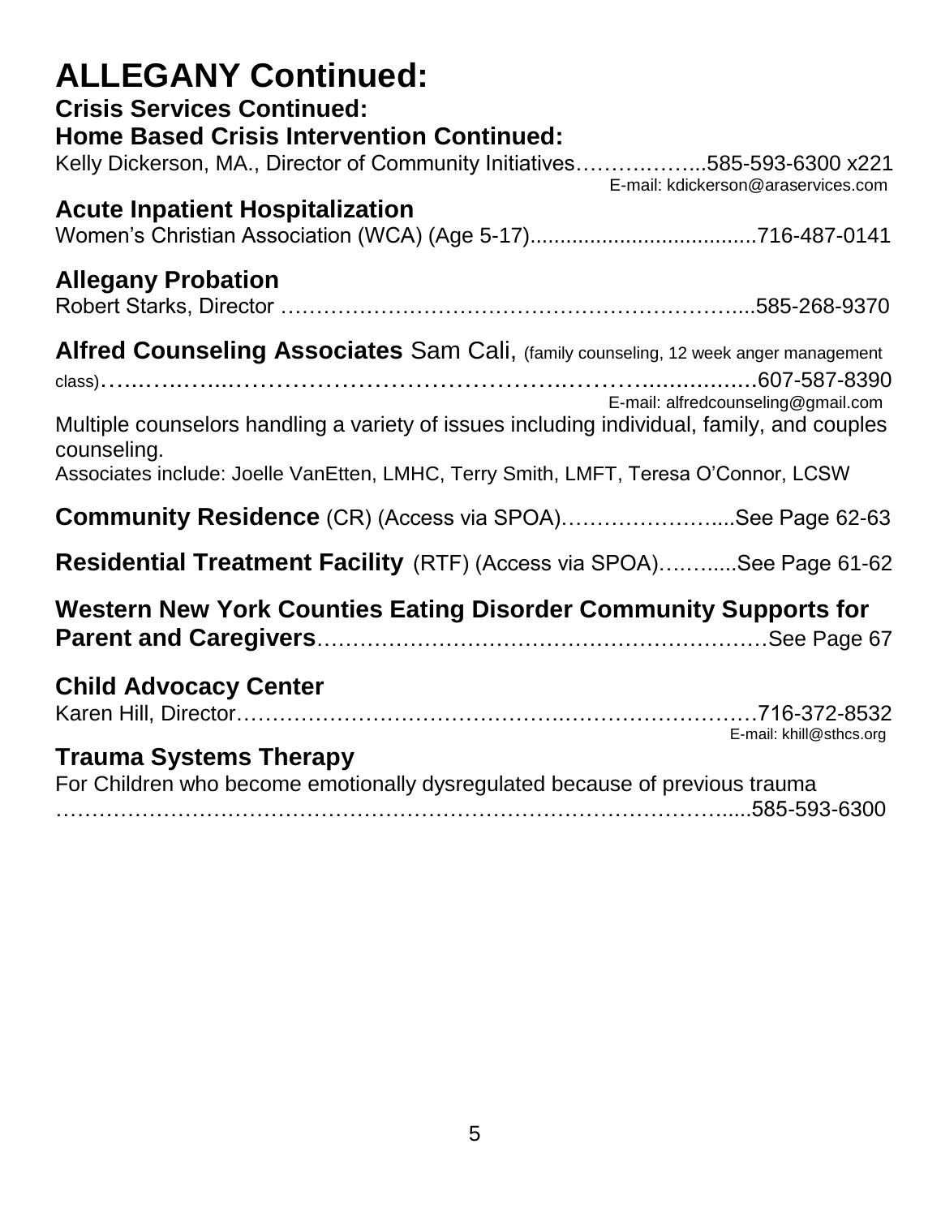# ALLEGANY Continued:

## Crisis Services Continued:

## Home Based Crisis Intervention Continued:

Kelly Dickerson, MA., Director of Community Initiatives……………...585-593-6300 x221
E-mail: kdickerson@araservices.com

### Acute Inpatient Hospitalization

Women's Christian Association (WCA) (Age 5-17).....................................716-487-0141

### Allegany Probation

Robert Starks, Director ……………………………………………………...585-268-9370

**Alfred Counseling Associates** Sam Cali, (family counseling, 12 week anger management class)………………………………………………………………………607-587-8390
E-mail: alfredcounseling@gmail.com

Multiple counselors handling a variety of issues including individual, family, and couples counseling.

Associates include: Joelle VanEtten, LMHC, Terry Smith, LMFT, Teresa O'Connor, LCSW

**Community Residence** (CR) (Access via SPOA)…………………....See Page 62-63

**Residential Treatment Facility** (RTF) (Access via SPOA)…….....See Page 61-62

**Western New York Counties Eating Disorder Community Supports for Parent and Caregivers**……………………………………………………See Page 67

### Child Advocacy Center

Karen Hill, Director……………………………………………………………716-372-8532
E-mail: khill@sthcs.org

### Trauma Systems Therapy

For Children who become emotionally dysregulated because of previous trauma
……………………………………………………………………………….....585-593-6300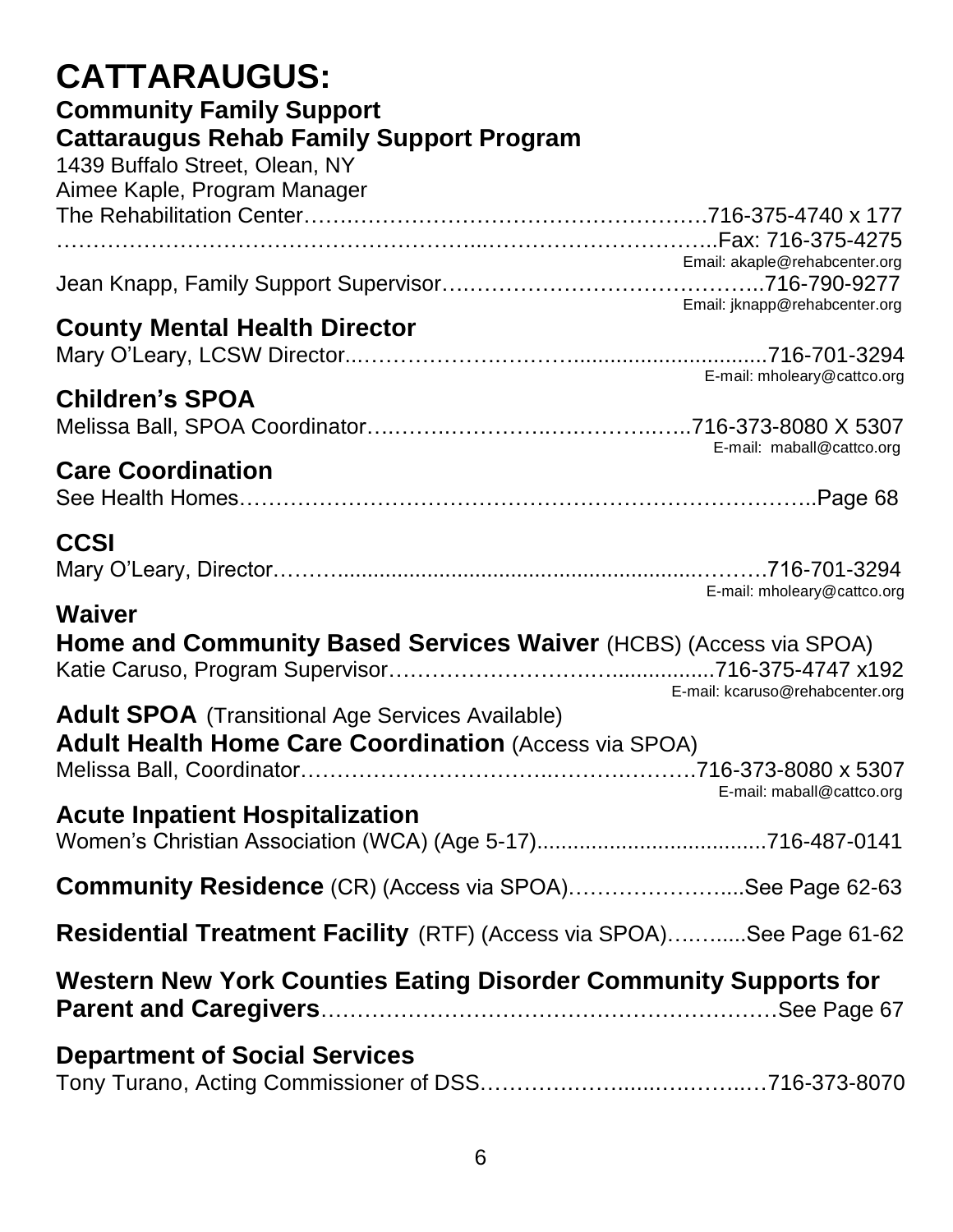# CATTARAUGUS:

## Community Family Support

## Cattaraugus Rehab Family Support Program

1439 Buffalo Street, Olean, NY
Aimee Kaple, Program Manager
The Rehabilitation Center……………………………………………716-375-4740 x 177
……………………………………………………………………..Fax: 716-375-4275
Email: akaple@rehabcenter.org
Jean Knapp, Family Support Supervisor…………………………………..716-790-9277
Email: jknapp@rehabcenter.org

## County Mental Health Director

Mary O'Leary, LCSW Director……………………………………………716-701-3294
E-mail: mholeary@cattco.org

## Children's SPOA

Melissa Ball, SPOA Coordinator……………………………………716-373-8080 X 5307
E-mail: maball@cattco.org

## Care Coordination

See Health Homes……………………………………………………………..Page 68

## CCSI

Mary O'Leary, Director…………………………………………………….716-701-3294
E-mail: mholeary@cattco.org

## Waiver

**Home and Community Based Services Waiver** (HCBS) (Access via SPOA)
Katie Caruso, Program Supervisor…………………………………716-375-4747 x192
E-mail: kcaruso@rehabcenter.org

**Adult SPOA** (Transitional Age Services Available)
**Adult Health Home Care Coordination** (Access via SPOA)
Melissa Ball, Coordinator…………………………………………716-373-8080 x 5307
E-mail: maball@cattco.org

## Acute Inpatient Hospitalization

Women's Christian Association (WCA) (Age 5-17)……………………………716-487-0141

**Community Residence** (CR) (Access via SPOA)…………………….See Page 62-63

**Residential Treatment Facility** (RTF) (Access via SPOA)………..See Page 61-62

**Western New York Counties Eating Disorder Community Supports for Parent and Caregivers**……………………………………………………See Page 67

## Department of Social Services

Tony Turano, Acting Commissioner of DSS…………………………………716-373-8070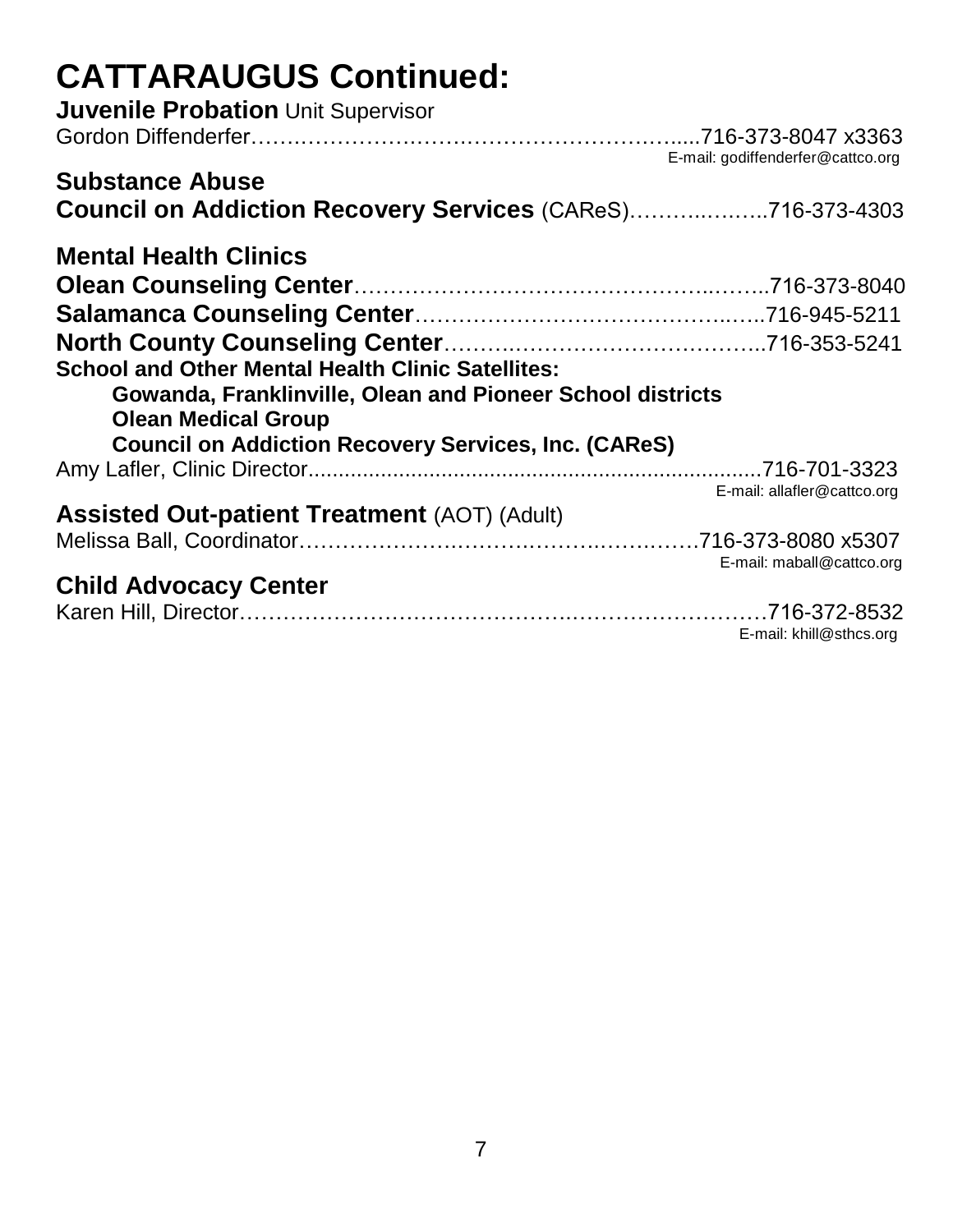# CATTARAUGUS Continued:

**Juvenile Probation** Unit Supervisor

Gordon Diffenderfer……………………………………………………......716-373-8047 x3363
E-mail: godiffenderfer@cattco.org

**Substance Abuse**

**Council on Addiction Recovery Services** (CAReS)……….……..716-373-4303

**Mental Health Clinics**

**Olean Counseling Center**…………………………………………..……..716-373-8040

**Salamanca Counseling Center**………………………………………..…..716-945-5211

**North County Counseling Center**………..………………………………..716-353-5241

**School and Other Mental Health Clinic Satellites:**

- **Gowanda, Franklinville, Olean and Pioneer School districts**
- **Olean Medical Group**
- **Council on Addiction Recovery Services, Inc. (CAReS)**

Amy Lafler, Clinic Director............................................................................716-701-3323
E-mail: allafler@cattco.org

**Assisted Out-patient Treatment** (AOT) (Adult)

Melissa Ball, Coordinator………………….…………….……….….……716-373-8080 x5307
E-mail: maball@cattco.org

**Child Advocacy Center**

Karen Hill, Director…………………………………………..………………………716-372-8532
E-mail: khill@sthcs.org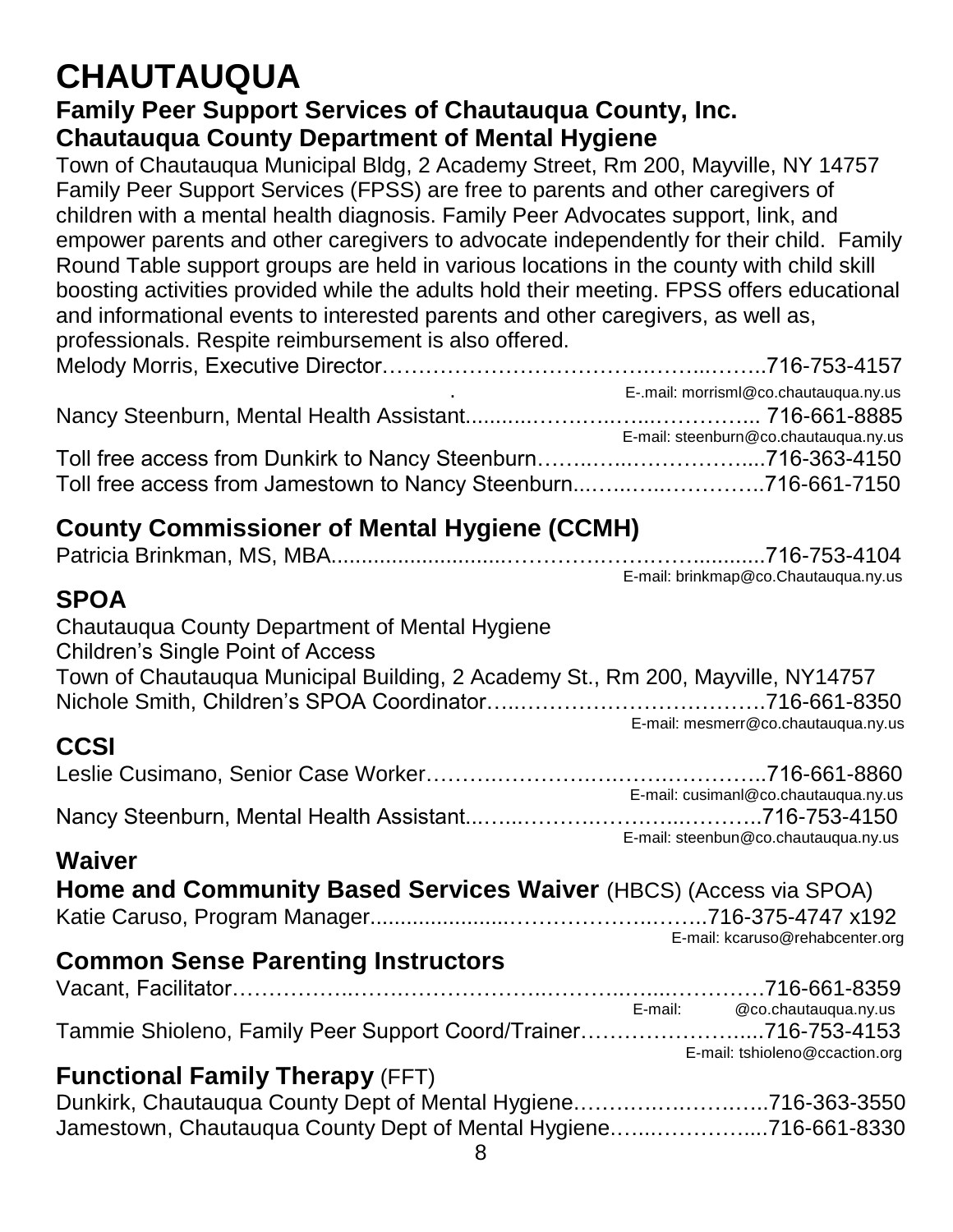# CHAUTAUQUA

## Family Peer Support Services of Chautauqua County, Inc.
## Chautauqua County Department of Mental Hygiene

Town of Chautauqua Municipal Bldg, 2 Academy Street, Rm 200, Mayville, NY 14757

Family Peer Support Services (FPSS) are free to parents and other caregivers of children with a mental health diagnosis. Family Peer Advocates support, link, and empower parents and other caregivers to advocate independently for their child. Family Round Table support groups are held in various locations in the county with child skill boosting activities provided while the adults hold their meeting. FPSS offers educational and informational events to interested parents and other caregivers, as well as, professionals. Respite reimbursement is also offered.

Melody Morris, Executive Director……………………………….……...……..716-753-4157
E-.mail: morrisml@co.chautauqua.ny.us

Nancy Steenburn, Mental Health Assistant...........……….…...………….. 716-661-8885
E-mail: steenburn@co.chautauqua.ny.us

Toll free access from Dunkirk to Nancy Steenburn……..…..……………....716-363-4150

Toll free access from Jamestown to Nancy Steenburn...…..…..…………..716-661-7150

## County Commissioner of Mental Hygiene (CCMH)

Patricia Brinkman, MS, MBA.............................……………….……............716-753-4104
E-mail: brinkmap@co.Chautauqua.ny.us

## SPOA

Chautauqua County Department of Mental Hygiene
Children's Single Point of Access
Town of Chautauqua Municipal Building, 2 Academy St., Rm 200, Mayville, NY14757

Nichole Smith, Children's SPOA Coordinator…...…………………………….716-661-8350
E-mail: mesmerr@co.chautauqua.ny.us

## CCSI

Leslie Cusimano, Senior Case Worker…………..…………..……..…………..716-661-8860
E-mail: cusimanl@co.chautauqua.ny.us

Nancy Steenburn, Mental Health Assistant...…...……….………...………...716-753-4150
E-mail: steenbun@co.chautauqua.ny.us

## Waiver

## Home and Community Based Services Waiver (HBCS) (Access via SPOA)

Katie Caruso, Program Manager.......................…………………..……..716-375-4747 x192
E-mail: kcaruso@rehabcenter.org

## Common Sense Parenting Instructors

Vacant, Facilitator……………..……………………..……..…...…………716-661-8359
E-mail: @co.chautauqua.ny.us

Tammie Shioleno, Family Peer Support Coord/Trainer…………………......716-753-4153
E-mail: tshioleno@ccaction.org

## Functional Family Therapy (FFT)

Dunkirk, Chautauqua County Dept of Mental Hygiene……….….……..…..716-363-3550

Jamestown, Chautauqua County Dept of Mental Hygiene…..……………....716-661-8330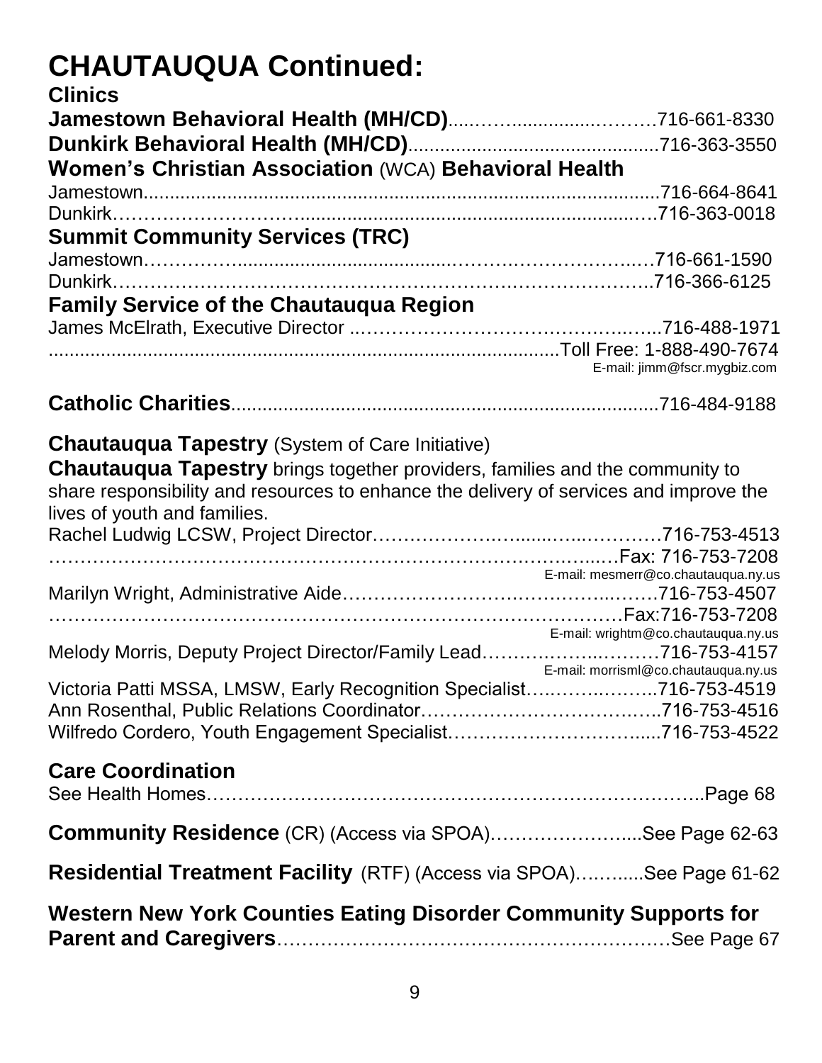# CHAUTAUQUA Continued:

## Clinics

**Jamestown Behavioral Health (MH/CD)**..............................716-661-8330

**Dunkirk Behavioral Health (MH/CD)**..............................716-363-3550

**Women's Christian Association** (WCA) **Behavioral Health**

Jamestown..............................716-664-8641

Dunkirk..............................716-363-0018

**Summit Community Services (TRC)**

Jamestown..............................716-661-1590

Dunkirk..............................716-366-6125

**Family Service of the Chautauqua Region**

James McElrath, Executive Director..............................716-488-1971

..............................Toll Free: 1-888-490-7674

E-mail: jimm@fscr.mygbiz.com

**Catholic Charities**..............................716-484-9188

**Chautauqua Tapestry** (System of Care Initiative)

**Chautauqua Tapestry** brings together providers, families and the community to share responsibility and resources to enhance the delivery of services and improve the lives of youth and families.

Rachel Ludwig LCSW, Project Director..............................716-753-4513

..............................Fax: 716-753-7208

E-mail: mesmerr@co.chautauqua.ny.us

Marilyn Wright, Administrative Aide..............................716-753-4507

..............................Fax:716-753-7208

E-mail: wrightm@co.chautauqua.ny.us

Melody Morris, Deputy Project Director/Family Lead..............................716-753-4157

E-mail: morrisml@co.chautauqua.ny.us

Victoria Patti MSSA, LMSW, Early Recognition Specialist..............................716-753-4519

Ann Rosenthal, Public Relations Coordinator..............................716-753-4516

Wilfredo Cordero, Youth Engagement Specialist..............................716-753-4522

**Care Coordination**

See Health Homes..............................Page 68

**Community Residence** (CR) (Access via SPOA)..............................See Page 62-63

**Residential Treatment Facility** (RTF) (Access via SPOA)..............................See Page 61-62

**Western New York Counties Eating Disorder Community Supports for Parent and Caregivers**..............................See Page 67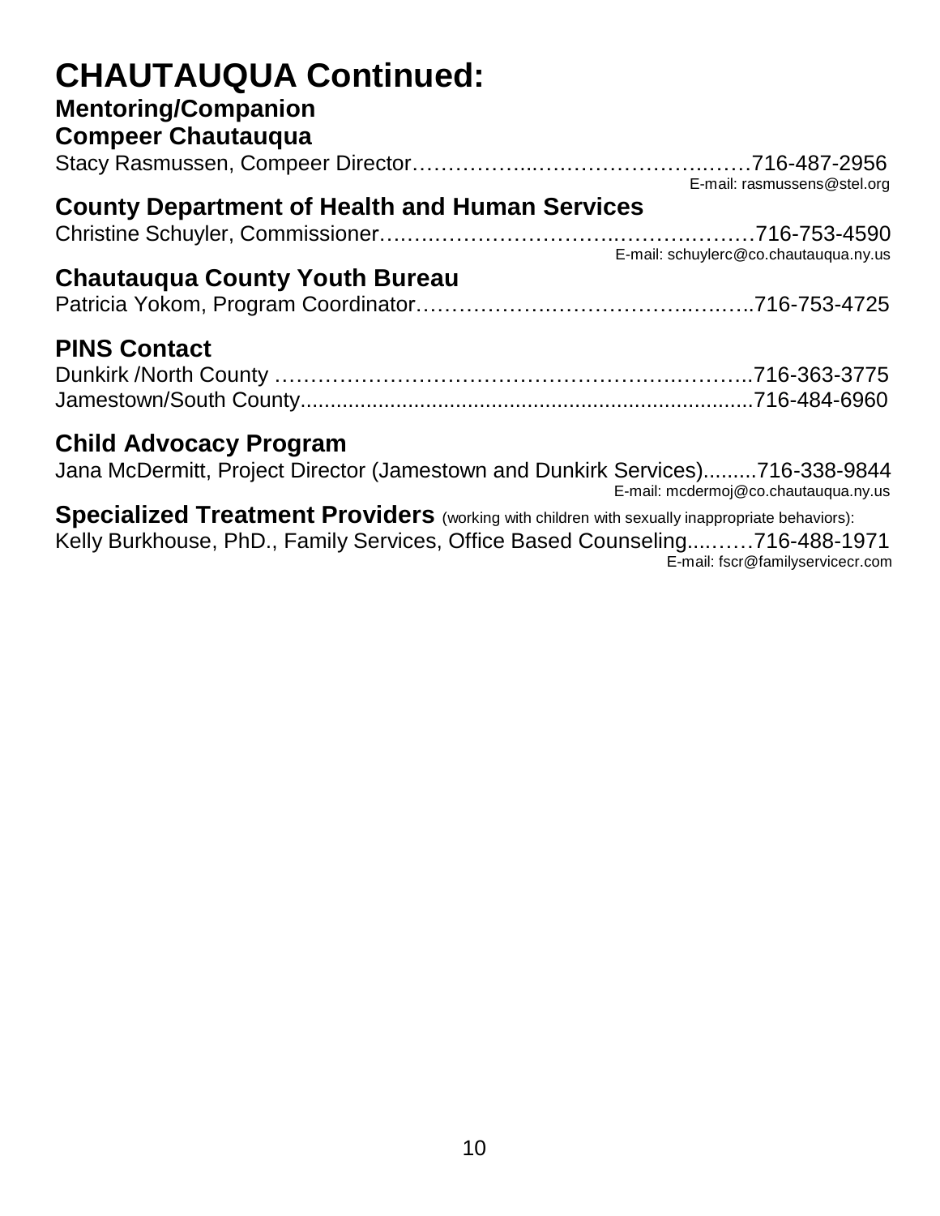# CHAUTAUQUA Continued:

## Mentoring/Companion

### Compeer Chautauqua

Stacy Rasmussen, Compeer Director……………..…………………..……716-487-2956
E-mail: rasmussens@stel.org

### County Department of Health and Human Services

Christine Schuyler, Commissioner…….……………………..…………………716-753-4590
E-mail: schuylerc@co.chautauqua.ny.us

### Chautauqua County Youth Bureau

Patricia Yokom, Program Coordinator…………….………………..….…..716-753-4725

### PINS Contact

Dunkirk /North County …………………………………………….………..716-363-3775
Jamestown/South County...........................................................................716-484-6960

### Child Advocacy Program

Jana McDermitt, Project Director (Jamestown and Dunkirk Services).........716-338-9844
E-mail: mcdermoj@co.chautauqua.ny.us

**Specialized Treatment Providers** (working with children with sexually inappropriate behaviors):
Kelly Burkhouse, PhD., Family Services, Office Based Counseling....……716-488-1971
E-mail: fscr@familyservicecr.com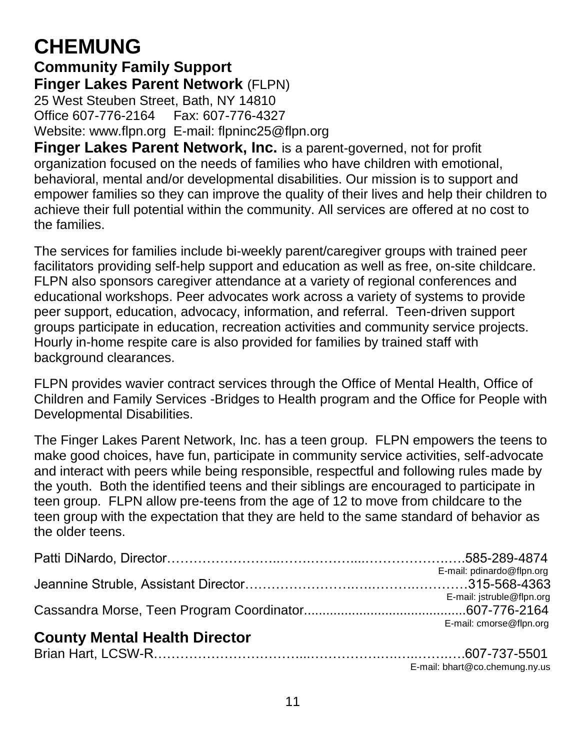# CHEMUNG

## Community Family Support

**Finger Lakes Parent Network** (FLPN)
25 West Steuben Street, Bath, NY 14810
Office 607-776-2164 Fax: 607-776-4327
Website: www.flpn.org E-mail: flpninc25@flpn.org

**Finger Lakes Parent Network, Inc.** is a parent-governed, not for profit organization focused on the needs of families who have children with emotional, behavioral, mental and/or developmental disabilities. Our mission is to support and empower families so they can improve the quality of their lives and help their children to achieve their full potential within the community. All services are offered at no cost to the families.

The services for families include bi-weekly parent/caregiver groups with trained peer facilitators providing self-help support and education as well as free, on-site childcare. FLPN also sponsors caregiver attendance at a variety of regional conferences and educational workshops. Peer advocates work across a variety of systems to provide peer support, education, advocacy, information, and referral. Teen-driven support groups participate in education, recreation activities and community service projects. Hourly in-home respite care is also provided for families by trained staff with background clearances.

FLPN provides wavier contract services through the Office of Mental Health, Office of Children and Family Services -Bridges to Health program and the Office for People with Developmental Disabilities.

The Finger Lakes Parent Network, Inc. has a teen group. FLPN empowers the teens to make good choices, have fun, participate in community service activities, self-advocate and interact with peers while being responsible, respectful and following rules made by the youth. Both the identified teens and their siblings are encouraged to participate in teen group. FLPN allow pre-teens from the age of 12 to move from childcare to the teen group with the expectation that they are held to the same standard of behavior as the older teens.

Patti DiNardo, Director……………………..…….……….....………………..….585-289-4874
E-mail: pdinardo@flpn.org

Jeannine Struble, Assistant Director……………………..….…….…………315-568-4363
E-mail: jstruble@flpn.org

Cassandra Morse, Teen Program Coordinator...........................................607-776-2164
E-mail: cmorse@flpn.org

## County Mental Health Director

Brian Hart, LCSW-R…………………………...……………….…..……..….607-737-5501
E-mail: bhart@co.chemung.ny.us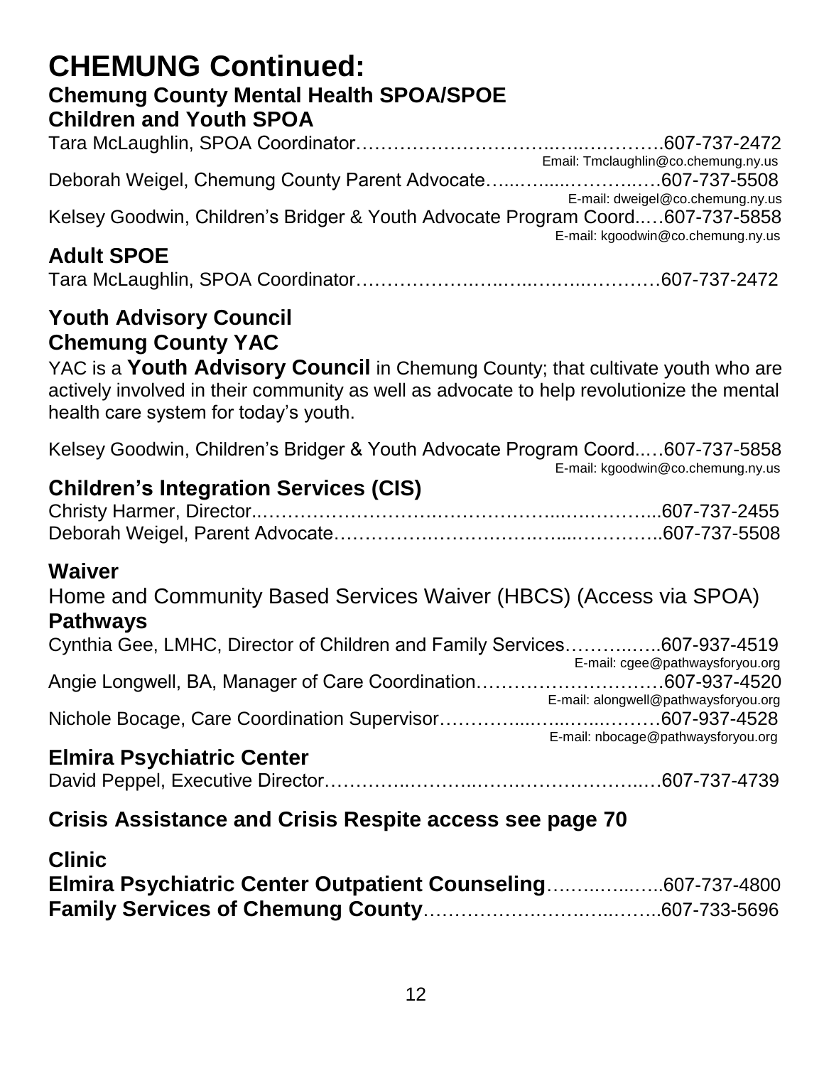# CHEMUNG Continued:

### Chemung County Mental Health SPOA/SPOE

### Children and Youth SPOA

Tara McLaughlin, SPOA Coordinator……………………………..….....………….607-737-2472
Email: Tmclaughlin@co.chemung.ny.us

Deborah Weigel, Chemung County Parent Advocate…...…......……….…607-737-5508
E-mail: dweigel@co.chemung.ny.us

Kelsey Goodwin, Children's Bridger & Youth Advocate Program Coord..…607-737-5858
E-mail: kgoodwin@co.chemung.ny.us

### Adult SPOE

Tara McLaughlin, SPOA Coordinator………………..…..…..……..…………607-737-2472

### Youth Advisory Council

### Chemung County YAC

YAC is a **Youth Advisory Council** in Chemung County; that cultivate youth who are actively involved in their community as well as advocate to help revolutionize the mental health care system for today's youth.

Kelsey Goodwin, Children's Bridger & Youth Advocate Program Coord..…607-737-5858
E-mail: kgoodwin@co.chemung.ny.us

### Children's Integration Services (CIS)

Christy Harmer, Director..……………………….…………….....…..……...607-737-2455
Deborah Weigel, Parent Advocate……………….………….….....…………..607-737-5508

### Waiver

Home and Community Based Services Waiver (HBCS) (Access via SPOA)

### Pathways

Cynthia Gee, LMHC, Director of Children and Family Services………..…..607-937-4519
E-mail: cgee@pathwaysforyou.org

Angie Longwell, BA, Manager of Care Coordination…………………………607-937-4520
E-mail: alongwell@pathwaysforyou.org

Nichole Bocage, Care Coordination Supervisor…………....…...…..………607-937-4528
E-mail: nbocage@pathwaysforyou.org

### Elmira Psychiatric Center

David Peppel, Executive Director………….………..…….……………….…607-737-4739

### Crisis Assistance and Crisis Respite access see page 70

### Clinic

**Elmira Psychiatric Center Outpatient Counseling**………..…..…..607-737-4800
**Family Services of Chemung County**………………….……...……..607-733-5696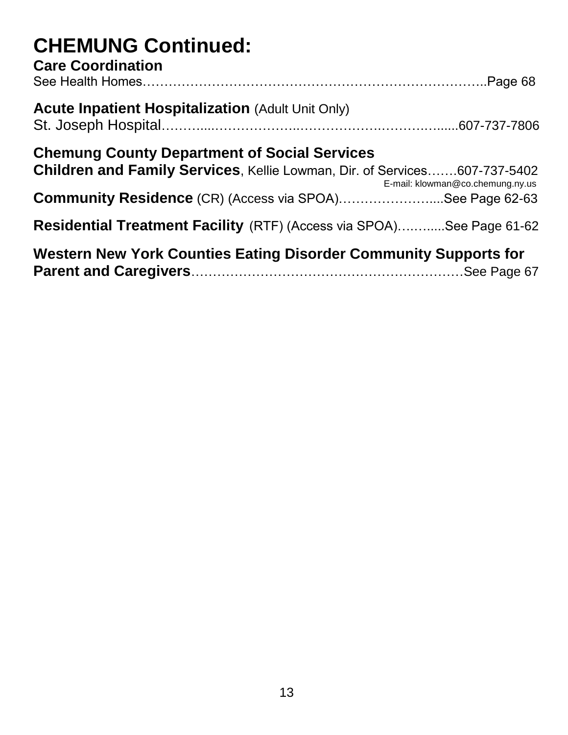# CHEMUNG Continued:

**Care Coordination**
See Health Homes……………………………………………………………………..Page 68

**Acute Inpatient Hospitalization** (Adult Unit Only)
St. Joseph Hospital………...………………..………………….………….......607-737-7806

**Chemung County Department of Social Services**
**Children and Family Services**, Kellie Lowman, Dir. of Services…….607-737-5402
E-mail: klowman@co.chemung.ny.us

**Community Residence** (CR) (Access via SPOA)…………………….....See Page 62-63

**Residential Treatment Facility** (RTF) (Access via SPOA)……......See Page 61-62

**Western New York Counties Eating Disorder Community Supports for Parent and Caregivers**………………………………………………………See Page 67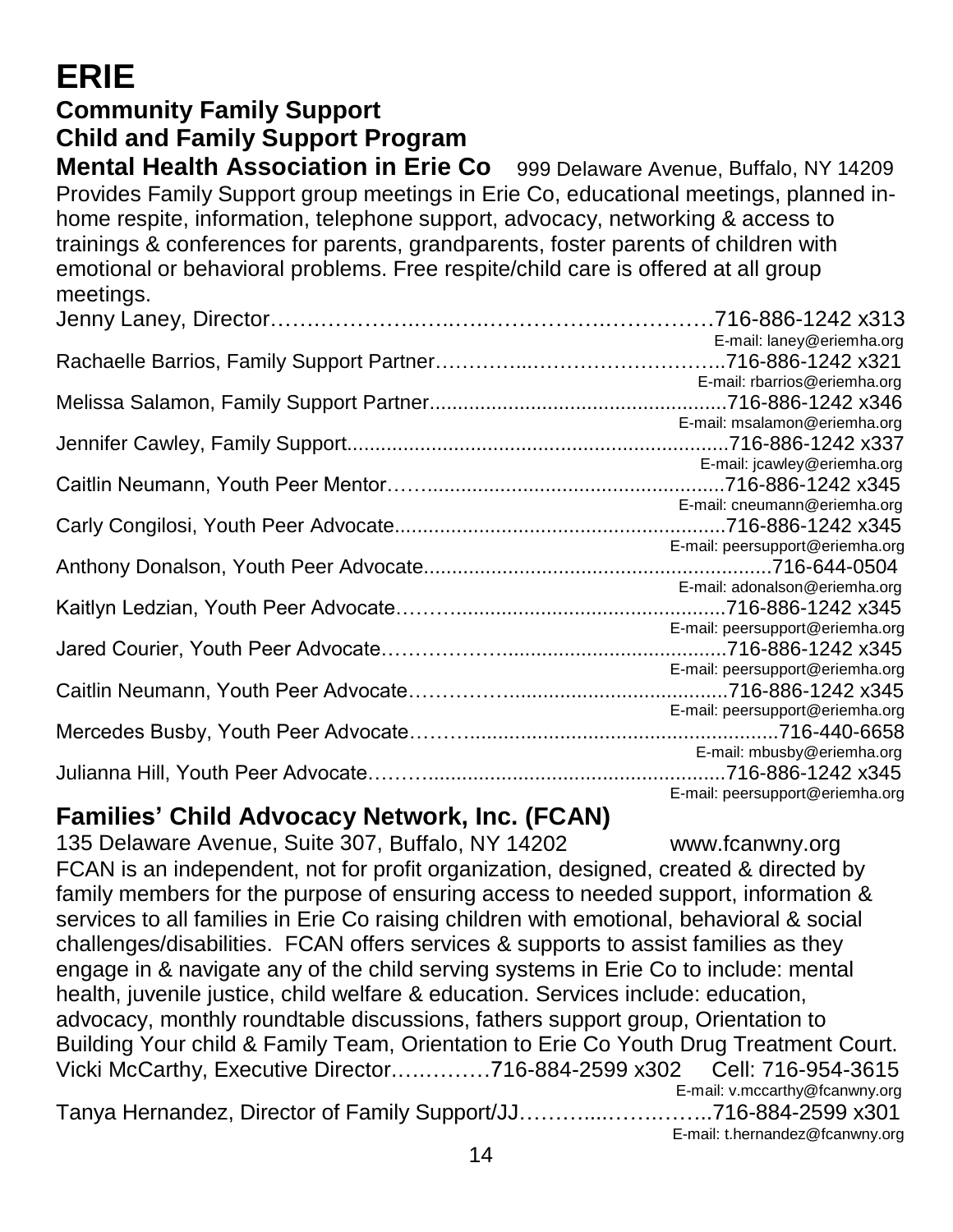# ERIE

## Community Family Support

## Child and Family Support Program

**Mental Health Association in Erie Co** 999 Delaware Avenue, Buffalo, NY 14209

Provides Family Support group meetings in Erie Co, educational meetings, planned in-home respite, information, telephone support, advocacy, networking & access to trainings & conferences for parents, grandparents, foster parents of children with emotional or behavioral problems. Free respite/child care is offered at all group meetings.

Jenny Laney, Director……………………………………………………716-886-1242 x313
E-mail: laney@eriemha.org

Rachaelle Barrios, Family Support Partner……………………………………716-886-1242 x321
E-mail: rbarrios@eriemha.org

Melissa Salamon, Family Support Partner.................................................716-886-1242 x346
E-mail: msalamon@eriemha.org

Jennifer Cawley, Family Support.............................................................716-886-1242 x337
E-mail: jcawley@eriemha.org

Caitlin Neumann, Youth Peer Mentor…….................................................716-886-1242 x345
E-mail: cneumann@eriemha.org

Carly Congilosi, Youth Peer Advocate......................................................716-886-1242 x345
E-mail: peersupport@eriemha.org

Anthony Donalson, Youth Peer Advocate......................................................716-644-0504
E-mail: adonalson@eriemha.org

Kaitlyn Ledzian, Youth Peer Advocate……...............................................716-886-1242 x345
E-mail: peersupport@eriemha.org

Jared Courier, Youth Peer Advocate……………........................................716-886-1242 x345
E-mail: peersupport@eriemha.org

Caitlin Neumann, Youth Peer Advocate………….......................................716-886-1242 x345
E-mail: peersupport@eriemha.org

Mercedes Busby, Youth Peer Advocate……..................................................716-440-6658
E-mail: mbusby@eriemha.org

Julianna Hill, Youth Peer Advocate……....................................................716-886-1242 x345
E-mail: peersupport@eriemha.org

## Families' Child Advocacy Network, Inc. (FCAN)

135 Delaware Avenue, Suite 307, Buffalo, NY 14202 www.fcanwny.org

FCAN is an independent, not for profit organization, designed, created & directed by family members for the purpose of ensuring access to needed support, information & services to all families in Erie Co raising children with emotional, behavioral & social challenges/disabilities. FCAN offers services & supports to assist families as they engage in & navigate any of the child serving systems in Erie Co to include: mental health, juvenile justice, child welfare & education. Services include: education, advocacy, monthly roundtable discussions, fathers support group, Orientation to Building Your child & Family Team, Orientation to Erie Co Youth Drug Treatment Court.

Vicki McCarthy, Executive Director…………716-884-2599 x302 Cell: 716-954-3615
E-mail: v.mccarthy@fcanwny.org

Tanya Hernandez, Director of Family Support/JJ………………………716-884-2599 x301
E-mail: t.hernandez@fcanwny.org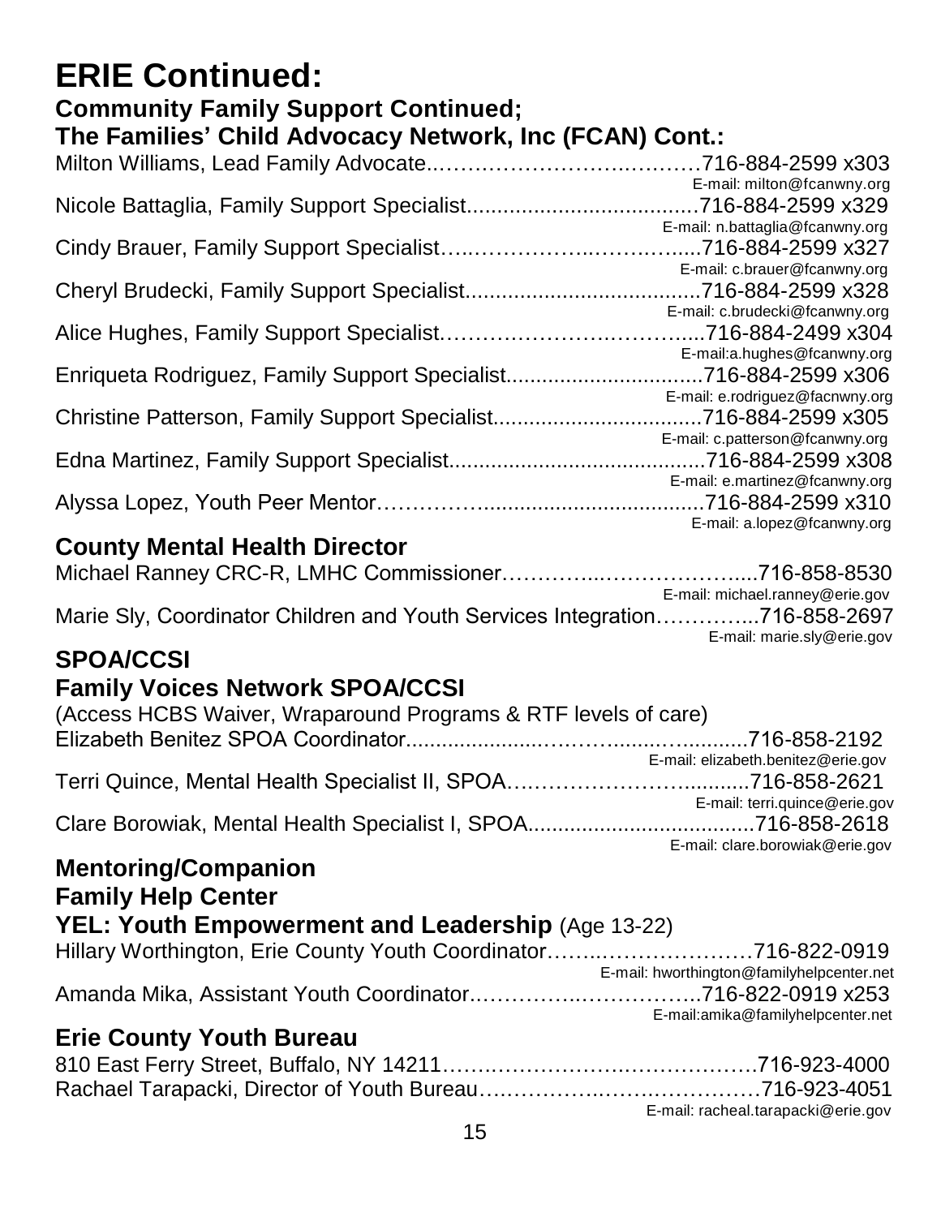# ERIE Continued:

## Community Family Support Continued;

## The Families' Child Advocacy Network, Inc (FCAN) Cont.:

Milton Williams, Lead Family Advocate……………………………………716-884-2599 x303
E-mail: milton@fcanwny.org

Nicole Battaglia, Family Support Specialist.......................................716-884-2599 x329
E-mail: n.battaglia@fcanwny.org

Cindy Brauer, Family Support Specialist……………………………......716-884-2599 x327
E-mail: c.brauer@fcanwny.org

Cheryl Brudecki, Family Support Specialist.......................................716-884-2599 x328
E-mail: c.brudecki@fcanwny.org

Alice Hughes, Family Support Specialist……………………………......716-884-2499 x304
E-mail:a.hughes@fcanwny.org

Enriqueta Rodriguez, Family Support Specialist.................................716-884-2599 x306
E-mail: e.rodriguez@facnwny.org

Christine Patterson, Family Support Specialist...................................716-884-2599 x305
E-mail: c.patterson@fcanwny.org

Edna Martinez, Family Support Specialist...........................................716-884-2599 x308
E-mail: e.martinez@fcanwny.org

Alyssa Lopez, Youth Peer Mentor……………..................................716-884-2599 x310
E-mail: a.lopez@fcanwny.org

## County Mental Health Director

Michael Ranney CRC-R, LMHC Commissioner……………………………....716-858-8530
E-mail: michael.ranney@erie.gov

Marie Sly, Coordinator Children and Youth Services Integration…………...716-858-2697
E-mail: marie.sly@erie.gov

## SPOA/CCSI

## Family Voices Network SPOA/CCSI

(Access HCBS Waiver, Wraparound Programs & RTF levels of care)

Elizabeth Benitez SPOA Coordinator.................................................716-858-2192
E-mail: elizabeth.benitez@erie.gov

Terri Quince, Mental Health Specialist II, SPOA…………………….............716-858-2621
E-mail: terri.quince@erie.gov

Clare Borowiak, Mental Health Specialist I, SPOA......................................716-858-2618
E-mail: clare.borowiak@erie.gov

## Mentoring/Companion

## Family Help Center

## YEL: Youth Empowerment and Leadership (Age 13-22)

Hillary Worthington, Erie County Youth Coordinator……………………………716-822-0919
E-mail: hworthington@familyhelpcenter.net

Amanda Mika, Assistant Youth Coordinator………………………………..716-822-0919 x253
E-mail:amika@familyhelpcenter.net

## Erie County Youth Bureau

810 East Ferry Street, Buffalo, NY 14211……………………………………716-923-4000

Rachael Tarapacki, Director of Youth Bureau…………………………………716-923-4051
E-mail: racheal.tarapacki@erie.gov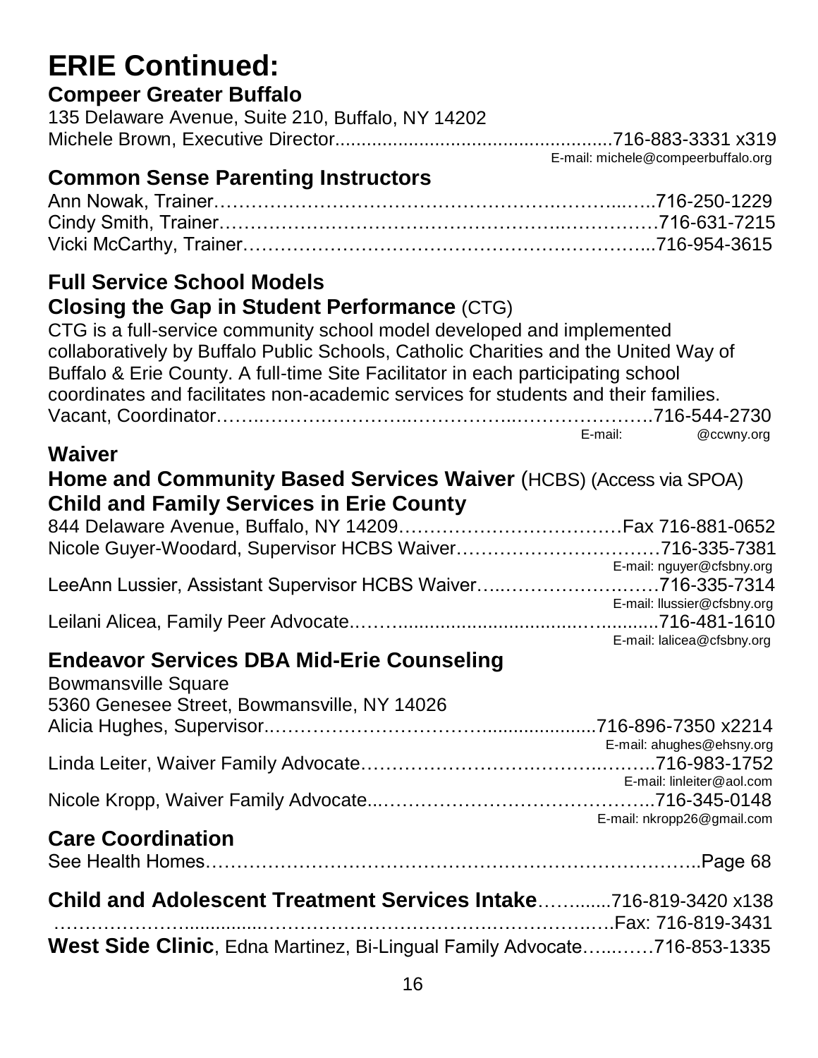# ERIE Continued:

### Compeer Greater Buffalo

135 Delaware Avenue, Suite 210, Buffalo, NY 14202
Michele Brown, Executive Director....................................................716-883-3331 x319
E-mail: michele@compeerbuffalo.org

### Common Sense Parenting Instructors

Ann Nowak, Trainer……………………………………………….………...…..716-250-1229
Cindy Smith, Trainer…………………………………………...……………716-631-7215
Vicki McCarthy, Trainer…………………………………………….………...716-954-3615

### Full Service School Models

### Closing the Gap in Student Performance (CTG)

CTG is a full-service community school model developed and implemented collaboratively by Buffalo Public Schools, Catholic Charities and the United Way of Buffalo & Erie County. A full-time Site Facilitator in each participating school coordinates and facilitates non-academic services for students and their families.
Vacant, Coordinator……..…………………..……………..…………………716-544-2730
E-mail: @ccwny.org

### Waiver

### Home and Community Based Services Waiver (HCBS) (Access via SPOA)

### Child and Family Services in Erie County

844 Delaware Avenue, Buffalo, NY 14209………………………………Fax 716-881-0652
Nicole Guyer-Woodard, Supervisor HCBS Waiver……………………………716-335-7381
E-mail: nguyer@cfsbny.org
LeeAnn Lussier, Assistant Supervisor HCBS Waiver…..…………………..……716-335-7314
E-mail: llussier@cfsbny.org
Leilani Alicea, Family Peer Advocate..……...............................…..........716-481-1610
E-mail: lalicea@cfsbny.org

### Endeavor Services DBA Mid-Erie Counseling

Bowmansville Square
5360 Genesee Street, Bowmansville, NY 14026
Alicia Hughes, Supervisor.……………………………......................716-896-7350 x2214
E-mail: ahughes@ehsny.org
Linda Leiter, Waiver Family Advocate………………………………..……..716-983-1752
E-mail: linleiter@aol.com
Nicole Kropp, Waiver Family Advocate..……………………………………..716-345-0148
E-mail: nkropp26@gmail.com

### Care Coordination

See Health Homes………………………………………………………………..Page 68

**Child and Adolescent Treatment Services Intake**……........716-819-3420 x138
……………….............…………………………………….……………..….Fax: 716-819-3431
**West Side Clinic**, Edna Martinez, Bi-Lingual Family Advocate…..……716-853-1335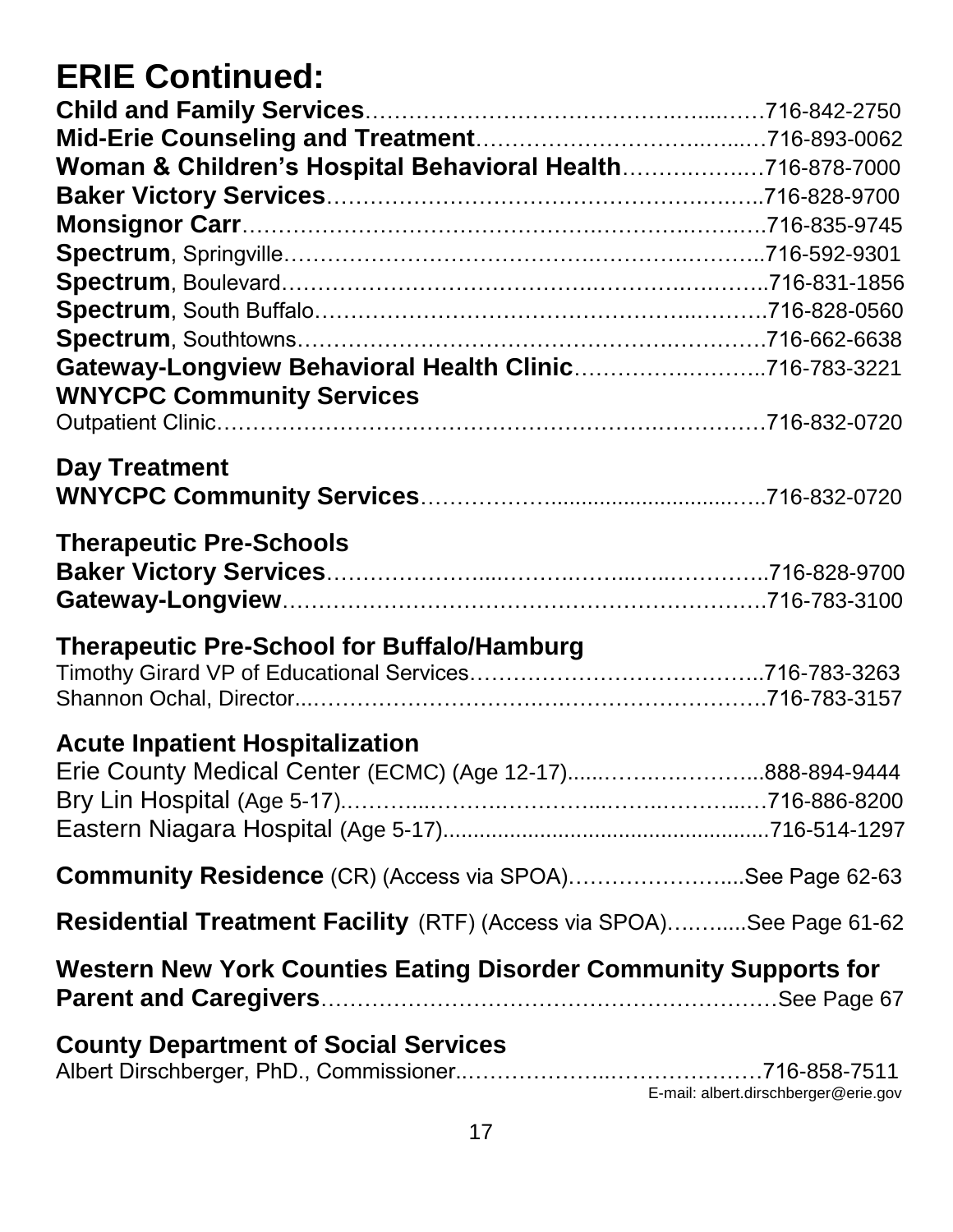# ERIE Continued:

**Child and Family Services**……………………………………………716-842-2750
**Mid-Erie Counseling and Treatment**………………………………716-893-0062
**Woman & Children's Hospital Behavioral Health**……………716-878-7000
**Baker Victory Services**………………………………………………716-828-9700
**Monsignor Carr**……………………………………………………………716-835-9745
**Spectrum**, Springville……………………………………………………716-592-9301
**Spectrum**, Boulevard………………………………………………………716-831-1856
**Spectrum**, South Buffalo…………………………………………………716-828-0560
**Spectrum**, Southtowns……………………………………………………716-662-6638
**Gateway-Longview Behavioral Health Clinic**……………………716-783-3221
**WNYCPC Community Services**
Outpatient Clinic…………………………………………………………………716-832-0720

## Day Treatment

**WNYCPC Community Services**……………………………………………716-832-0720

## Therapeutic Pre-Schools

**Baker Victory Services**………………………………………………716-828-9700
**Gateway-Longview**……………………………………………………………716-783-3100

## Therapeutic Pre-School for Buffalo/Hamburg

Timothy Girard VP of Educational Services…………………………716-783-3263
Shannon Ochal, Director…………………………………………………………716-783-3157

## Acute Inpatient Hospitalization

Erie County Medical Center (ECMC) (Age 12-17)………………888-894-9444
Bry Lin Hospital (Age 5-17)……………………………………………………716-886-8200
Eastern Niagara Hospital (Age 5-17)………………………………………716-514-1297

**Community Residence** (CR) (Access via SPOA)………………………See Page 62-63

**Residential Treatment Facility** (RTF) (Access via SPOA)…………See Page 61-62

**Western New York Counties Eating Disorder Community Supports for Parent and Caregivers**……………………………………………………………See Page 67

## County Department of Social Services

Albert Dirschberger, PhD., Commissioner……………………………716-858-7511
E-mail: albert.dirschberger@erie.gov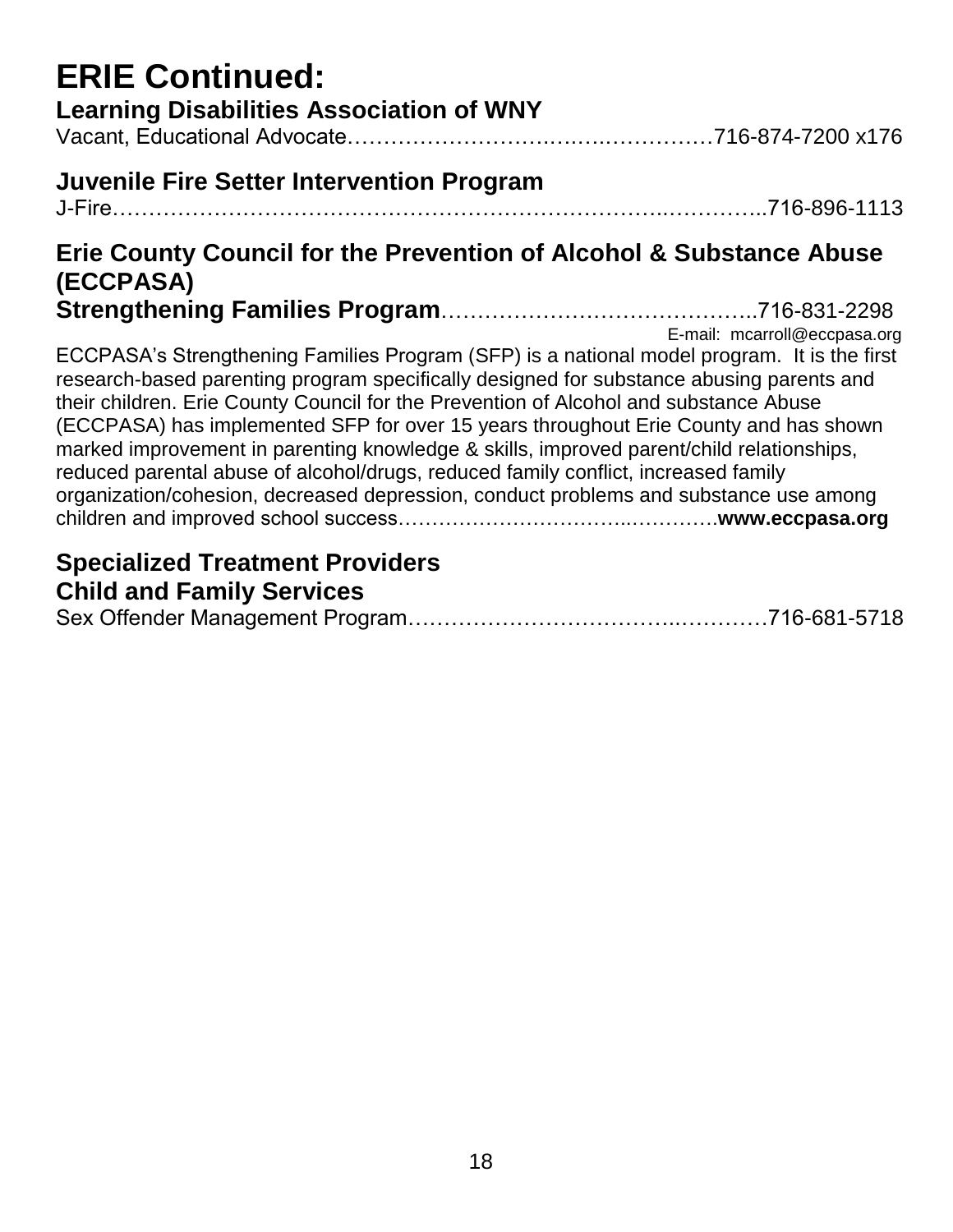# ERIE Continued:

## Learning Disabilities Association of WNY

Vacant, Educational Advocate……………………….….….……………716-874-7200 x176

## Juvenile Fire Setter Intervention Program

J-Fire…………………………………………………………………..…………..716-896-1113

## Erie County Council for the Prevention of Alcohol & Substance Abuse (ECCPASA)

**Strengthening Families Program**……………………………………..716-831-2298

E-mail: mcarroll@eccpasa.org

ECCPASA's Strengthening Families Program (SFP) is a national model program. It is the first research-based parenting program specifically designed for substance abusing parents and their children. Erie County Council for the Prevention of Alcohol and substance Abuse (ECCPASA) has implemented SFP for over 15 years throughout Erie County and has shown marked improvement in parenting knowledge & skills, improved parent/child relationships, reduced parental abuse of alcohol/drugs, reduced family conflict, increased family organization/cohesion, decreased depression, conduct problems and substance use among children and improved school success…………………………..………….**www.eccpasa.org**

## Specialized Treatment Providers

## Child and Family Services

Sex Offender Management Program……………………………..…………716-681-5718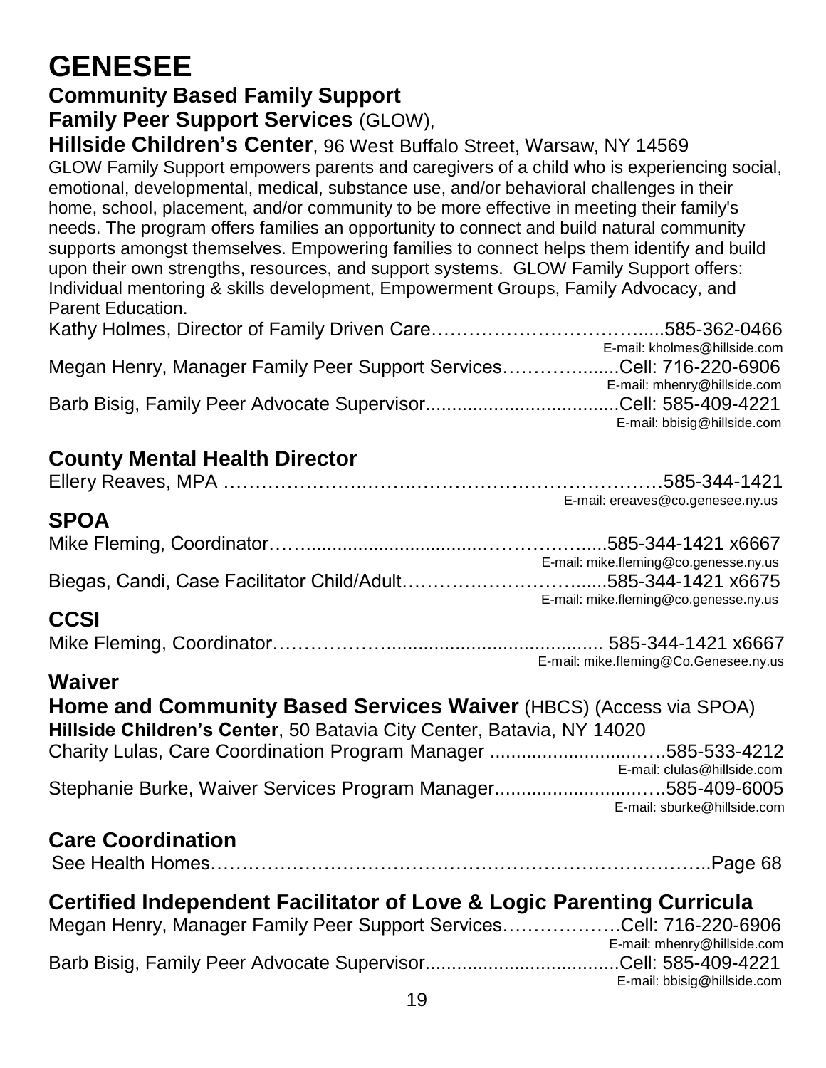# GENESEE

## Community Based Family Support

**Family Peer Support Services** (GLOW),

**Hillside Children's Center**, 96 West Buffalo Street, Warsaw, NY 14569

GLOW Family Support empowers parents and caregivers of a child who is experiencing social, emotional, developmental, medical, substance use, and/or behavioral challenges in their home, school, placement, and/or community to be more effective in meeting their family's needs. The program offers families an opportunity to connect and build natural community supports amongst themselves. Empowering families to connect helps them identify and build upon their own strengths, resources, and support systems. GLOW Family Support offers: Individual mentoring & skills development, Empowerment Groups, Family Advocacy, and Parent Education.

Kathy Holmes, Director of Family Driven Care……………………………......585-362-0466
E-mail: kholmes@hillside.com

Megan Henry, Manager Family Peer Support Services……………........Cell: 716-220-6906
E-mail: mhenry@hillside.com

Barb Bisig, Family Peer Advocate Supervisor.....................................Cell: 585-409-4221
E-mail: bbisig@hillside.com

## County Mental Health Director

Ellery Reaves, MPA ……………………………………………………………585-344-1421
E-mail: ereaves@co.genesee.ny.us

## SPOA

Mike Fleming, Coordinator……...............................………………......585-344-1421 x6667
E-mail: mike.fleming@co.genesse.ny.us

Biegas, Candi, Case Facilitator Child/Adult…………………………......585-344-1421 x6675
E-mail: mike.fleming@co.genesse.ny.us

## CCSI

Mike Fleming, Coordinator……………….......................................... 585-344-1421 x6667
E-mail: mike.fleming@Co.Genesee.ny.us

## Waiver

**Home and Community Based Services Waiver** (HBCS) (Access via SPOA)

**Hillside Children's Center**, 50 Batavia City Center, Batavia, NY 14020

Charity Lulas, Care Coordination Program Manager ..............................….585-533-4212
E-mail: clulas@hillside.com

Stephanie Burke, Waiver Services Program Manager.............................….585-409-6005
E-mail: sburke@hillside.com

## Care Coordination

See Health Homes…………………………………………………………………..Page 68

## Certified Independent Facilitator of Love & Logic Parenting Curricula

Megan Henry, Manager Family Peer Support Services……………….Cell: 716-220-6906
E-mail: mhenry@hillside.com

Barb Bisig, Family Peer Advocate Supervisor....................................Cell: 585-409-4221
E-mail: bbisig@hillside.com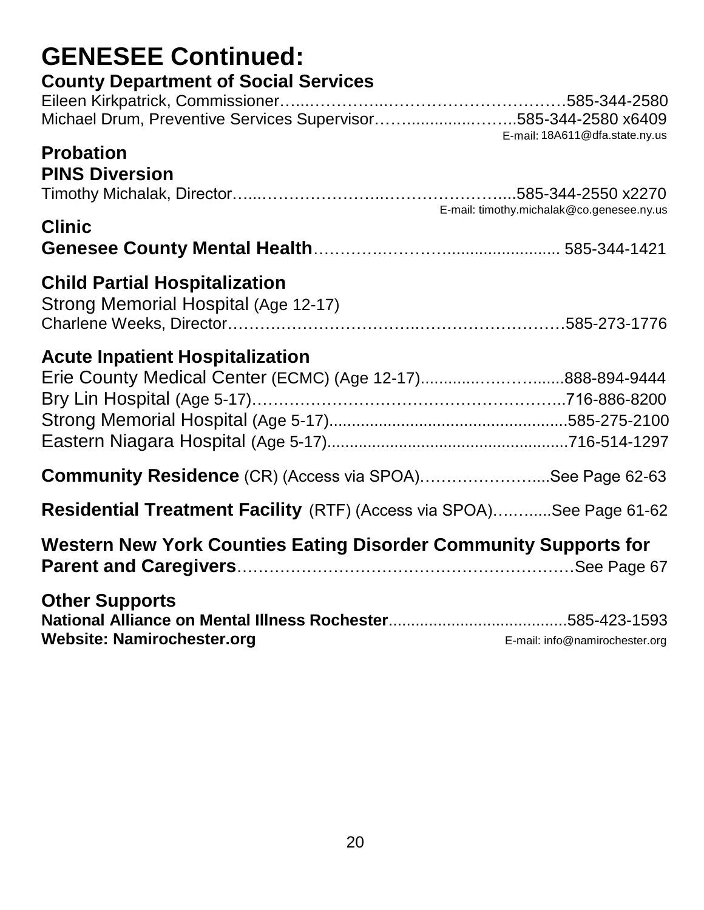# GENESEE Continued:

## County Department of Social Services

Eileen Kirkpatrick, Commissioner……………………………………………585-344-2580
Michael Drum, Preventive Services Supervisor………………………585-344-2580 x6409
E-mail: 18A611@dfa.state.ny.us

## Probation

## PINS Diversion

Timothy Michalak, Director…………………………………………………585-344-2550 x2270
E-mail: timothy.michalak@co.genesee.ny.us

## Clinic

**Genesee County Mental Health**………………………………………… 585-344-1421

## Child Partial Hospitalization

Strong Memorial Hospital (Age 12-17)
Charlene Weeks, Director……………………………………………………585-273-1776

## Acute Inpatient Hospitalization

Erie County Medical Center (ECMC) (Age 12-17)………………………888-894-9444
Bry Lin Hospital (Age 5-17)……………………………………………………716-886-8200
Strong Memorial Hospital (Age 5-17)…………………………………………585-275-2100
Eastern Niagara Hospital (Age 5-17)…………………………………………716-514-1297

**Community Residence** (CR) (Access via SPOA)……………………See Page 62-63

**Residential Treatment Facility** (RTF) (Access via SPOA)…………See Page 61-62

**Western New York Counties Eating Disorder Community Supports for Parent and Caregivers**……………………………………………………See Page 67

## Other Supports

**National Alliance on Mental Illness Rochester**………………………………585-423-1593
**Website: Namirochester.org** E-mail: info@namirochester.org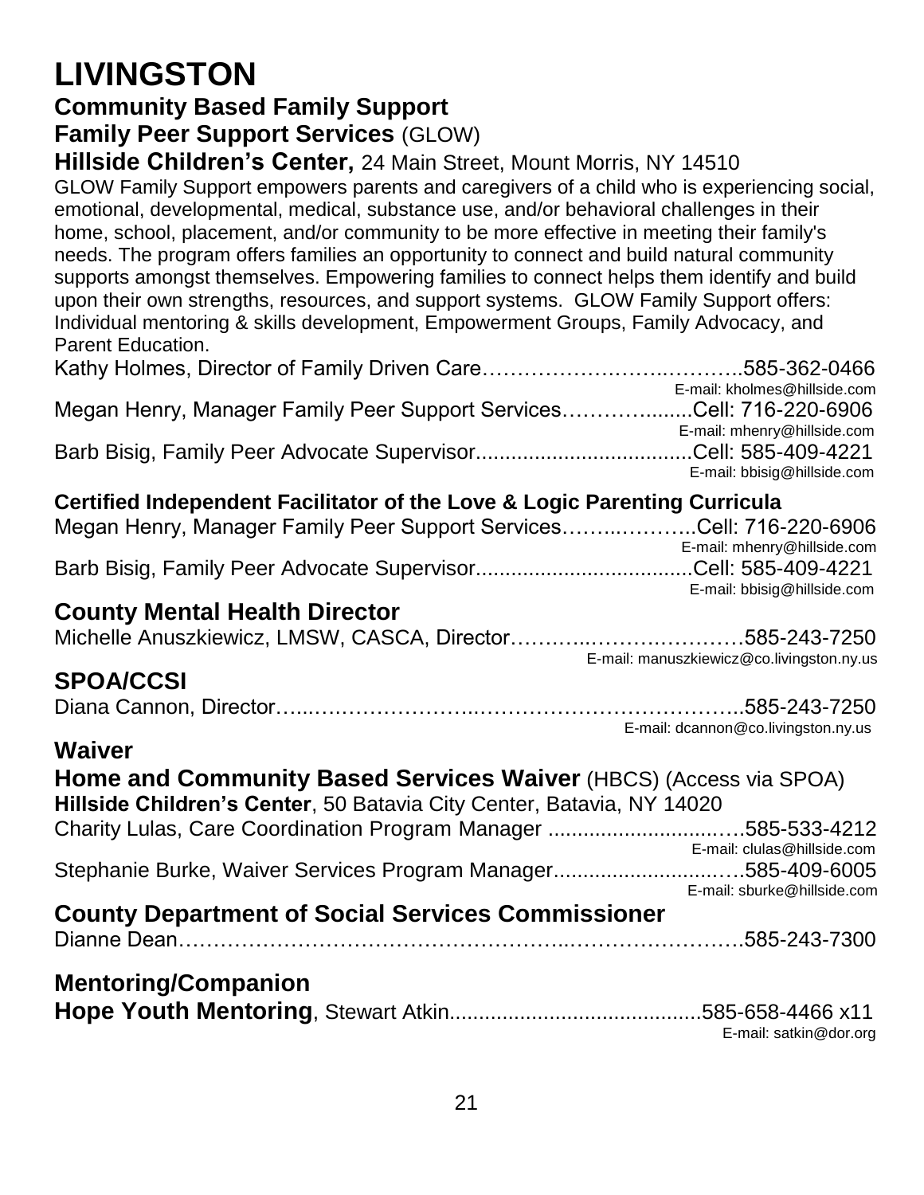# LIVINGSTON

## Community Based Family Support

### Family Peer Support Services (GLOW)

**Hillside Children's Center,** 24 Main Street, Mount Morris, NY 14510

GLOW Family Support empowers parents and caregivers of a child who is experiencing social, emotional, developmental, medical, substance use, and/or behavioral challenges in their home, school, placement, and/or community to be more effective in meeting their family's needs. The program offers families an opportunity to connect and build natural community supports amongst themselves. Empowering families to connect helps them identify and build upon their own strengths, resources, and support systems. GLOW Family Support offers: Individual mentoring & skills development, Empowerment Groups, Family Advocacy, and Parent Education.

Kathy Holmes, Director of Family Driven Care……………………..………..585-362-0466
E-mail: kholmes@hillside.com

Megan Henry, Manager Family Peer Support Services………….......Cell: 716-220-6906
E-mail: mhenry@hillside.com

Barb Bisig, Family Peer Advocate Supervisor.....................................Cell: 585-409-4221
E-mail: bbisig@hillside.com

**Certified Independent Facilitator of the Love & Logic Parenting Curricula**

Megan Henry, Manager Family Peer Support Services……..………..Cell: 716-220-6906
E-mail: mhenry@hillside.com

Barb Bisig, Family Peer Advocate Supervisor.....................................Cell: 585-409-4221
E-mail: bbisig@hillside.com

## County Mental Health Director

Michelle Anuszkiewicz, LMSW, CASCA, Director………..…………………585-243-7250
E-mail: manuszkiewicz@co.livingston.ny.us

## SPOA/CCSI

Diana Cannon, Director…...……………………..………………………………..585-243-7250
E-mail: dcannon@co.livingston.ny.us

## Waiver

### Home and Community Based Services Waiver (HBCS) (Access via SPOA)

**Hillside Children's Center**, 50 Batavia City Center, Batavia, NY 14020

Charity Lulas, Care Coordination Program Manager ..............................…585-533-4212
E-mail: clulas@hillside.com

Stephanie Burke, Waiver Services Program Manager.............................….585-409-6005
E-mail: sburke@hillside.com

## County Department of Social Services Commissioner

Dianne Dean…………………………………………..…………………….585-243-7300

## Mentoring/Companion

**Hope Youth Mentoring**, Stewart Atkin...........................................585-658-4466 x11
E-mail: satkin@dor.org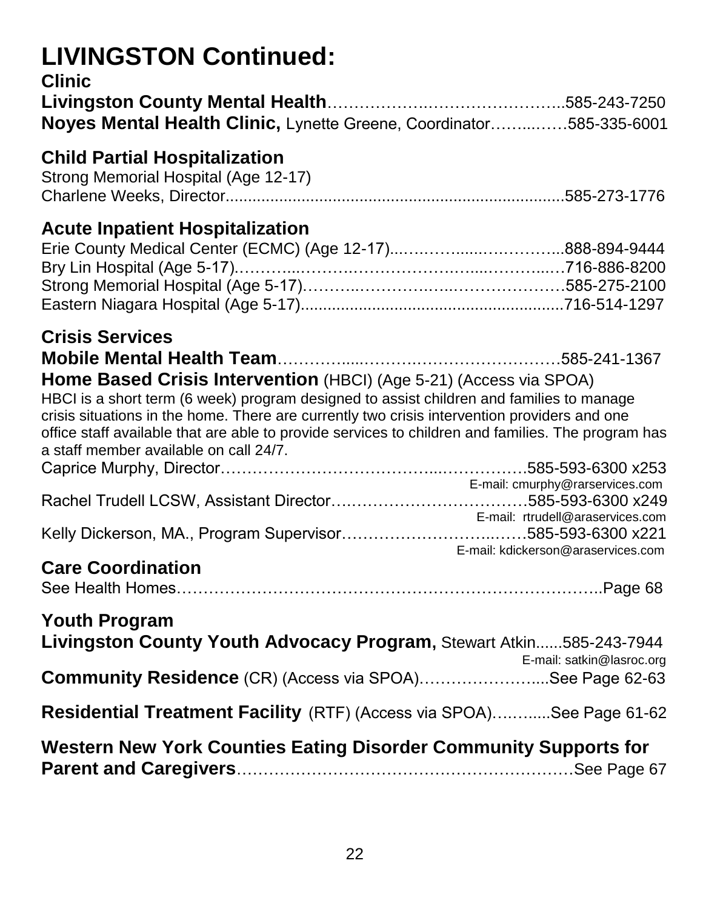# LIVINGSTON Continued:

## Clinic

**Livingston County Mental Health**……………………………………..585-243-7250
**Noyes Mental Health Clinic,** Lynette Greene, Coordinator……..……585-335-6001

## Child Partial Hospitalization

Strong Memorial Hospital (Age 12-17)
Charlene Weeks, Director..........................................................................585-273-1776

## Acute Inpatient Hospitalization

Erie County Medical Center (ECMC) (Age 12-17)...…..……......…..………...888-894-9444
Bry Lin Hospital (Age 5-17).………....……….……………….....……….....716-886-8200
Strong Memorial Hospital (Age 5-17)………..……………..………………585-275-2100
Eastern Niagara Hospital (Age 5-17)...........................................................716-514-1297

## Crisis Services

**Mobile Mental Health Team**…………....…………….………………….585-241-1367

**Home Based Crisis Intervention** (HBCI) (Age 5-21) (Access via SPOA)

HBCI is a short term (6 week) program designed to assist children and families to manage crisis situations in the home. There are currently two crisis intervention providers and one office staff available that are able to provide services to children and families. The program has a staff member available on call 24/7.

Caprice Murphy, Director…………………………………...……………585-593-6300 x253
E-mail: cmurphy@rarservices.com
Rachel Trudell LCSW, Assistant Director………………………………585-593-6300 x249
E-mail: rtrudell@araservices.com
Kelly Dickerson, MA., Program Supervisor……………………...……585-593-6300 x221
E-mail: kdickerson@araservices.com

## Care Coordination

See Health Homes…………………………………………………………………..Page 68

## Youth Program

**Livingston County Youth Advocacy Program,** Stewart Atkin......585-243-7944
E-mail: satkin@lasroc.org

**Community Residence** (CR) (Access via SPOA)…………………....See Page 62-63

**Residential Treatment Facility** (RTF) (Access via SPOA)……......See Page 61-62

**Western New York Counties Eating Disorder Community Supports for Parent and Caregivers**……………………………………………………See Page 67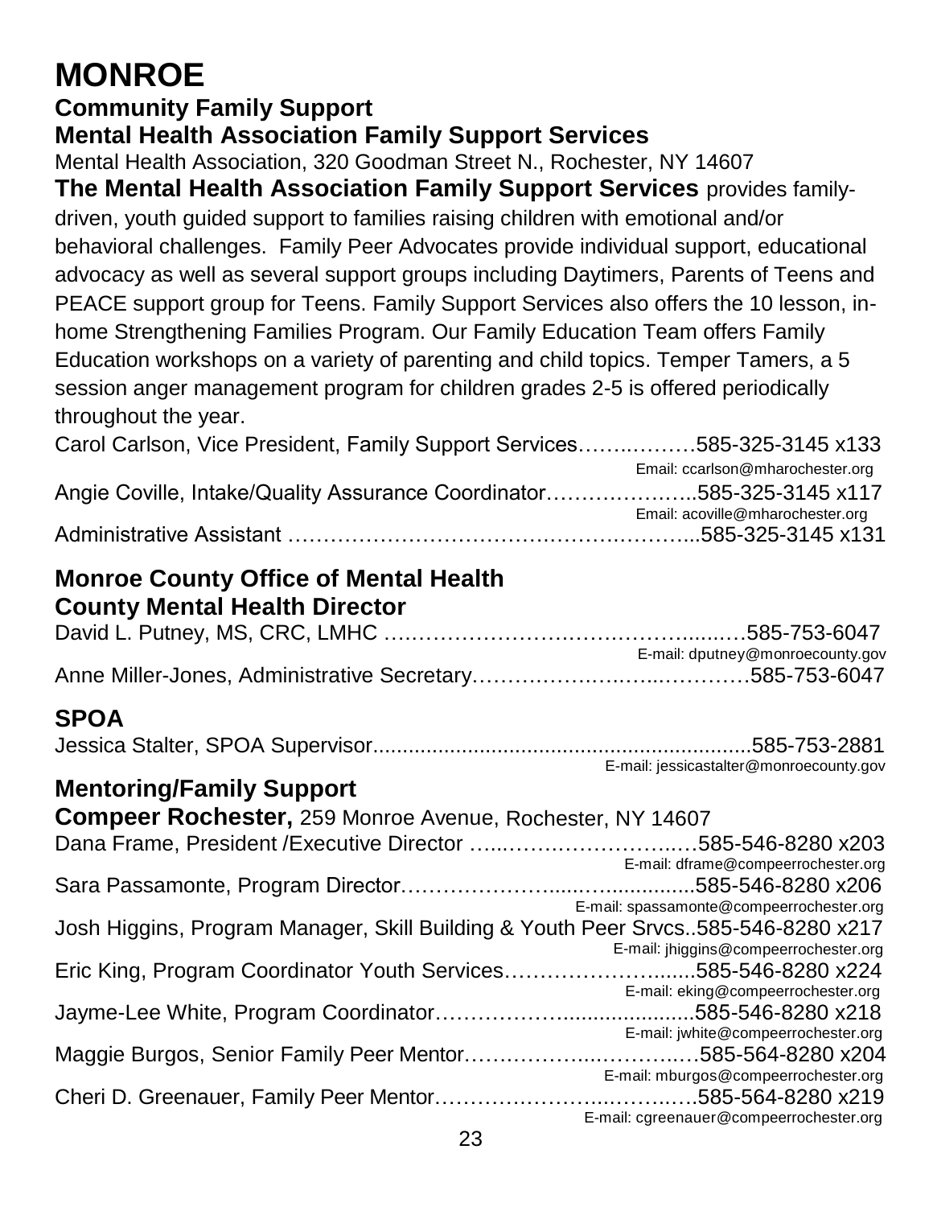# MONROE

## Community Family Support

## Mental Health Association Family Support Services

Mental Health Association, 320 Goodman Street N., Rochester, NY 14607

**The Mental Health Association Family Support Services** provides family-driven, youth guided support to families raising children with emotional and/or behavioral challenges. Family Peer Advocates provide individual support, educational advocacy as well as several support groups including Daytimers, Parents of Teens and PEACE support group for Teens. Family Support Services also offers the 10 lesson, in-home Strengthening Families Program. Our Family Education Team offers Family Education workshops on a variety of parenting and child topics. Temper Tamers, a 5 session anger management program for children grades 2-5 is offered periodically throughout the year.

Carol Carlson, Vice President, Family Support Services……..………585-325-3145 x133
Email: ccarlson@mharochester.org

Angie Coville, Intake/Quality Assurance Coordinator………………..585-325-3145 x117
Email: acoville@mharochester.org

Administrative Assistant ……………………………………….………...585-325-3145 x131

## Monroe County Office of Mental Health

## County Mental Health Director

David L. Putney, MS, CRC, LMHC ….…………………….………......…585-753-6047
E-mail: dputney@monroecounty.gov

Anne Miller-Jones, Administrative Secretary……………….……..…………585-753-6047

## SPOA

Jessica Stalter, SPOA Supervisor...............................................................585-753-2881
E-mail: jessicastalter@monroecounty.gov

## Mentoring/Family Support

**Compeer Rochester,** 259 Monroe Avenue, Rochester, NY 14607

Dana Frame, President /Executive Director …...…………………….…585-546-8280 x203
E-mail: dframe@compeerrochester.org

Sara Passamonte, Program Director…………………......…...............585-546-8280 x206
E-mail: spassamonte@compeerrochester.org

Josh Higgins, Program Manager, Skill Building & Youth Peer Srvcs..585-546-8280 x217
E-mail: jhiggins@compeerrochester.org

Eric King, Program Coordinator Youth Services……………………......585-546-8280 x224
E-mail: eking@compeerrochester.org

Jayme-Lee White, Program Coordinator…………………......................585-546-8280 x218
E-mail: jwhite@compeerrochester.org

Maggie Burgos, Senior Family Peer Mentor……………...………..…585-564-8280 x204
E-mail: mburgos@compeerrochester.org

Cheri D. Greenauer, Family Peer Mentor……………….….……….…..585-564-8280 x219
E-mail: cgreenauer@compeerrochester.org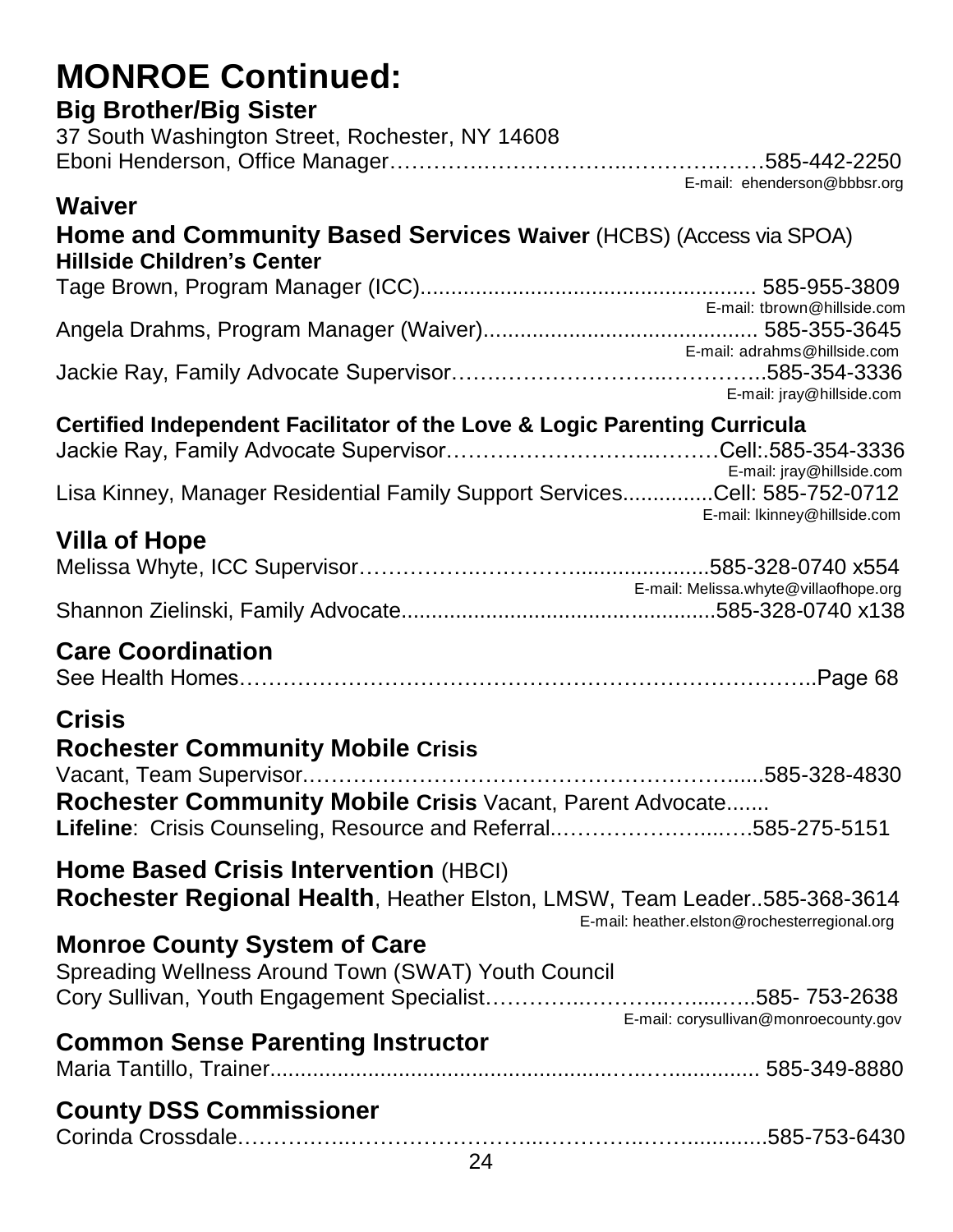# MONROE Continued:

## Big Brother/Big Sister

37 South Washington Street, Rochester, NY 14608

Eboni Henderson, Office Manager……………………………………………585-442-2250
E-mail: ehenderson@bbbsr.org

## Waiver

### Home and Community Based Services Waiver (HCBS) (Access via SPOA)

**Hillside Children's Center**

Tage Brown, Program Manager (ICC)...................................................... 585-955-3809
E-mail: tbrown@hillside.com

Angela Drahms, Program Manager (Waiver)............................................ 585-355-3645
E-mail: adrahms@hillside.com

Jackie Ray, Family Advocate Supervisor………………………………………585-354-3336
E-mail: jray@hillside.com

**Certified Independent Facilitator of the Love & Logic Parenting Curricula**

Jackie Ray, Family Advocate Supervisor…………………………………Cell:.585-354-3336
E-mail: jray@hillside.com

Lisa Kinney, Manager Residential Family Support Services...............Cell: 585-752-0712
E-mail: lkinney@hillside.com

## Villa of Hope

Melissa Whyte, ICC Supervisor……………………………......................585-328-0740 x554
E-mail: Melissa.whyte@villaofhope.org

Shannon Zielinski, Family Advocate....................................................585-328-0740 x138

## Care Coordination

See Health Homes……………………………………………………………………..Page 68

## Crisis

### Rochester Community Mobile Crisis

Vacant, Team Supervisor……………………………………………………......585-328-4830

**Rochester Community Mobile Crisis** Vacant, Parent Advocate.......

**Lifeline**: Crisis Counseling, Resource and Referral……………………….….585-275-5151

## Home Based Crisis Intervention (HBCI)

**Rochester Regional Health**, Heather Elston, LMSW, Team Leader..585-368-3614
E-mail: heather.elston@rochesterregional.org

## Monroe County System of Care

Spreading Wellness Around Town (SWAT) Youth Council

Cory Sullivan, Youth Engagement Specialist…………………………......585- 753-2638
E-mail: corysullivan@monroecounty.gov

## Common Sense Parenting Instructor

Maria Tantillo, Trainer........................................................................... 585-349-8880

## County DSS Commissioner

Corinda Crossdale…………………………………………………….................585-753-6430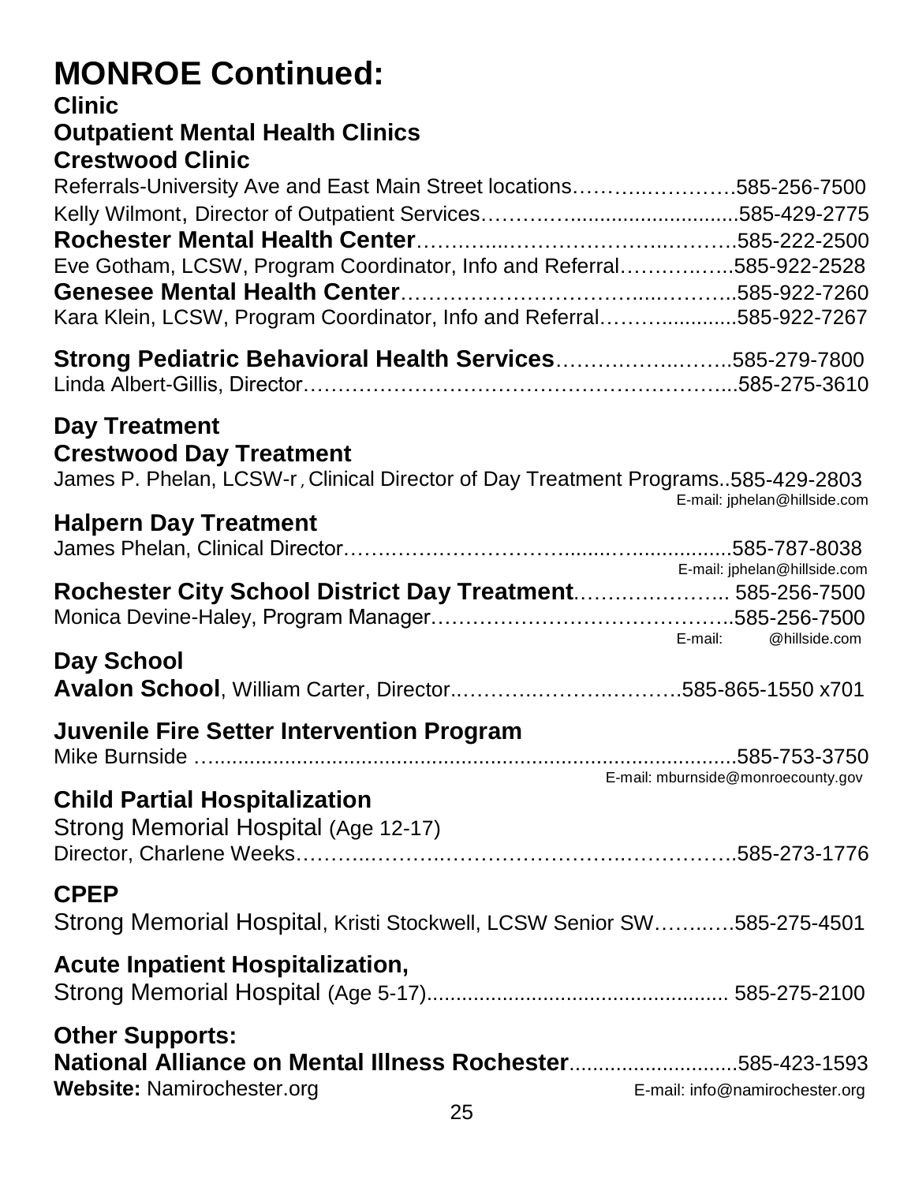# MONROE Continued:

## Clinic

### Outpatient Mental Health Clinics

### Crestwood Clinic

Referrals-University Ave and East Main Street locations……….…………585-256-7500
Kelly Wilmont, Director of Outpatient Services………..............................585-429-2775
**Rochester Mental Health Center**…….......………………….……….585-222-2500
Eve Gotham, LCSW, Program Coordinator, Info and Referral…………..…585-922-2528
**Genesee Mental Health Center**………………………….....………..585-922-7260
Kara Klein, LCSW, Program Coordinator, Info and Referral……...............585-922-7267

**Strong Pediatric Behavioral Health Services**……….……..……..585-279-7800
Linda Albert-Gillis, Director…………………………………………………...585-275-3610

## Day Treatment

### Crestwood Day Treatment

James P. Phelan, LCSW-r , Clinical Director of Day Treatment Programs..585-429-2803
E-mail: jphelan@hillside.com

### Halpern Day Treatment

James Phelan, Clinical Director…….……………………........…................585-787-8038
E-mail: jphelan@hillside.com

**Rochester City School District Day Treatment**…….….………. 585-256-7500
Monica Devine-Haley, Program Manager……………………………………..585-256-7500
E-mail: @hillside.com

## Day School

**Avalon School**, William Carter, Director..……….……………..……….585-865-1550 x701

## Juvenile Fire Setter Intervention Program

Mike Burnside …..........................................................................................585-753-3750
E-mail: mburnside@monroecounty.gov

## Child Partial Hospitalization

Strong Memorial Hospital (Age 12-17)
Director, Charlene Weeks……….……….……………………….……………585-273-1776

## CPEP

Strong Memorial Hospital, Kristi Stockwell, LCSW Senior SW……..…585-275-4501

## Acute Inpatient Hospitalization,

Strong Memorial Hospital (Age 5-17).................................................. 585-275-2100

## Other Supports:

**National Alliance on Mental Illness Rochester**............................585-423-1593
**Website:** Namirochester.org E-mail: info@namirochester.org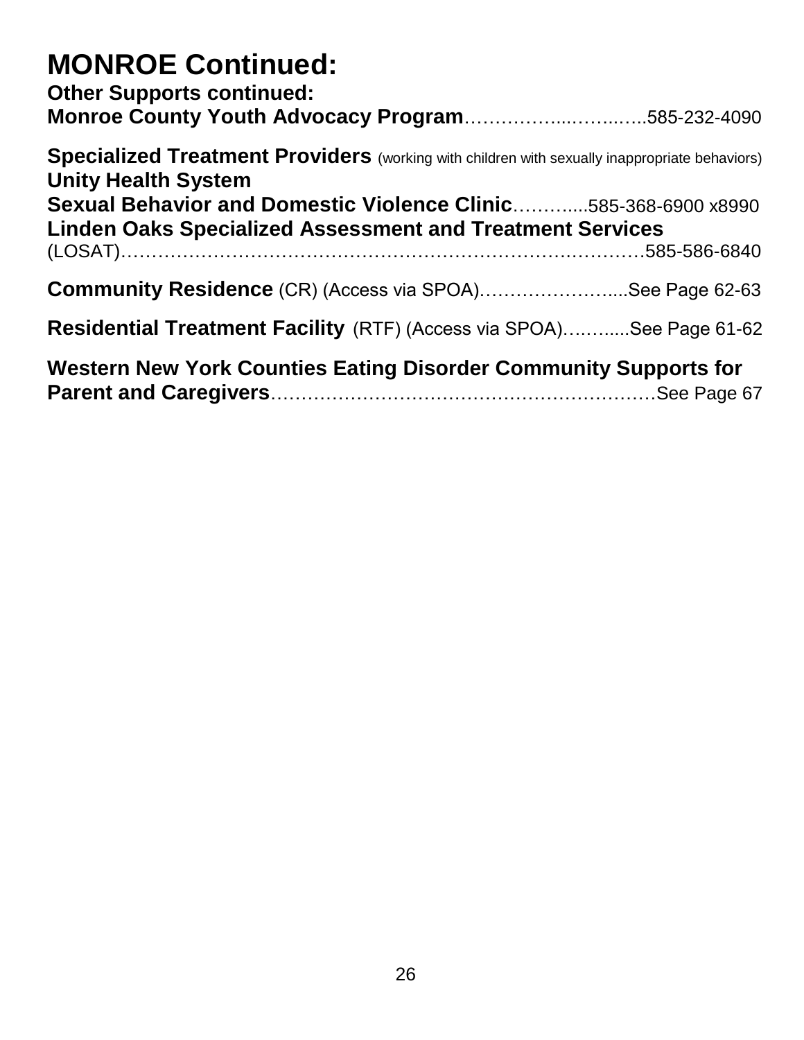# MONROE Continued:

**Other Supports continued:**

**Monroe County Youth Advocacy Program**……………...……...…..585-232-4090

**Specialized Treatment Providers** (working with children with sexually inappropriate behaviors)

**Unity Health System**

**Sexual Behavior and Domestic Violence Clinic**………....585-368-6900 x8990

**Linden Oaks Specialized Assessment and Treatment Services**

(LOSAT)……………………………………………………….…………585-586-6840

**Community Residence** (CR) (Access via SPOA)…………………....See Page 62-63

**Residential Treatment Facility** (RTF) (Access via SPOA)….…....See Page 61-62

**Western New York Counties Eating Disorder Community Supports for Parent and Caregivers**…………………………………………………See Page 67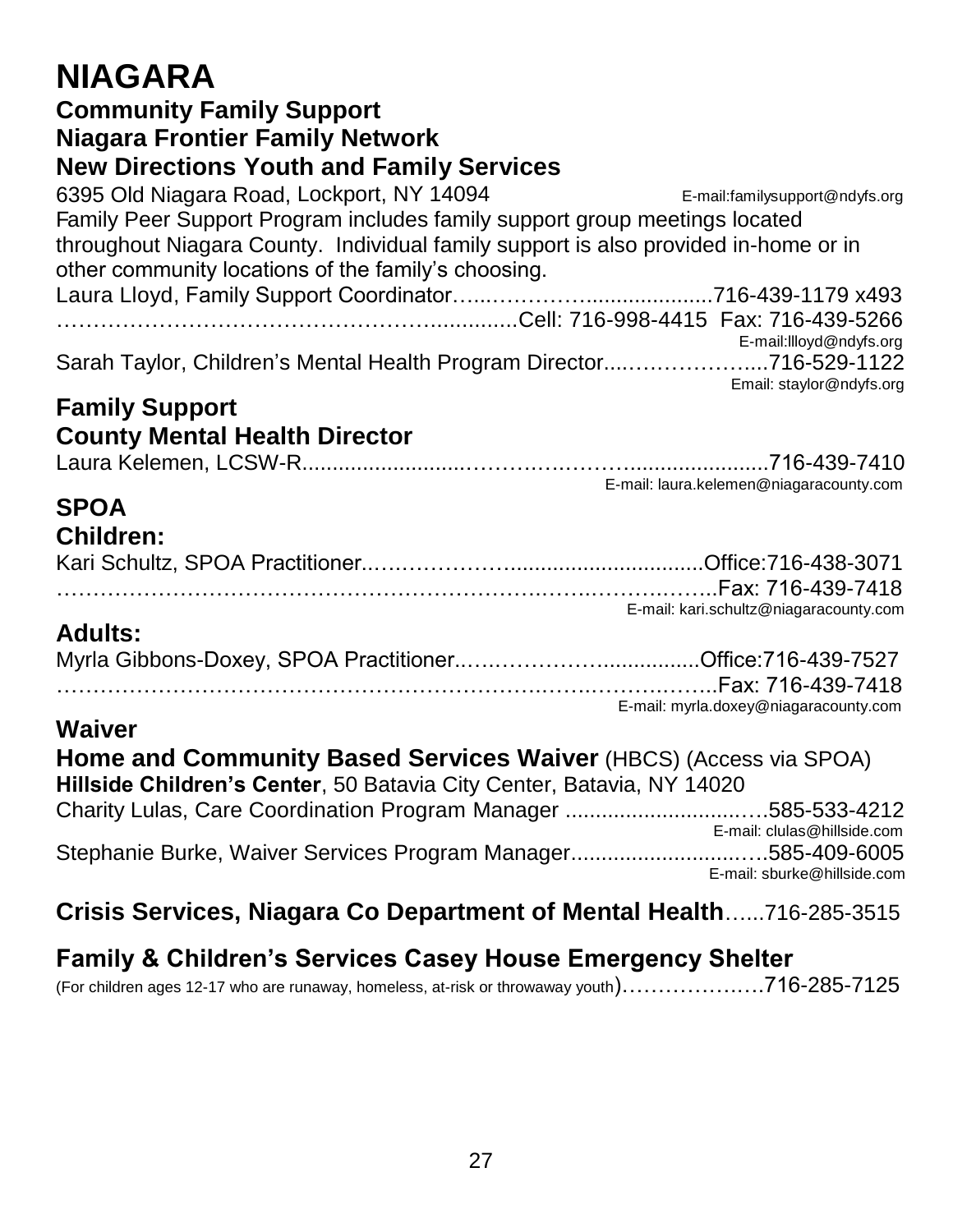# NIAGARA

## Community Family Support

### Niagara Frontier Family Network

### New Directions Youth and Family Services

6395 Old Niagara Road, Lockport, NY 14094 E-mail:familysupport@ndyfs.org

Family Peer Support Program includes family support group meetings located throughout Niagara County. Individual family support is also provided in-home or in other community locations of the family's choosing.

Laura Lloyd, Family Support Coordinator…....……………...................716-439-1179 x493
……………………………………………............Cell: 716-998-4415 Fax: 716-439-5266
E-mail:llloyd@ndyfs.org

Sarah Taylor, Children's Mental Health Program Director....………………....716-529-1122
Email: staylor@ndyfs.org

## Family Support

### County Mental Health Director

Laura Kelemen, LCSW-R.........................………….……….......................716-439-7410
E-mail: laura.kelemen@niagaracounty.com

## SPOA

### Children:

Kari Schultz, SPOA Practitioner..….………………...............................Office:716-438-3071
……………………………………………………….….….……….……..Fax: 716-439-7418
E-mail: kari.schultz@niagaracounty.com

### Adults:

Myrla Gibbons-Doxey, SPOA Practitioner..….……………….................Office:716-439-7527
…………………………………………………………….……..……….……..Fax: 716-439-7418
E-mail: myrla.doxey@niagaracounty.com

## Waiver

**Home and Community Based Services Waiver** (HBCS) (Access via SPOA)

**Hillside Children's Center**, 50 Batavia City Center, Batavia, NY 14020

Charity Lulas, Care Coordination Program Manager ..............................….585-533-4212
E-mail: clulas@hillside.com

Stephanie Burke, Waiver Services Program Manager...........................….585-409-6005
E-mail: sburke@hillside.com

## Crisis Services, Niagara Co Department of Mental Health…...716-285-3515

## Family & Children's Services Casey House Emergency Shelter

(For children ages 12-17 who are runaway, homeless, at-risk or throwaway youth)……………….…716-285-7125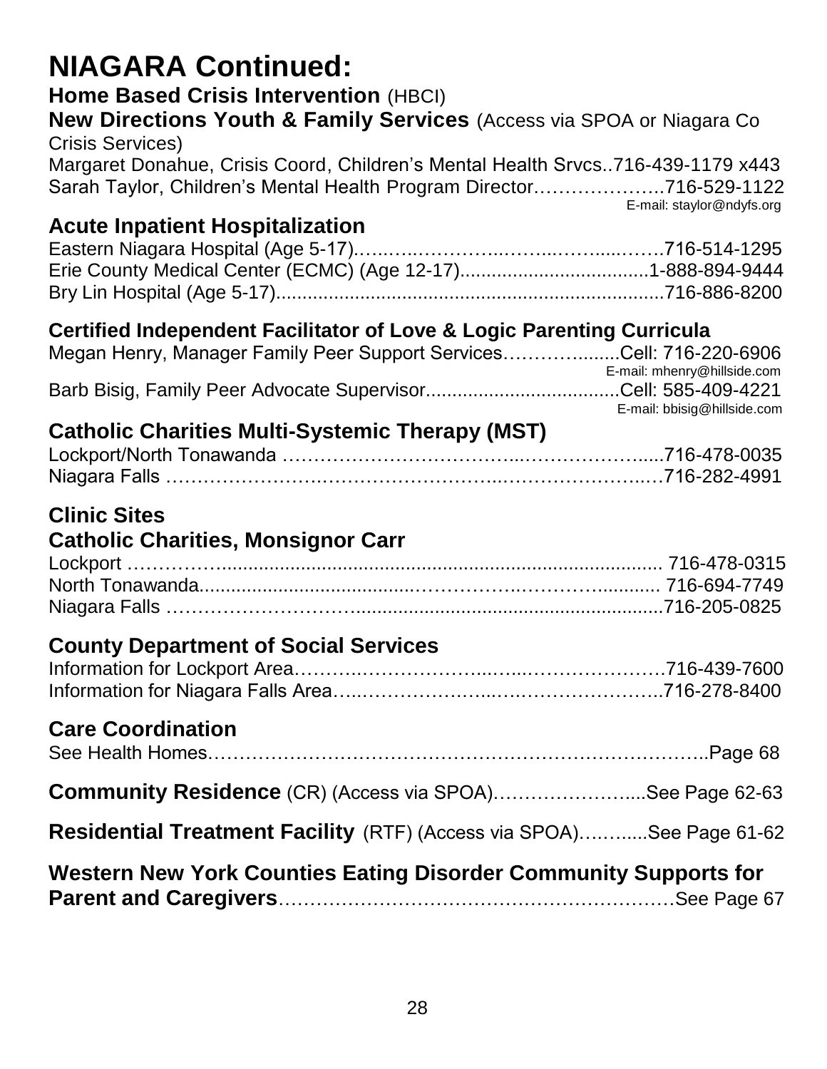# NIAGARA Continued:

**Home Based Crisis Intervention** (HBCI)

**New Directions Youth & Family Services** (Access via SPOA or Niagara Co Crisis Services)

Margaret Donahue, Crisis Coord, Children's Mental Health Srvcs..716-439-1179 x443

Sarah Taylor, Children's Mental Health Program Director……………….716-529-1122
E-mail: staylor@ndyfs.org

## Acute Inpatient Hospitalization

Eastern Niagara Hospital (Age 5-17)…….…………..……...……......…….716-514-1295

Erie County Medical Center (ECMC) (Age 12-17)...................................1-888-894-9444

Bry Lin Hospital (Age 5-17)..........................................................................716-886-8200

## Certified Independent Facilitator of Love & Logic Parenting Curricula

Megan Henry, Manager Family Peer Support Services……….........Cell: 716-220-6906
E-mail: mhenry@hillside.com

Barb Bisig, Family Peer Advocate Supervisor....................................Cell: 585-409-4221
E-mail: bbisig@hillside.com

## Catholic Charities Multi-Systemic Therapy (MST)

Lockport/North Tonawanda ……………………………...………………......716-478-0035

Niagara Falls ……………………..…………………...……………….…716-282-4991

## Clinic Sites

## Catholic Charities, Monsignor Carr

Lockport ……………...................................................................................... 716-478-0315

North Tonawanda..................................…………….………….............. 716-694-7749

Niagara Falls ……………………….........................................................716-205-0825

## County Department of Social Services

Information for Lockport Area………..………………...…...…………………716-439-7600

Information for Niagara Falls Area…..………………...…..…………………..716-278-8400

## Care Coordination

See Health Homes……………………………………………………………………..Page 68

**Community Residence** (CR) (Access via SPOA)…………………....See Page 62-63

**Residential Treatment Facility** (RTF) (Access via SPOA)…….....See Page 61-62

**Western New York Counties Eating Disorder Community Supports for Parent and Caregivers**……………………………………………………See Page 67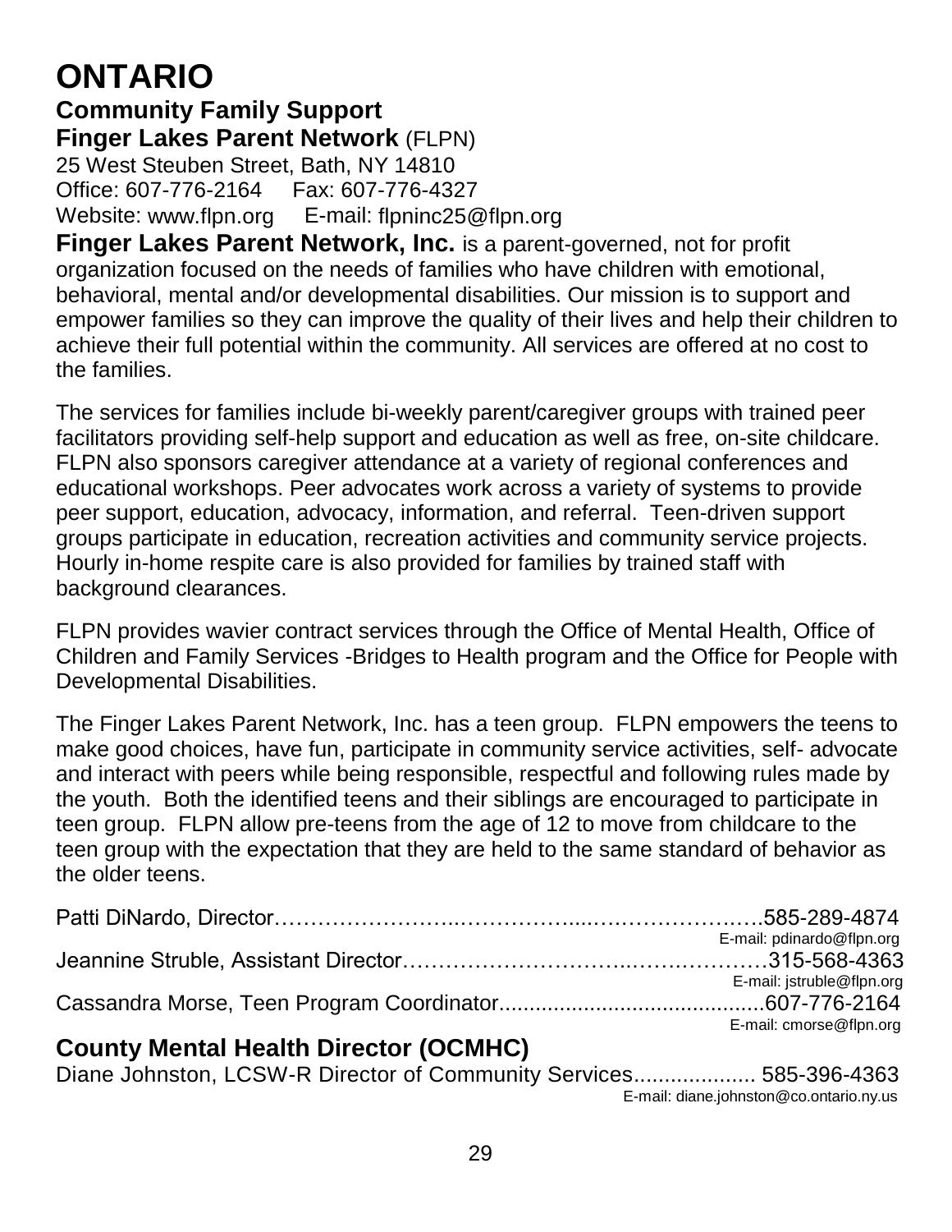# ONTARIO

## Community Family Support

**Finger Lakes Parent Network** (FLPN)
25 West Steuben Street, Bath, NY 14810
Office: 607-776-2164 Fax: 607-776-4327
Website: www.flpn.org E-mail: flpninc25@flpn.org

**Finger Lakes Parent Network, Inc.** is a parent-governed, not for profit organization focused on the needs of families who have children with emotional, behavioral, mental and/or developmental disabilities. Our mission is to support and empower families so they can improve the quality of their lives and help their children to achieve their full potential within the community. All services are offered at no cost to the families.

The services for families include bi-weekly parent/caregiver groups with trained peer facilitators providing self-help support and education as well as free, on-site childcare. FLPN also sponsors caregiver attendance at a variety of regional conferences and educational workshops. Peer advocates work across a variety of systems to provide peer support, education, advocacy, information, and referral. Teen-driven support groups participate in education, recreation activities and community service projects. Hourly in-home respite care is also provided for families by trained staff with background clearances.

FLPN provides wavier contract services through the Office of Mental Health, Office of Children and Family Services -Bridges to Health program and the Office for People with Developmental Disabilities.

The Finger Lakes Parent Network, Inc. has a teen group. FLPN empowers the teens to make good choices, have fun, participate in community service activities, self- advocate and interact with peers while being responsible, respectful and following rules made by the youth. Both the identified teens and their siblings are encouraged to participate in teen group. FLPN allow pre-teens from the age of 12 to move from childcare to the teen group with the expectation that they are held to the same standard of behavior as the older teens.

Patti DiNardo, Director……………………..……………...…………………..585-289-4874
E-mail: pdinardo@flpn.org

Jeannine Struble, Assistant Director…………………………..…….…………315-568-4363
E-mail: jstruble@flpn.org

Cassandra Morse, Teen Program Coordinator...........................................607-776-2164
E-mail: cmorse@flpn.org

## County Mental Health Director (OCMHC)

Diane Johnston, LCSW-R Director of Community Services.................... 585-396-4363
E-mail: diane.johnston@co.ontario.ny.us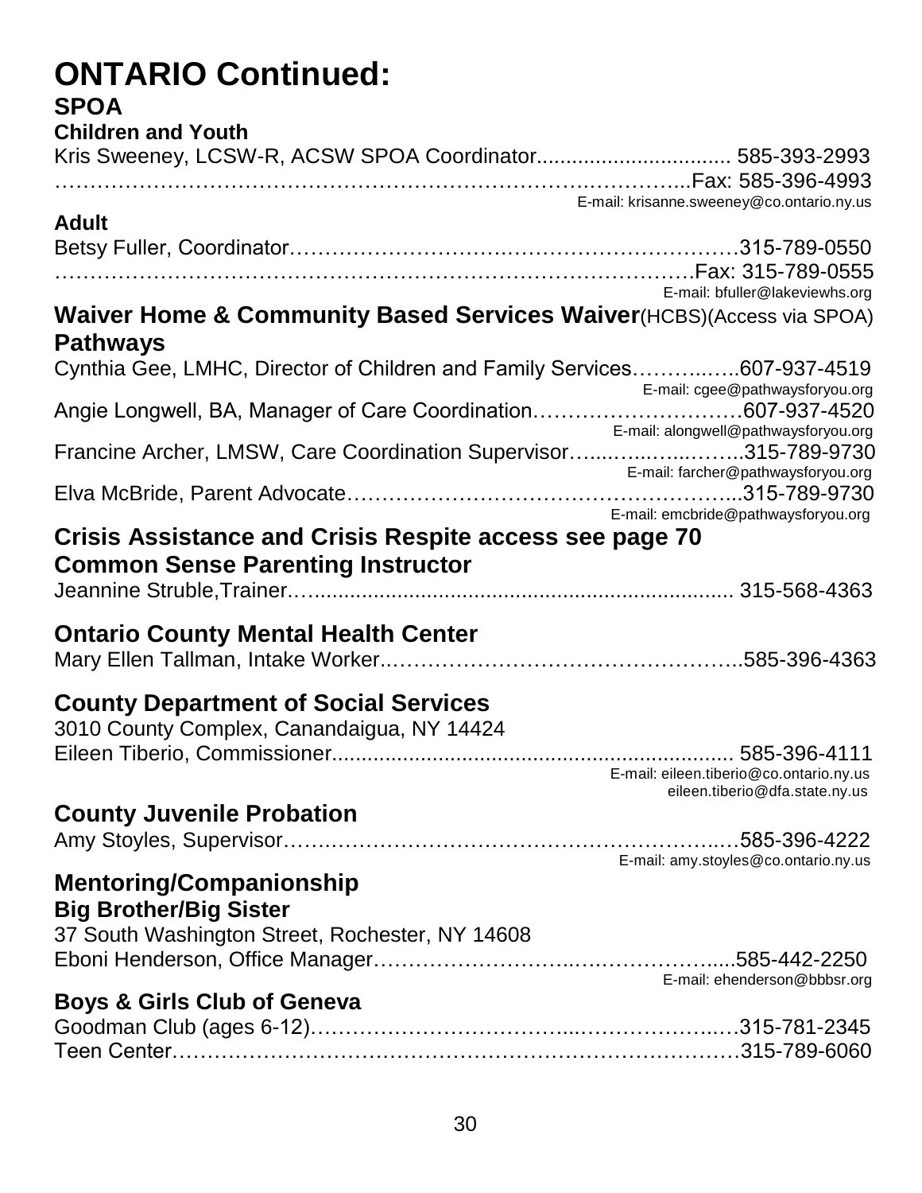# ONTARIO Continued:

## SPOA

### Children and Youth

Kris Sweeney, LCSW-R, ACSW SPOA Coordinator................................ 585-393-2993
……………………………………………………………………………..Fax: 585-396-4993
E-mail: krisanne.sweeney@co.ontario.ny.us

### Adult

Betsy Fuller, Coordinator……………………………………………………315-789-0550
…………………………………………………………………………Fax: 315-789-0555
E-mail: bfuller@lakeviewhs.org

## Waiver Home & Community Based Services Waiver(HCBS)(Access via SPOA)

### Pathways

Cynthia Gee, LMHC, Director of Children and Family Services…………..607-937-4519
E-mail: cgee@pathwaysforyou.org

Angie Longwell, BA, Manager of Care Coordination…………………………607-937-4520
E-mail: alongwell@pathwaysforyou.org

Francine Archer, LMSW, Care Coordination Supervisor…………………..315-789-9730
E-mail: farcher@pathwaysforyou.org

Elva McBride, Parent Advocate…………………………………………...315-789-9730
E-mail: emcbride@pathwaysforyou.org

## Crisis Assistance and Crisis Respite access see page 70

## Common Sense Parenting Instructor

Jeannine Struble,Trainer.…..................................................................... 315-568-4363

## Ontario County Mental Health Center

Mary Ellen Tallman, Intake Worker..…………………………………………..585-396-4363

## County Department of Social Services

3010 County Complex, Canandaigua, NY 14424

Eileen Tiberio, Commissioner.................................................................... 585-396-4111
E-mail: eileen.tiberio@co.ontario.ny.us
eileen.tiberio@dfa.state.ny.us

## County Juvenile Probation

Amy Stoyles, Supervisor……………………………………………………..…585-396-4222
E-mail: amy.stoyles@co.ontario.ny.us

## Mentoring/Companionship

### Big Brother/Big Sister

37 South Washington Street, Rochester, NY 14608

Eboni Henderson, Office Manager……………………..………………......585-442-2250
E-mail: ehenderson@bbbsr.org

### Boys & Girls Club of Geneva

Goodman Club (ages 6-12)…………………………...…………………..…315-781-2345

Teen Center……………………………………………………………………315-789-6060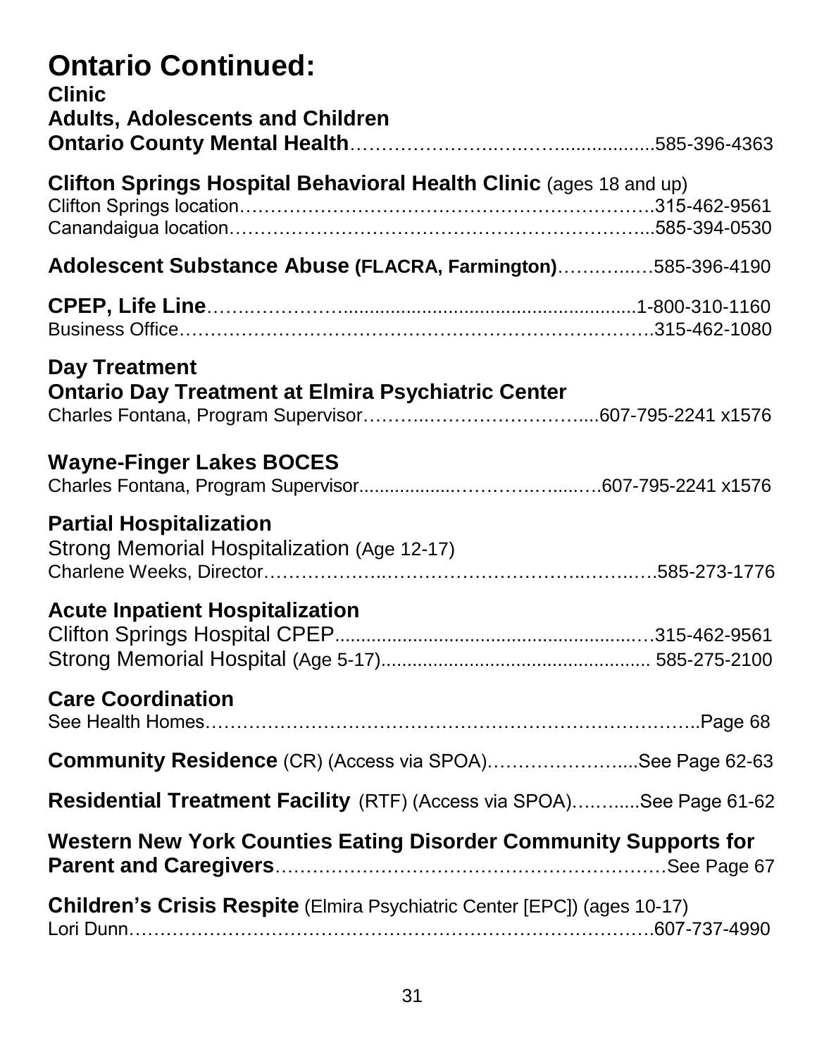# Ontario Continued:

**Clinic**

**Adults, Adolescents and Children**

**Ontario County Mental Health**……………………………...................585-396-4363

**Clifton Springs Hospital Behavioral Health Clinic** (ages 18 and up)

Clifton Springs location……………………………………………………….315-462-9561

Canandaigua location………………………………………………………..585-394-0530

**Adolescent Substance Abuse (FLACRA, Farmington)**………….…585-396-4190

**CPEP, Life Line**……..…………........................................................1-800-310-1160

Business Office………………………………………………………………….315-462-1080

**Day Treatment**

**Ontario Day Treatment at Elmira Psychiatric Center**

Charles Fontana, Program Supervisor……….……………………......607-795-2241 x1576

**Wayne-Finger Lakes BOCES**

Charles Fontana, Program Supervisor..................………….…......….607-795-2241 x1576

**Partial Hospitalization**

Strong Memorial Hospitalization (Age 12-17)

Charlene Weeks, Director……………….…………………………..……..….585-273-1776

**Acute Inpatient Hospitalization**

Clifton Springs Hospital CPEP...........................................................….315-462-9561

Strong Memorial Hospital (Age 5-17).................................................... 585-275-2100

**Care Coordination**

See Health Homes………………………………………………………………..Page 68

**Community Residence** (CR) (Access via SPOA)…………………....See Page 62-63

**Residential Treatment Facility** (RTF) (Access via SPOA)….…....See Page 61-62

**Western New York Counties Eating Disorder Community Supports for Parent and Caregivers**…………………………………………………See Page 67

**Children's Crisis Respite** (Elmira Psychiatric Center [EPC]) (ages 10-17)

Lori Dunn……………………………………………………………………….607-737-4990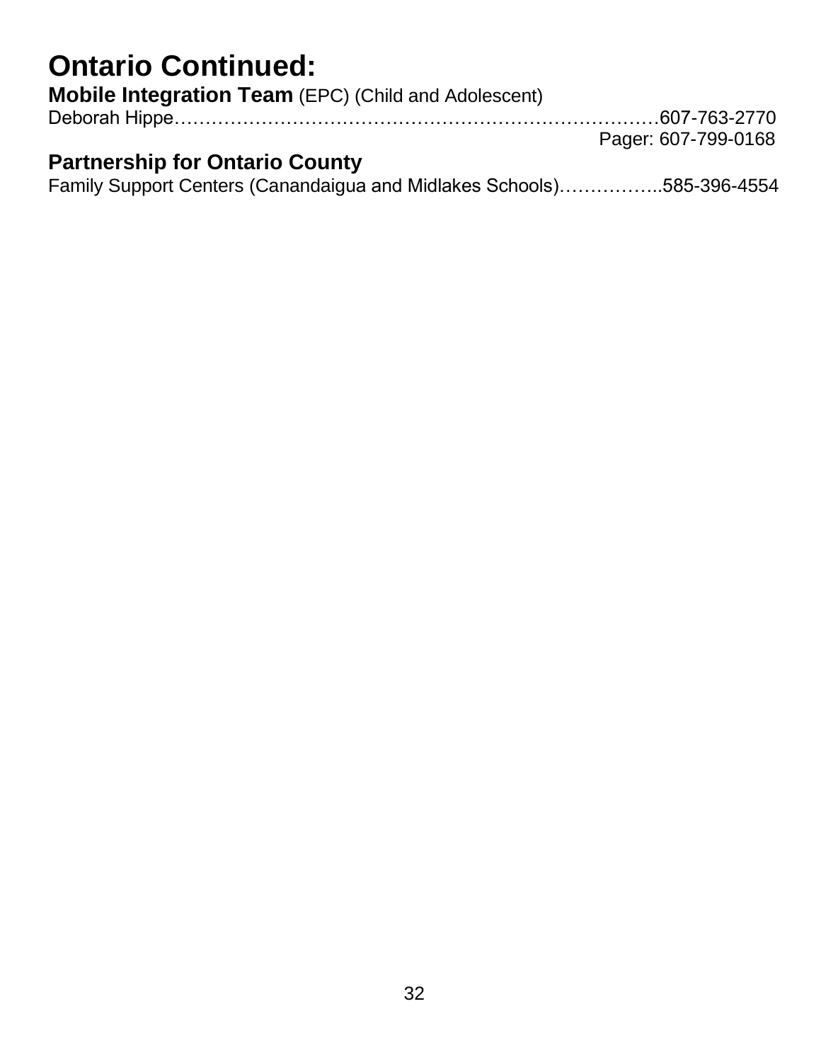# Ontario Continued:

**Mobile Integration Team** (EPC) (Child and Adolescent)

Deborah Hippe……………………………………………………………………607-763-2770
Pager: 607-799-0168

## Partnership for Ontario County

Family Support Centers (Canandaigua and Midlakes Schools)……………..585-396-4554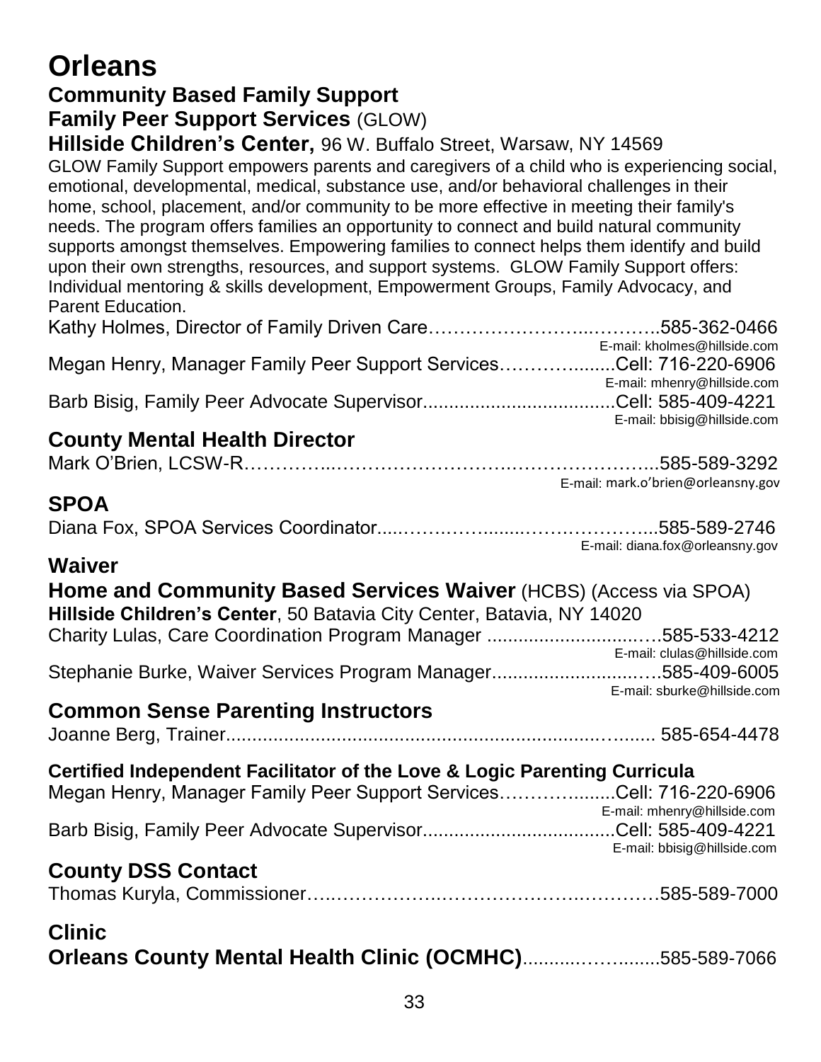# Orleans

## Community Based Family Support

**Family Peer Support Services** (GLOW)

**Hillside Children's Center,** 96 W. Buffalo Street, Warsaw, NY 14569

GLOW Family Support empowers parents and caregivers of a child who is experiencing social, emotional, developmental, medical, substance use, and/or behavioral challenges in their home, school, placement, and/or community to be more effective in meeting their family's needs. The program offers families an opportunity to connect and build natural community supports amongst themselves. Empowering families to connect helps them identify and build upon their own strengths, resources, and support systems. GLOW Family Support offers: Individual mentoring & skills development, Empowerment Groups, Family Advocacy, and Parent Education.

Kathy Holmes, Director of Family Driven Care……………………..………..585-362-0466
E-mail: kholmes@hillside.com

Megan Henry, Manager Family Peer Support Services………….......Cell: 716-220-6906
E-mail: mhenry@hillside.com

Barb Bisig, Family Peer Advocate Supervisor....................................Cell: 585-409-4221
E-mail: bbisig@hillside.com

## County Mental Health Director

Mark O'Brien, LCSW-R…………..……………………….…………………..585-589-3292
E-mail: mark.o'brien@orleansny.gov

## SPOA

Diana Fox, SPOA Services Coordinator.....………..….......………………...585-589-2746
E-mail: diana.fox@orleansny.gov

## Waiver

**Home and Community Based Services Waiver** (HCBS) (Access via SPOA)

**Hillside Children's Center**, 50 Batavia City Center, Batavia, NY 14020

Charity Lulas, Care Coordination Program Manager ..............................….585-533-4212
E-mail: clulas@hillside.com

Stephanie Burke, Waiver Services Program Manager..............................….585-409-6005
E-mail: sburke@hillside.com

## Common Sense Parenting Instructors

Joanne Berg, Trainer...............................................................................…...... 585-654-4478

**Certified Independent Facilitator of the Love & Logic Parenting Curricula**

Megan Henry, Manager Family Peer Support Services………….......Cell: 716-220-6906
E-mail: mhenry@hillside.com

Barb Bisig, Family Peer Advocate Supervisor....................................Cell: 585-409-4221
E-mail: bbisig@hillside.com

## County DSS Contact

Thomas Kuryla, Commissioner…..……………….…………………….…………585-589-7000

## Clinic

**Orleans County Mental Health Clinic (OCMHC)**...........…….......585-589-7066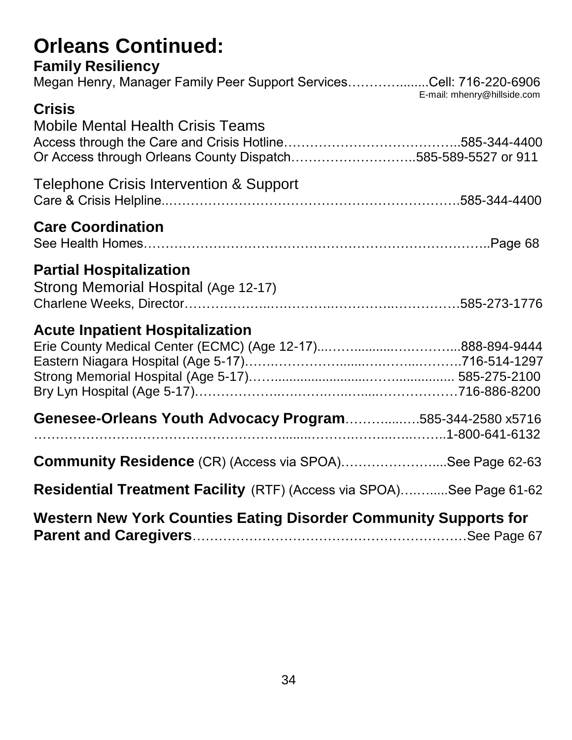# Orleans Continued:

## Family Resiliency

Megan Henry, Manager Family Peer Support Services……………........Cell: 716-220-6906
E-mail: mhenry@hillside.com

## Crisis

Mobile Mental Health Crisis Teams

Access through the Care and Crisis Hotline…………………………………..585-344-4400
Or Access through Orleans County Dispatch………………………..585-589-5527 or 911

Telephone Crisis Intervention & Support

Care & Crisis Helpline..……………………………………………………….585-344-4400

## Care Coordination

See Health Homes…………………………………………………………………..Page 68

## Partial Hospitalization

Strong Memorial Hospital (Age 12-17)

Charlene Weeks, Director………………..………….………..……………585-273-1776

## Acute Inpatient Hospitalization

Erie County Medical Center (ECMC) (Age 12-17)...……..........….………....888-894-9444
Eastern Niagara Hospital (Age 5-17)…….………………......….……...……….716-514-1297
Strong Memorial Hospital (Age 5-17).…….........................…….................. 585-275-2100
Bry Lyn Hospital (Age 5-17)………………..….……..…......……………….716-886-8200

**Genesee-Orleans Youth Advocacy Program**……….......….585-344-2580 x5716
……………………………………………......……….…….…..….……1-800-641-6132

**Community Residence** (CR) (Access via SPOA)…………………....See Page 62-63

**Residential Treatment Facility** (RTF) (Access via SPOA)……......See Page 61-62

**Western New York Counties Eating Disorder Community Supports for Parent and Caregivers**……………………………………………………See Page 67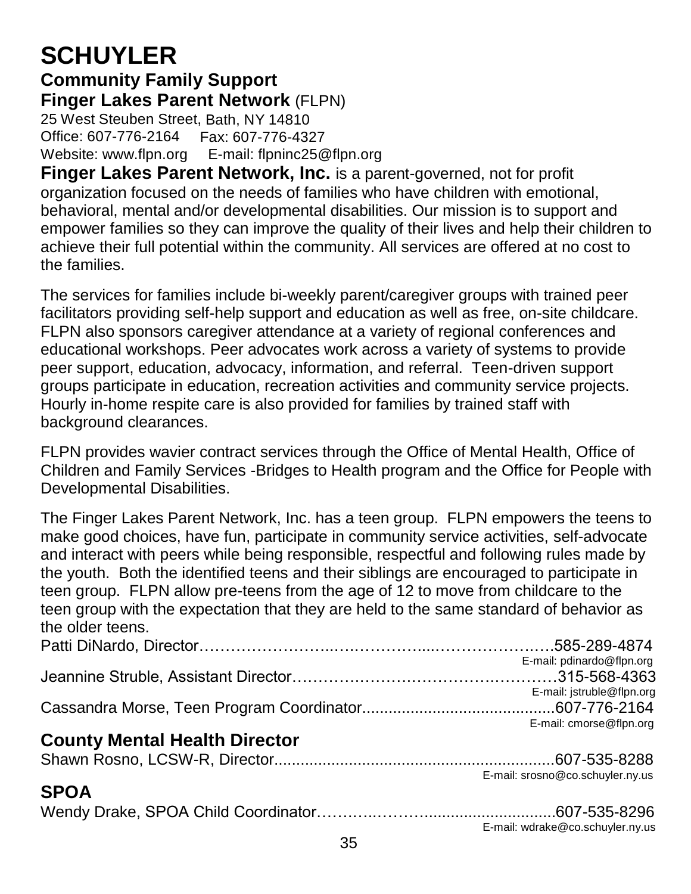# SCHUYLER

## Community Family Support

### Finger Lakes Parent Network (FLPN)

25 West Steuben Street, Bath, NY 14810
Office: 607-776-2164 Fax: 607-776-4327
Website: www.flpn.org E-mail: flpninc25@flpn.org

**Finger Lakes Parent Network, Inc.** is a parent-governed, not for profit organization focused on the needs of families who have children with emotional, behavioral, mental and/or developmental disabilities. Our mission is to support and empower families so they can improve the quality of their lives and help their children to achieve their full potential within the community. All services are offered at no cost to the families.

The services for families include bi-weekly parent/caregiver groups with trained peer facilitators providing self-help support and education as well as free, on-site childcare. FLPN also sponsors caregiver attendance at a variety of regional conferences and educational workshops. Peer advocates work across a variety of systems to provide peer support, education, advocacy, information, and referral. Teen-driven support groups participate in education, recreation activities and community service projects. Hourly in-home respite care is also provided for families by trained staff with background clearances.

FLPN provides wavier contract services through the Office of Mental Health, Office of Children and Family Services -Bridges to Health program and the Office for People with Developmental Disabilities.

The Finger Lakes Parent Network, Inc. has a teen group. FLPN empowers the teens to make good choices, have fun, participate in community service activities, self-advocate and interact with peers while being responsible, respectful and following rules made by the youth. Both the identified teens and their siblings are encouraged to participate in teen group. FLPN allow pre-teens from the age of 12 to move from childcare to the teen group with the expectation that they are held to the same standard of behavior as the older teens.

Patti DiNardo, Director……………………..…………….....…………….…….585-289-4874
E-mail: pdinardo@flpn.org

Jeannine Struble, Assistant Director………………………………….…………315-568-4363
E-mail: jstruble@flpn.org

Cassandra Morse, Teen Program Coordinator............................................607-776-2164
E-mail: cmorse@flpn.org

## County Mental Health Director

Shawn Rosno, LCSW-R, Director...............................................................607-535-8288
E-mail: srosno@co.schuyler.ny.us

## SPOA

Wendy Drake, SPOA Child Coordinator……….……….............................607-535-8296
E-mail: wdrake@co.schuyler.ny.us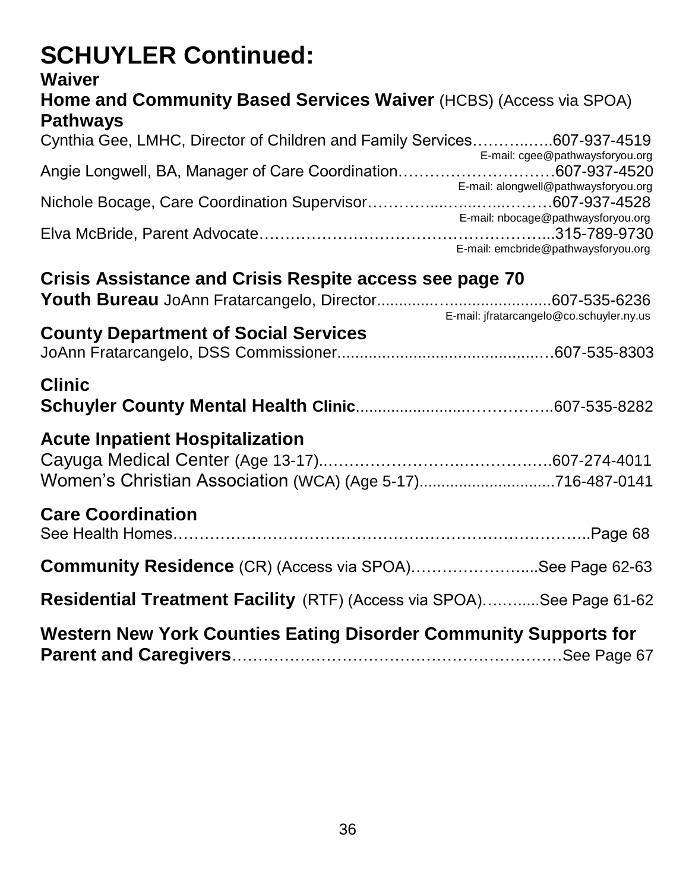# SCHUYLER Continued:

**Waiver**

**Home and Community Based Services Waiver** (HCBS) (Access via SPOA)

**Pathways**

Cynthia Gee, LMHC, Director of Children and Family Services…………..….607-937-4519
E-mail: cgee@pathwaysforyou.org

Angie Longwell, BA, Manager of Care Coordination…………………………607-937-4520
E-mail: alongwell@pathwaysforyou.org

Nichole Bocage, Care Coordination Supervisor……………...…...…...………607-937-4528
E-mail: nbocage@pathwaysforyou.org

Elva McBride, Parent Advocate……………………………………………...315-789-9730
E-mail: emcbride@pathwaysforyou.org

**Crisis Assistance and Crisis Respite access see page 70**

**Youth Bureau** JoAnn Fratarcangelo, Director............…........................607-535-6236
E-mail: jfratarcangelo@co.schuyler.ny.us

**County Department of Social Services**

JoAnn Fratarcangelo, DSS Commissioner.............................................…607-535-8303

**Clinic**

**Schuyler County Mental Health Clinic**.......................……………..607-535-8282

**Acute Inpatient Hospitalization**

Cayuga Medical Center (Age 13-17).……………………….…………….607-274-4011

Women's Christian Association (WCA) (Age 5-17)..............................716-487-0141

**Care Coordination**

See Health Homes…………………………………………………………………..Page 68

**Community Residence** (CR) (Access via SPOA)…………………....See Page 62-63

**Residential Treatment Facility** (RTF) (Access via SPOA)……......See Page 61-62

**Western New York Counties Eating Disorder Community Supports for Parent and Caregivers**……………………………………………………See Page 67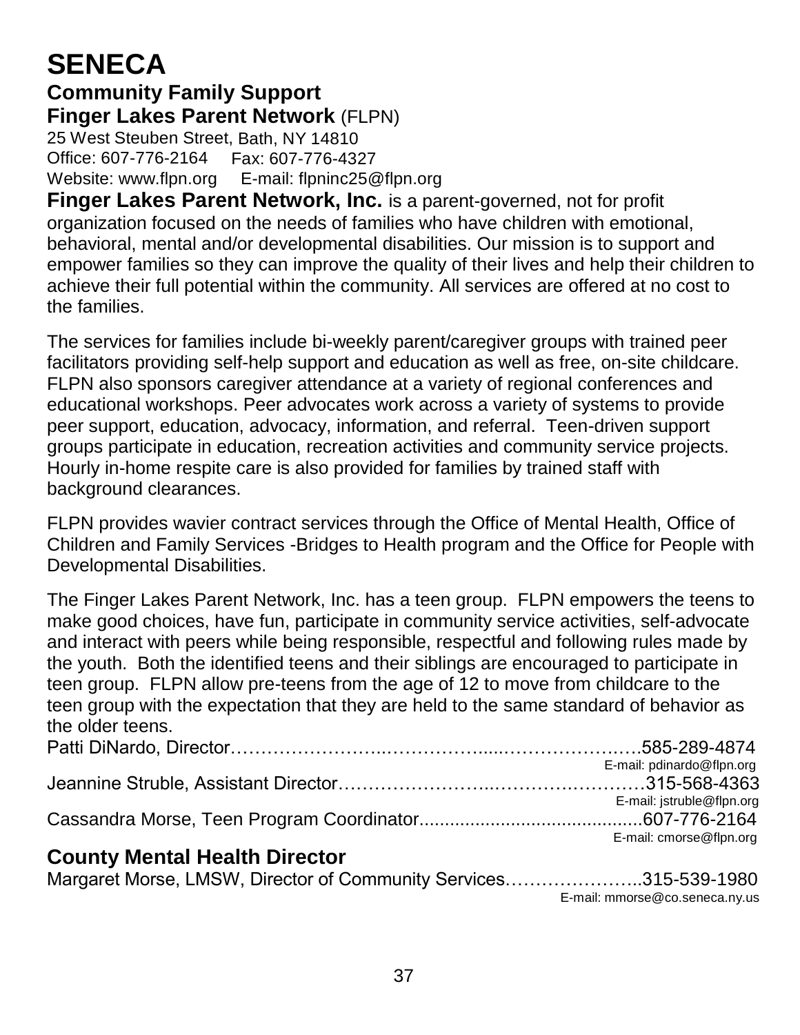# SENECA

## Community Family Support

### Finger Lakes Parent Network (FLPN)

25 West Steuben Street, Bath, NY 14810
Office: 607-776-2164 Fax: 607-776-4327
Website: www.flpn.org E-mail: flpninc25@flpn.org

**Finger Lakes Parent Network, Inc.** is a parent-governed, not for profit organization focused on the needs of families who have children with emotional, behavioral, mental and/or developmental disabilities. Our mission is to support and empower families so they can improve the quality of their lives and help their children to achieve their full potential within the community. All services are offered at no cost to the families.

The services for families include bi-weekly parent/caregiver groups with trained peer facilitators providing self-help support and education as well as free, on-site childcare. FLPN also sponsors caregiver attendance at a variety of regional conferences and educational workshops. Peer advocates work across a variety of systems to provide peer support, education, advocacy, information, and referral. Teen-driven support groups participate in education, recreation activities and community service projects. Hourly in-home respite care is also provided for families by trained staff with background clearances.

FLPN provides wavier contract services through the Office of Mental Health, Office of Children and Family Services -Bridges to Health program and the Office for People with Developmental Disabilities.

The Finger Lakes Parent Network, Inc. has a teen group. FLPN empowers the teens to make good choices, have fun, participate in community service activities, self-advocate and interact with peers while being responsible, respectful and following rules made by the youth. Both the identified teens and their siblings are encouraged to participate in teen group. FLPN allow pre-teens from the age of 12 to move from childcare to the teen group with the expectation that they are held to the same standard of behavior as the older teens.

Patti DiNardo, Director……………………..……………....………………….….585-289-4874
E-mail: pdinardo@flpn.org

Jeannine Struble, Assistant Director……………………...……….…………315-568-4363
E-mail: jstruble@flpn.org

Cassandra Morse, Teen Program Coordinator............................................607-776-2164
E-mail: cmorse@flpn.org

## County Mental Health Director

Margaret Morse, LMSW, Director of Community Services…………………..315-539-1980
E-mail: mmorse@co.seneca.ny.us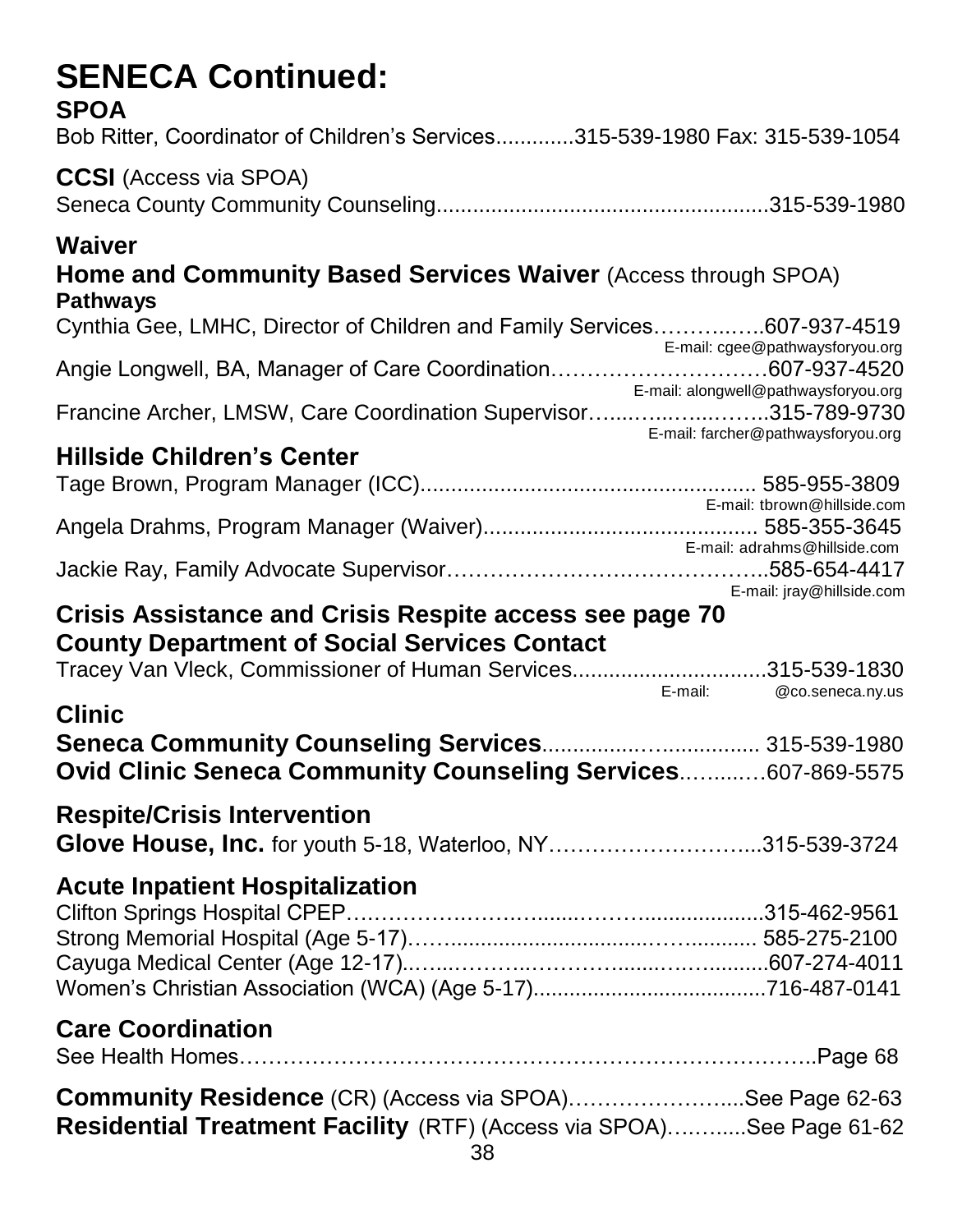# SENECA Continued:

## SPOA

Bob Ritter, Coordinator of Children's Services.............315-539-1980 Fax: 315-539-1054

**CCSI** (Access via SPOA)

Seneca County Community Counseling.......................................................315-539-1980

## Waiver

## Home and Community Based Services Waiver (Access through SPOA)

### Pathways

Cynthia Gee, LMHC, Director of Children and Family Services……….…..607-937-4519
E-mail: cgee@pathwaysforyou.org

Angie Longwell, BA, Manager of Care Coordination……………………….607-937-4520
E-mail: alongwell@pathwaysforyou.org

Francine Archer, LMSW, Care Coordination Supervisor…..….…..…….315-789-9730
E-mail: farcher@pathwaysforyou.org

## Hillside Children's Center

Tage Brown, Program Manager (ICC)...................................................... 585-955-3809
E-mail: tbrown@hillside.com

Angela Drahms, Program Manager (Waiver)............................................ 585-355-3645
E-mail: adrahms@hillside.com

Jackie Ray, Family Advocate Supervisor……………………………………..585-654-4417
E-mail: jray@hillside.com

## Crisis Assistance and Crisis Respite access see page 70

## County Department of Social Services Contact

Tracey Van Vleck, Commissioner of Human Services...............................315-539-1830
E-mail: @co.seneca.ny.us

## Clinic

**Seneca Community Counseling Services**.................................. 315-539-1980

**Ovid Clinic Seneca Community Counseling Services**……..….607-869-5575

## Respite/Crisis Intervention

**Glove House, Inc.** for youth 5-18, Waterloo, NY………………………...315-539-3724

## Acute Inpatient Hospitalization

Clifton Springs Hospital CPEP………………….…......………....................315-462-9561

Strong Memorial Hospital (Age 5-17).…….................................…........... 585-275-2100

Cayuga Medical Center (Age 12-17)..…...……....………........….….........607-274-4011

Women's Christian Association (WCA) (Age 5-17).......................................716-487-0141

## Care Coordination

See Health Homes………………………………………………………………..Page 68

**Community Residence** (CR) (Access via SPOA)…………………....See Page 62-63

**Residential Treatment Facility** (RTF) (Access via SPOA)……......See Page 61-62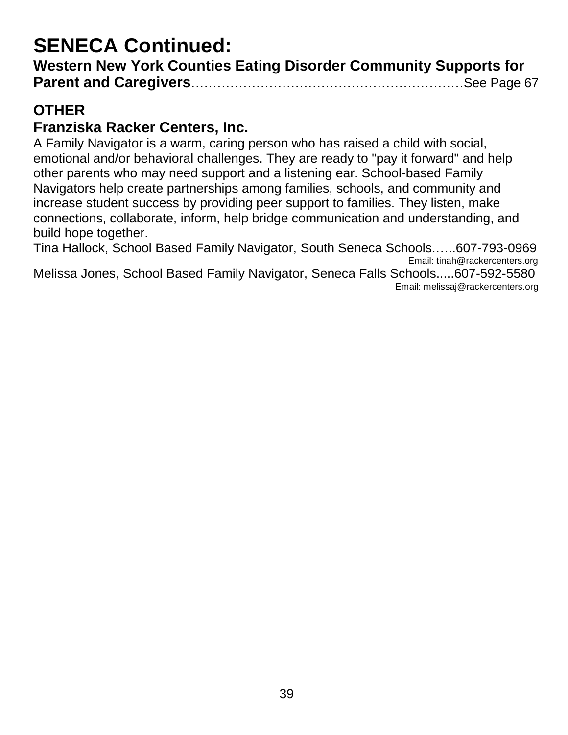# SENECA Continued:

**Western New York Counties Eating Disorder Community Supports for Parent and Caregivers**……………………………………………………See Page 67

## OTHER

### Franziska Racker Centers, Inc.

A Family Navigator is a warm, caring person who has raised a child with social, emotional and/or behavioral challenges. They are ready to "pay it forward" and help other parents who may need support and a listening ear. School-based Family Navigators help create partnerships among families, schools, and community and increase student success by providing peer support to families. They listen, make connections, collaborate, inform, help bridge communication and understanding, and build hope together.

Tina Hallock, School Based Family Navigator, South Seneca Schools…...607-793-0969
Email: tinah@rackercenters.org

Melissa Jones, School Based Family Navigator, Seneca Falls Schools.....607-592-5580
Email: melissaj@rackercenters.org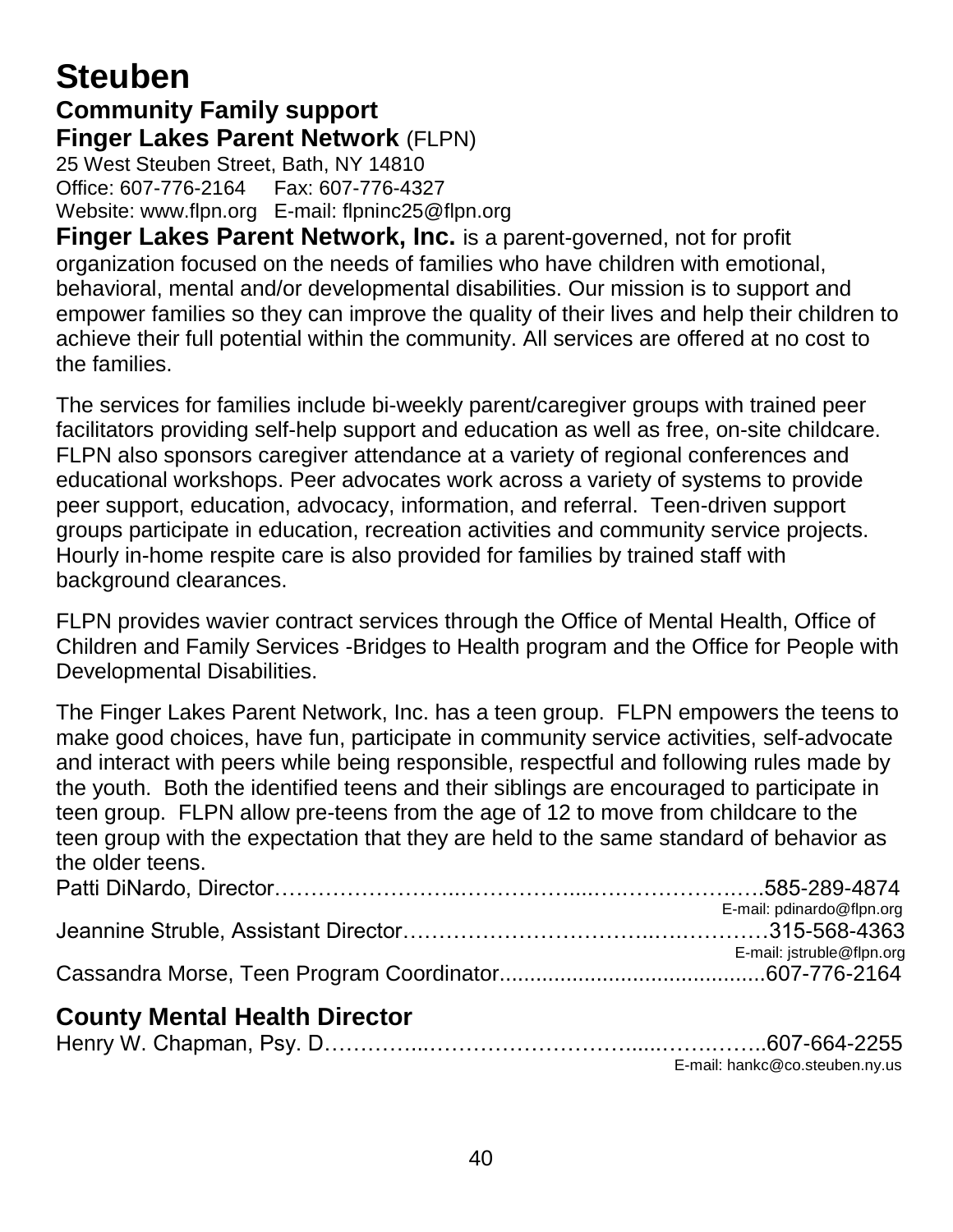# Steuben

## Community Family support

### Finger Lakes Parent Network (FLPN)

25 West Steuben Street, Bath, NY 14810
Office: 607-776-2164     Fax: 607-776-4327
Website: www.flpn.org   E-mail: flpninc25@flpn.org

**Finger Lakes Parent Network, Inc.** is a parent-governed, not for profit organization focused on the needs of families who have children with emotional, behavioral, mental and/or developmental disabilities. Our mission is to support and empower families so they can improve the quality of their lives and help their children to achieve their full potential within the community. All services are offered at no cost to the families.

The services for families include bi-weekly parent/caregiver groups with trained peer facilitators providing self-help support and education as well as free, on-site childcare. FLPN also sponsors caregiver attendance at a variety of regional conferences and educational workshops. Peer advocates work across a variety of systems to provide peer support, education, advocacy, information, and referral. Teen-driven support groups participate in education, recreation activities and community service projects. Hourly in-home respite care is also provided for families by trained staff with background clearances.

FLPN provides wavier contract services through the Office of Mental Health, Office of Children and Family Services -Bridges to Health program and the Office for People with Developmental Disabilities.

The Finger Lakes Parent Network, Inc. has a teen group. FLPN empowers the teens to make good choices, have fun, participate in community service activities, self-advocate and interact with peers while being responsible, respectful and following rules made by the youth. Both the identified teens and their siblings are encouraged to participate in teen group. FLPN allow pre-teens from the age of 12 to move from childcare to the teen group with the expectation that they are held to the same standard of behavior as the older teens.

Patti DiNardo, Director……………………..……………...…………………..585-289-4874
E-mail: pdinardo@flpn.org

Jeannine Struble, Assistant Director……………………………..…..…………315-568-4363
E-mail: jstruble@flpn.org

Cassandra Morse, Teen Program Coordinator............................................607-776-2164

## County Mental Health Director

Henry W. Chapman, Psy. D…………...……………………….....…….……..607-664-2255
E-mail: hankc@co.steuben.ny.us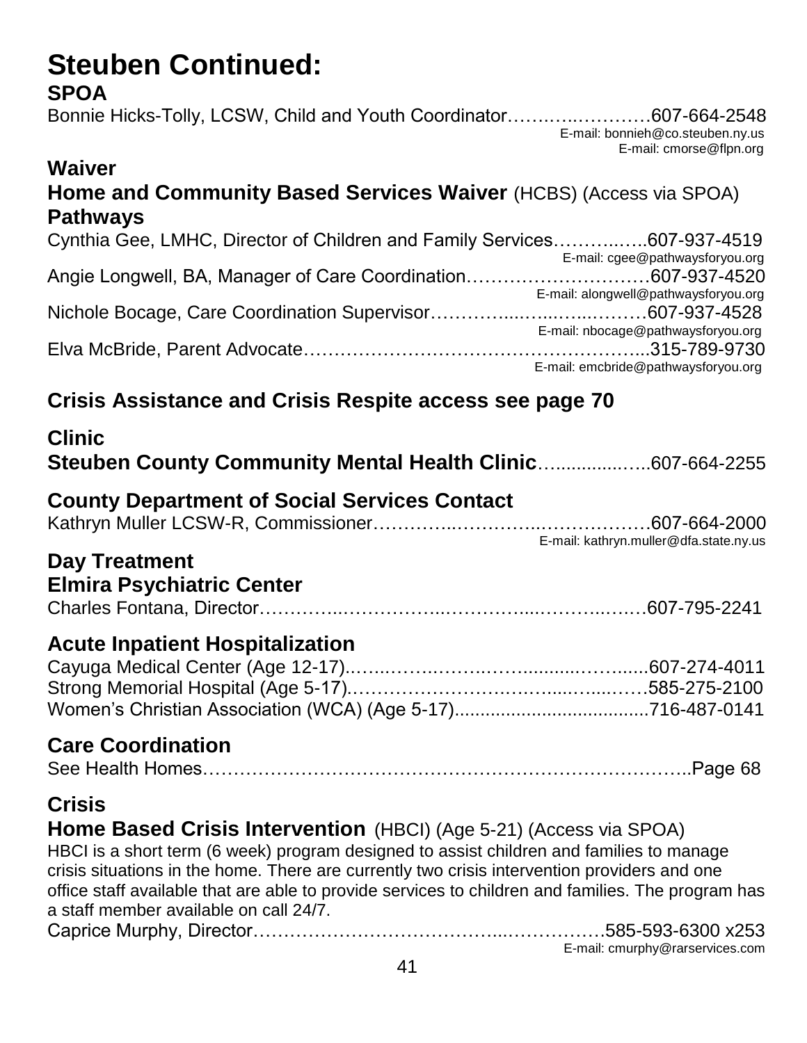# Steuben Continued:

## SPOA

Bonnie Hicks-Tolly, LCSW, Child and Youth Coordinator……….…………607-664-2548
E-mail: bonnieh@co.steuben.ny.us
E-mail: cmorse@flpn.org

## Waiver

### Home and Community Based Services Waiver (HCBS) (Access via SPOA)

### Pathways

Cynthia Gee, LMHC, Director of Children and Family Services…………..607-937-4519
E-mail: cgee@pathwaysforyou.org

Angie Longwell, BA, Manager of Care Coordination…………………………607-937-4520
E-mail: alongwell@pathwaysforyou.org

Nichole Bocage, Care Coordination Supervisor………………………607-937-4528
E-mail: nbocage@pathwaysforyou.org

Elva McBride, Parent Advocate…………………………………………...315-789-9730
E-mail: emcbride@pathwaysforyou.org

## Crisis Assistance and Crisis Respite access see page 70

## Clinic

**Steuben County Community Mental Health Clinic**……...........…..607-664-2255

## County Department of Social Services Contact

Kathryn Muller LCSW-R, Commissioner……………………………………607-664-2000
E-mail: kathryn.muller@dfa.state.ny.us

## Day Treatment

### Elmira Psychiatric Center

Charles Fontana, Director……………………………………………………607-795-2241

## Acute Inpatient Hospitalization

Cayuga Medical Center (Age 12-17)……………………………………….607-274-4011
Strong Memorial Hospital (Age 5-17)……………………………………585-275-2100
Women's Christian Association (WCA) (Age 5-17)...................................716-487-0141

## Care Coordination

See Health Homes………………………………………………………………..Page 68

## Crisis

**Home Based Crisis Intervention** (HBCI) (Age 5-21) (Access via SPOA)

HBCI is a short term (6 week) program designed to assist children and families to manage crisis situations in the home. There are currently two crisis intervention providers and one office staff available that are able to provide services to children and families. The program has a staff member available on call 24/7.

Caprice Murphy, Director……………………………………………585-593-6300 x253
E-mail: cmurphy@rarservices.com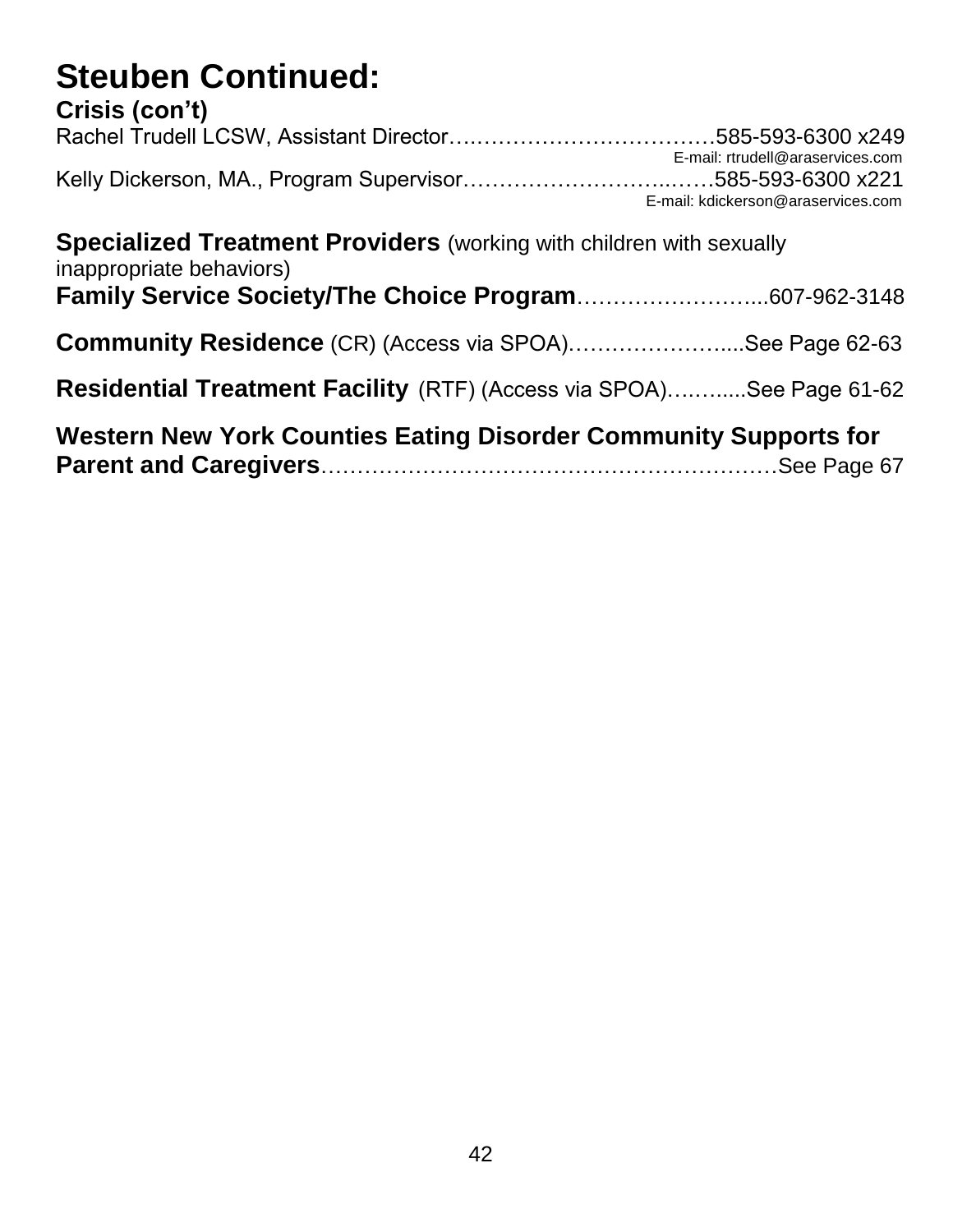# Steuben Continued:

**Crisis (con't)**

Rachel Trudell LCSW, Assistant Director……………………………….585-593-6300 x249
E-mail: rtrudell@araservices.com

Kelly Dickerson, MA., Program Supervisor…………………………..……585-593-6300 x221
E-mail: kdickerson@araservices.com

**Specialized Treatment Providers** (working with children with sexually inappropriate behaviors)

**Family Service Society/The Choice Program**……………………...607-962-3148

**Community Residence** (CR) (Access via SPOA)…………………....See Page 62-63

**Residential Treatment Facility** (RTF) (Access via SPOA)……......See Page 61-62

**Western New York Counties Eating Disorder Community Supports for Parent and Caregivers**………………………………………………………See Page 67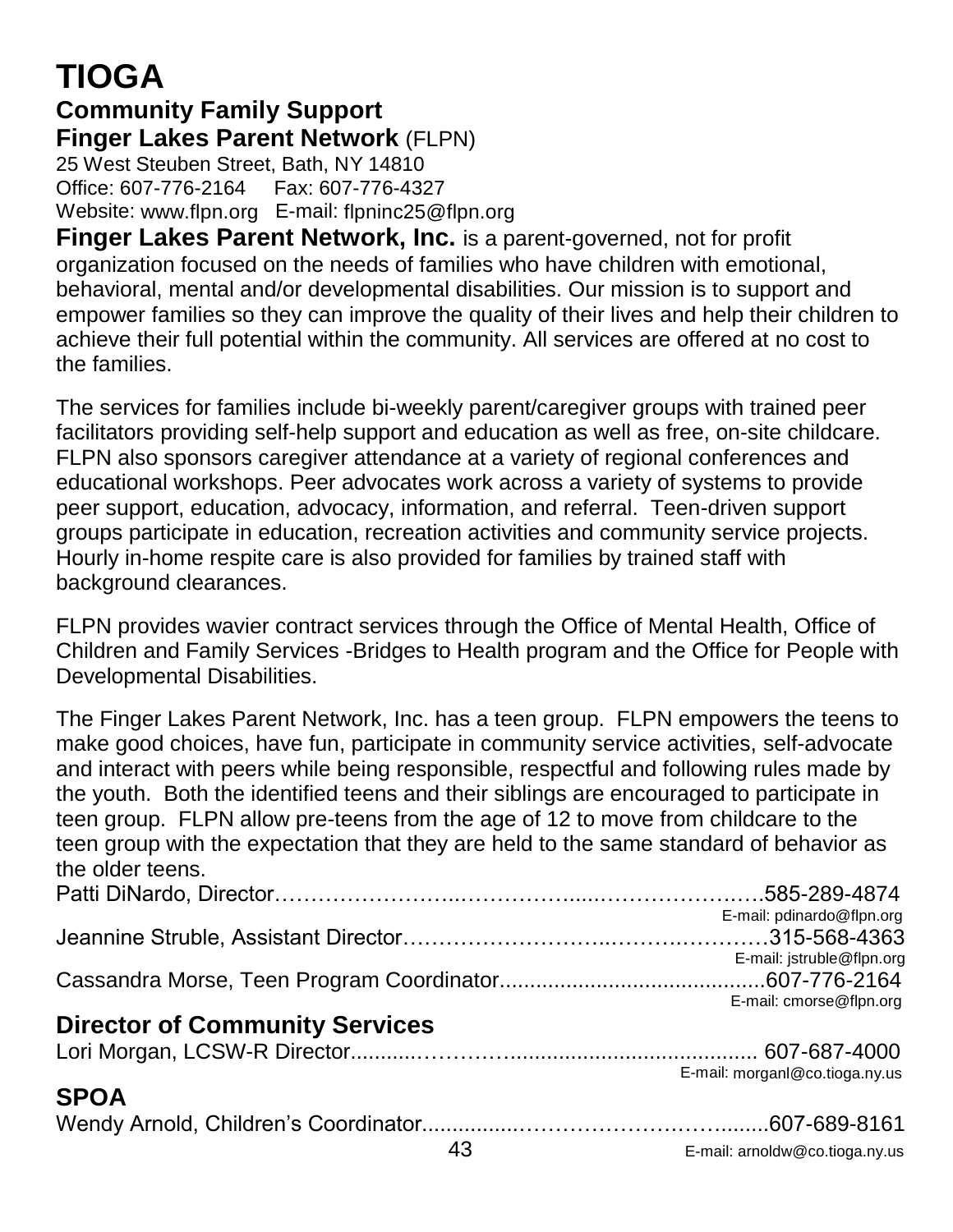# TIOGA

## Community Family Support

### Finger Lakes Parent Network (FLPN)

25 West Steuben Street, Bath, NY 14810
Office: 607-776-2164 Fax: 607-776-4327
Website: www.flpn.org E-mail: flpninc25@flpn.org

**Finger Lakes Parent Network, Inc.** is a parent-governed, not for profit organization focused on the needs of families who have children with emotional, behavioral, mental and/or developmental disabilities. Our mission is to support and empower families so they can improve the quality of their lives and help their children to achieve their full potential within the community. All services are offered at no cost to the families.

The services for families include bi-weekly parent/caregiver groups with trained peer facilitators providing self-help support and education as well as free, on-site childcare. FLPN also sponsors caregiver attendance at a variety of regional conferences and educational workshops. Peer advocates work across a variety of systems to provide peer support, education, advocacy, information, and referral. Teen-driven support groups participate in education, recreation activities and community service projects. Hourly in-home respite care is also provided for families by trained staff with background clearances.

FLPN provides wavier contract services through the Office of Mental Health, Office of Children and Family Services -Bridges to Health program and the Office for People with Developmental Disabilities.

The Finger Lakes Parent Network, Inc. has a teen group. FLPN empowers the teens to make good choices, have fun, participate in community service activities, self-advocate and interact with peers while being responsible, respectful and following rules made by the youth. Both the identified teens and their siblings are encouraged to participate in teen group. FLPN allow pre-teens from the age of 12 to move from childcare to the teen group with the expectation that they are held to the same standard of behavior as the older teens.

Patti DiNardo, Director……………………..……………...………………….585-289-4874
E-mail: pdinardo@flpn.org

Jeannine Struble, Assistant Director……………………..……..…………315-568-4363
E-mail: jstruble@flpn.org

Cassandra Morse, Teen Program Coordinator...........................................607-776-2164
E-mail: cmorse@flpn.org

## Director of Community Services

Lori Morgan, LCSW-R Director...........……………........................................ 607-687-4000
E-mail: morganl@co.tioga.ny.us

## SPOA

Wendy Arnold, Children's Coordinator................……………………….........607-689-8161
E-mail: arnoldw@co.tioga.ny.us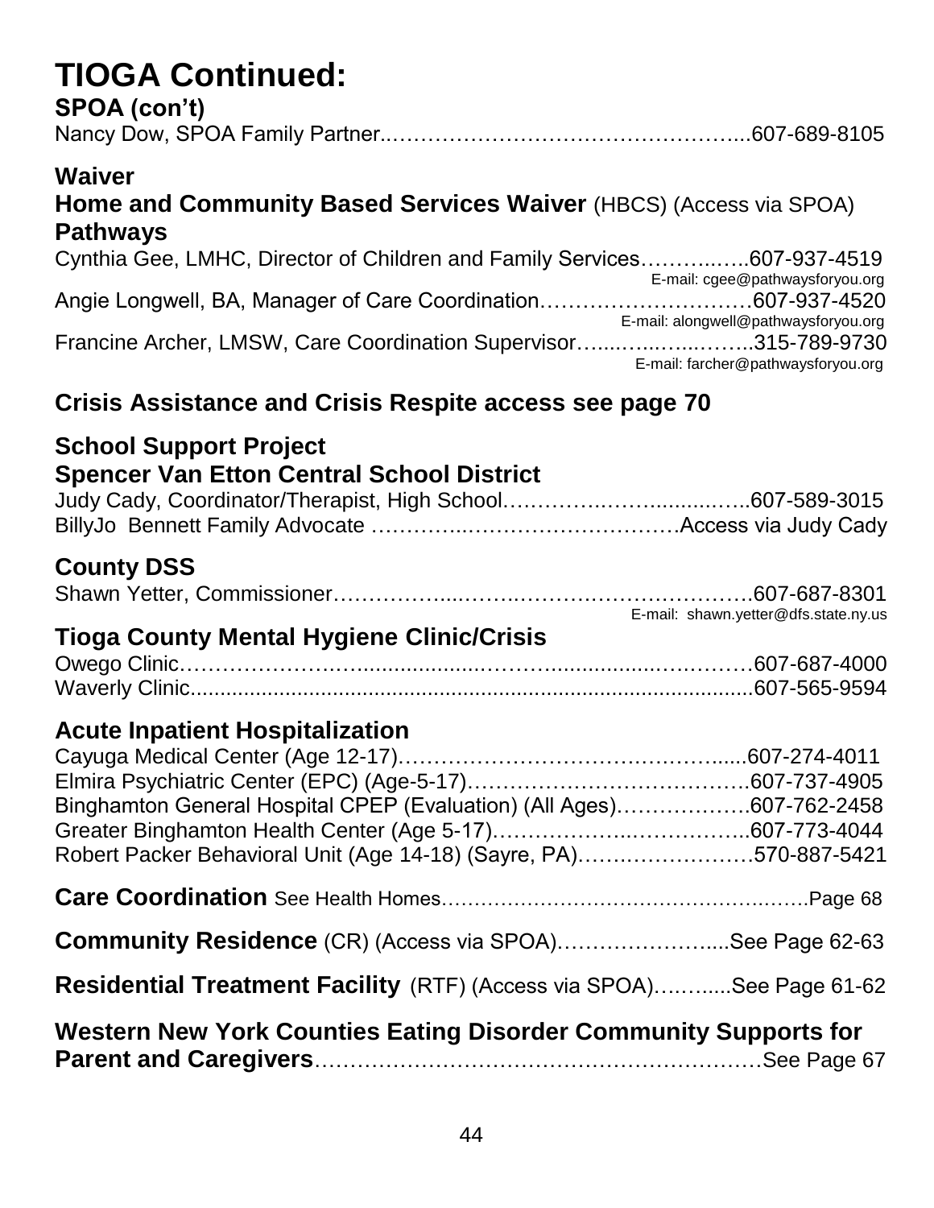# TIOGA Continued:

**SPOA (con't)**

Nancy Dow, SPOA Family Partner...............................................607-689-8105

## Waiver

**Home and Community Based Services Waiver** (HBCS) (Access via SPOA)

**Pathways**

Cynthia Gee, LMHC, Director of Children and Family Services..............607-937-4519
E-mail: cgee@pathwaysforyou.org

Angie Longwell, BA, Manager of Care Coordination..............................607-937-4520
E-mail: alongwell@pathwaysforyou.org

Francine Archer, LMSW, Care Coordination Supervisor.............................315-789-9730
E-mail: farcher@pathwaysforyou.org

## Crisis Assistance and Crisis Respite access see page 70

## School Support Project

**Spencer Van Etton Central School District**

Judy Cady, Coordinator/Therapist, High School....................................607-589-3015

BillyJo Bennett Family Advocate ..........................................Access via Judy Cady

## County DSS

Shawn Yetter, Commissioner.......................................................607-687-8301
E-mail: shawn.yetter@dfs.state.ny.us

## Tioga County Mental Hygiene Clinic/Crisis

Owego Clinic.........................................................................607-687-4000

Waverly Clinic.......................................................................607-565-9594

## Acute Inpatient Hospitalization

Cayuga Medical Center (Age 12-17)..................................................607-274-4011

Elmira Psychiatric Center (EPC) (Age-5-17).........................................607-737-4905

Binghamton General Hospital CPEP (Evaluation) (All Ages)...................607-762-2458

Greater Binghamton Health Center (Age 5-17).......................................607-773-4044

Robert Packer Behavioral Unit (Age 14-18) (Sayre, PA)..........................570-887-5421

**Care Coordination** See Health Homes.....................................................Page 68

**Community Residence** (CR) (Access via SPOA)..............................See Page 62-63

**Residential Treatment Facility** (RTF) (Access via SPOA)..............See Page 61-62

**Western New York Counties Eating Disorder Community Supports for Parent and Caregivers**..........................................................See Page 67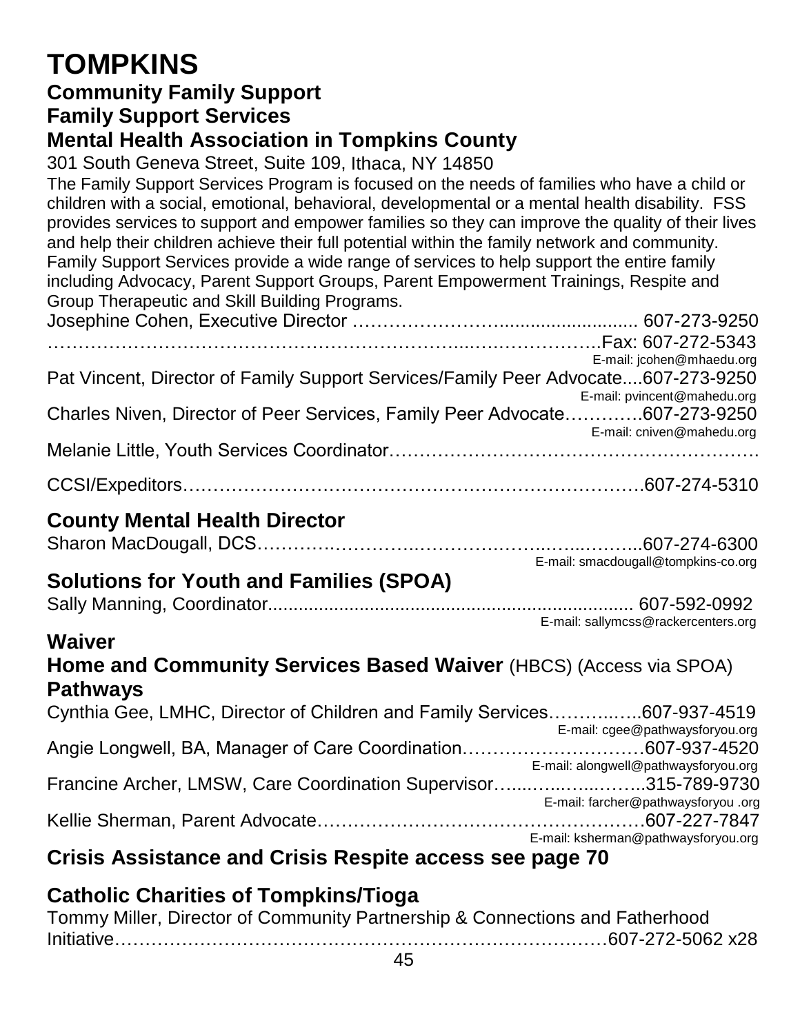# TOMPKINS

## Community Family Support

### Family Support Services

### Mental Health Association in Tompkins County

301 South Geneva Street, Suite 109, Ithaca, NY 14850

The Family Support Services Program is focused on the needs of families who have a child or children with a social, emotional, behavioral, developmental or a mental health disability. FSS provides services to support and empower families so they can improve the quality of their lives and help their children achieve their full potential within the family network and community. Family Support Services provide a wide range of services to help support the entire family including Advocacy, Parent Support Groups, Parent Empowerment Trainings, Respite and Group Therapeutic and Skill Building Programs.

Josephine Cohen, Executive Director …………………........................ 607-273-9250
……………………………………………………...…………………..Fax: 607-272-5343
E-mail: jcohen@mhaedu.org

Pat Vincent, Director of Family Support Services/Family Peer Advocate....607-273-9250
E-mail: pvincent@mahedu.org

Charles Niven, Director of Peer Services, Family Peer Advocate………….607-273-9250
E-mail: cniven@mahedu.org

Melanie Little, Youth Services Coordinator……………………………………………….

CCSI/Expeditors……………………………………………………………….607-274-5310

### County Mental Health Director

Sharon MacDougall, DCS……….…………….……………..…..…..……..607-274-6300
E-mail: smacdougall@tompkins-co.org

### Solutions for Youth and Families (SPOA)

Sally Manning, Coordinator....................................................................... 607-592-0992
E-mail: sallymcss@rackercenters.org

### Waiver

### Home and Community Services Based Waiver (HBCS) (Access via SPOA)

### Pathways

Cynthia Gee, LMHC, Director of Children and Family Services……….…..607-937-4519
E-mail: cgee@pathwaysforyou.org

Angie Longwell, BA, Manager of Care Coordination…………………………607-937-4520
E-mail: alongwell@pathwaysforyou.org

Francine Archer, LMSW, Care Coordination Supervisor…....…...…...……..315-789-9730
E-mail: farcher@pathwaysforyou .org

Kellie Sherman, Parent Advocate……………………………………………607-227-7847
E-mail: ksherman@pathwaysforyou.org

### Crisis Assistance and Crisis Respite access see page 70

### Catholic Charities of Tompkins/Tioga

Tommy Miller, Director of Community Partnership & Connections and Fatherhood Initiative……………………………………………………………………607-272-5062 x28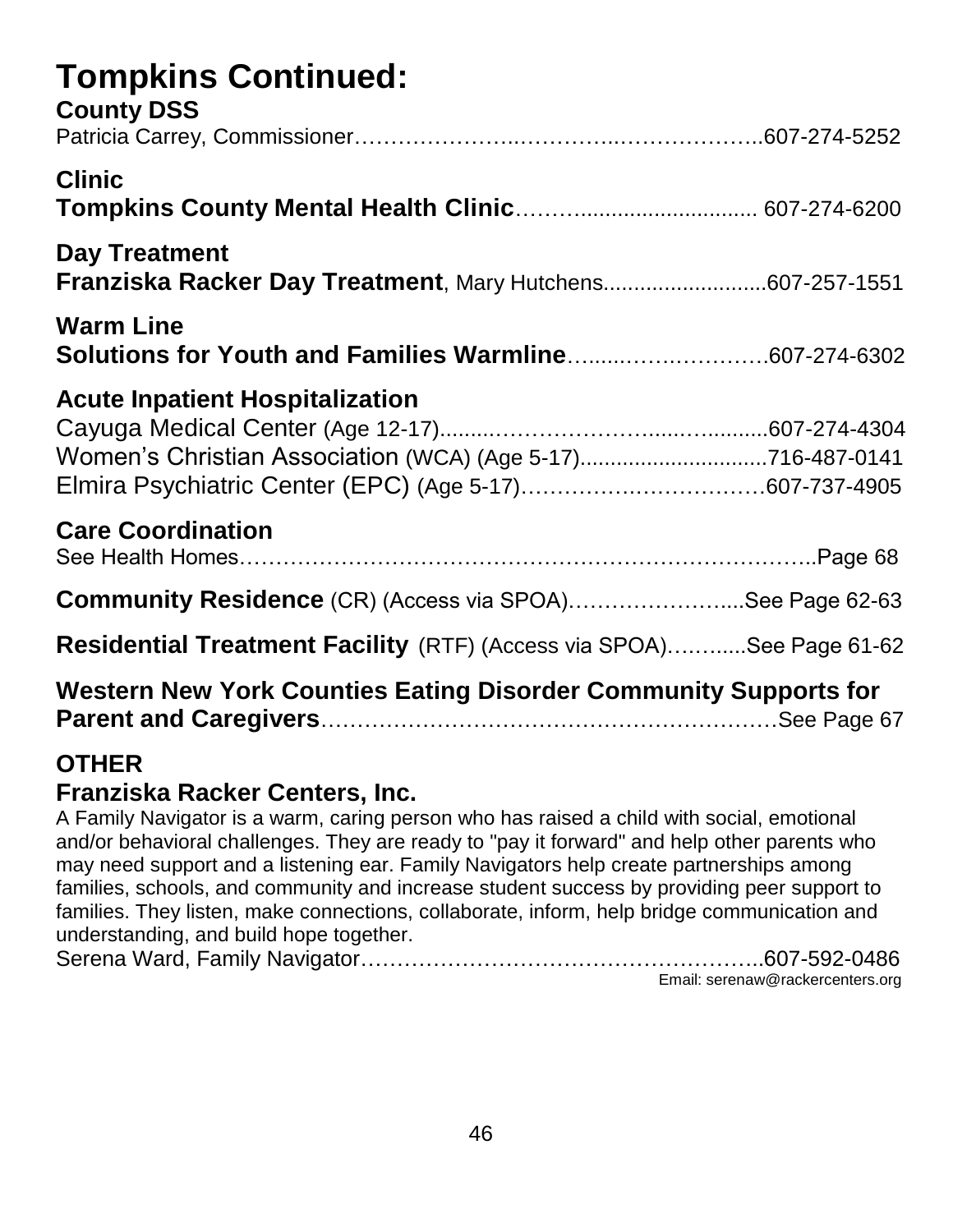# Tompkins Continued:

**County DSS**

Patricia Carrey, Commissioner…………………..…………..………………..607-274-5252

**Clinic**

**Tompkins County Mental Health Clinic**……….......................... 607-274-6200

**Day Treatment**

**Franziska Racker Day Treatment**, Mary Hutchens..........................607-257-1551

**Warm Line**

**Solutions for Youth and Families Warmline**…......……..………….607-274-6302

**Acute Inpatient Hospitalization**

Cayuga Medical Center (Age 12-17).........………………….....….........607-274-4304
Women's Christian Association (WCA) (Age 5-17)..............................716-487-0141
Elmira Psychiatric Center (EPC) (Age 5-17)……………………………607-737-4905

**Care Coordination**

See Health Homes…………………………………………………………………..Page 68

**Community Residence** (CR) (Access via SPOA)………………….....See Page 62-63

**Residential Treatment Facility** (RTF) (Access via SPOA)……......See Page 61-62

**Western New York Counties Eating Disorder Community Supports for Parent and Caregivers**……………………………………………………See Page 67

**OTHER**

**Franziska Racker Centers, Inc.**

A Family Navigator is a warm, caring person who has raised a child with social, emotional and/or behavioral challenges. They are ready to "pay it forward" and help other parents who may need support and a listening ear. Family Navigators help create partnerships among families, schools, and community and increase student success by providing peer support to families. They listen, make connections, collaborate, inform, help bridge communication and understanding, and build hope together.

Serena Ward, Family Navigator……………………………………………..607-592-0486
Email: serenaw@rackercenters.org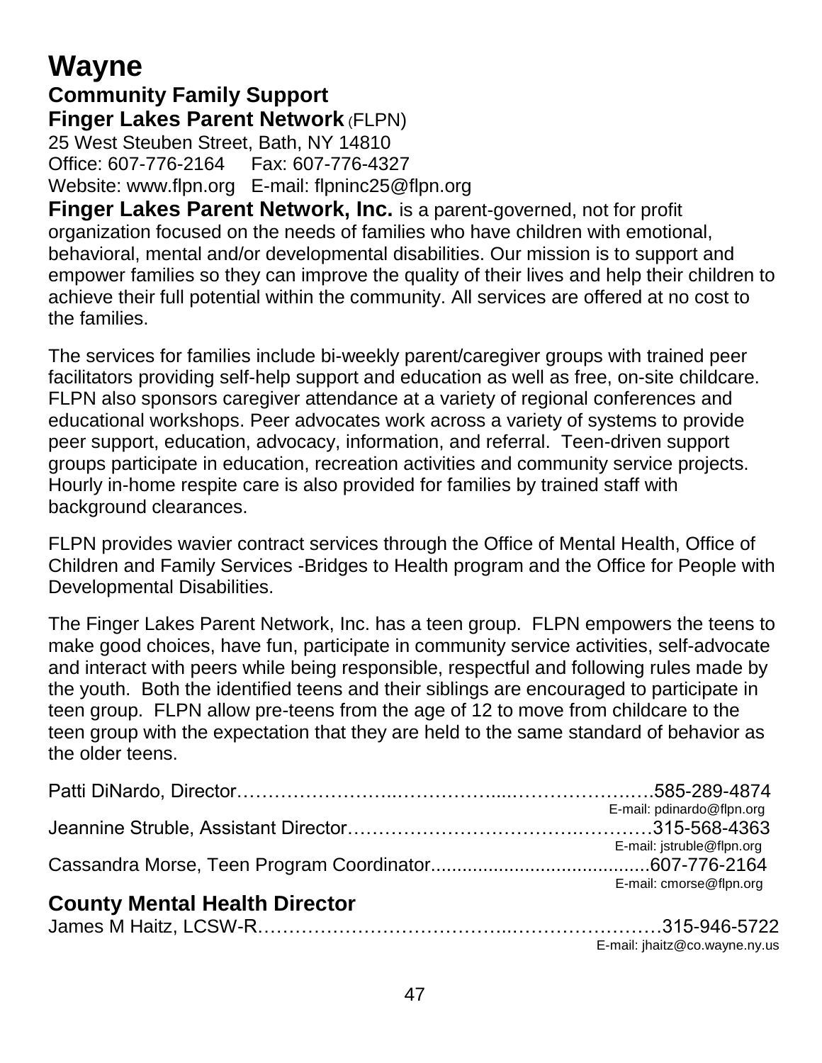# Wayne

## Community Family Support

**Finger Lakes Parent Network** (FLPN)

25 West Steuben Street, Bath, NY 14810
Office: 607-776-2164 Fax: 607-776-4327
Website: www.flpn.org E-mail: flpninc25@flpn.org

**Finger Lakes Parent Network, Inc.** is a parent-governed, not for profit organization focused on the needs of families who have children with emotional, behavioral, mental and/or developmental disabilities. Our mission is to support and empower families so they can improve the quality of their lives and help their children to achieve their full potential within the community. All services are offered at no cost to the families.

The services for families include bi-weekly parent/caregiver groups with trained peer facilitators providing self-help support and education as well as free, on-site childcare. FLPN also sponsors caregiver attendance at a variety of regional conferences and educational workshops. Peer advocates work across a variety of systems to provide peer support, education, advocacy, information, and referral. Teen-driven support groups participate in education, recreation activities and community service projects. Hourly in-home respite care is also provided for families by trained staff with background clearances.

FLPN provides wavier contract services through the Office of Mental Health, Office of Children and Family Services -Bridges to Health program and the Office for People with Developmental Disabilities.

The Finger Lakes Parent Network, Inc. has a teen group. FLPN empowers the teens to make good choices, have fun, participate in community service activities, self-advocate and interact with peers while being responsible, respectful and following rules made by the youth. Both the identified teens and their siblings are encouraged to participate in teen group. FLPN allow pre-teens from the age of 12 to move from childcare to the teen group with the expectation that they are held to the same standard of behavior as the older teens.

Patti DiNardo, Director……………………..……………...………………….585-289-4874
E-mail: pdinardo@flpn.org

Jeannine Struble, Assistant Director…………………………………..………315-568-4363
E-mail: jstruble@flpn.org

Cassandra Morse, Teen Program Coordinator.........................................607-776-2164
E-mail: cmorse@flpn.org

## County Mental Health Director

James M Haitz, LCSW-R………………………………..……………………315-946-5722
E-mail: jhaitz@co.wayne.ny.us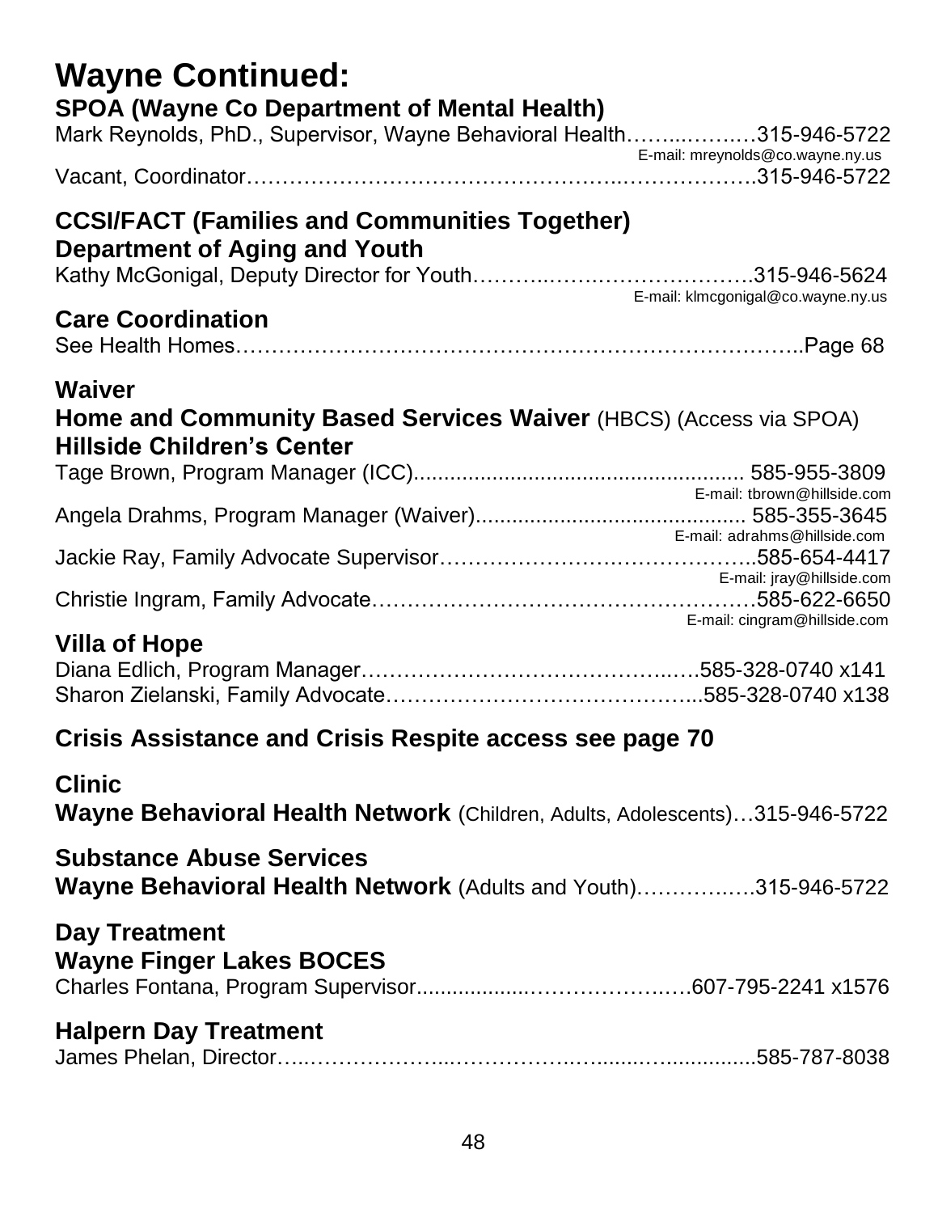# Wayne Continued:

## SPOA (Wayne Co Department of Mental Health)

Mark Reynolds, PhD., Supervisor, Wayne Behavioral Health……...……..315-946-5722
E-mail: mreynolds@co.wayne.ny.us

Vacant, Coordinator…………………………………………..………………315-946-5722

## CCSI/FACT (Families and Communities Together)

## Department of Aging and Youth

Kathy McGonigal, Deputy Director for Youth……….……….…………………315-946-5624
E-mail: klmcgonigal@co.wayne.ny.us

## Care Coordination

See Health Homes…………………………………………………………………..Page 68

## Waiver

**Home and Community Based Services Waiver** (HBCS) (Access via SPOA)

## Hillside Children's Center

Tage Brown, Program Manager (ICC)...................................................... 585-955-3809
E-mail: tbrown@hillside.com

Angela Drahms, Program Manager (Waiver)............................................ 585-355-3645
E-mail: adrahms@hillside.com

Jackie Ray, Family Advocate Supervisor……………………….…………..585-654-4417
E-mail: jray@hillside.com

Christie Ingram, Family Advocate……………………………………………585-622-6650
E-mail: cingram@hillside.com

## Villa of Hope

Diana Edlich, Program Manager……………………………………..….585-328-0740 x141

Sharon Zielanski, Family Advocate…………………………………...585-328-0740 x138

## Crisis Assistance and Crisis Respite access see page 70

## Clinic

**Wayne Behavioral Health Network** (Children, Adults, Adolescents)…315-946-5722

## Substance Abuse Services

**Wayne Behavioral Health Network** (Adults and Youth)……………..315-946-5722

## Day Treatment

## Wayne Finger Lakes BOCES

Charles Fontana, Program Supervisor.................……………….…607-795-2241 x1576

## Halpern Day Treatment

James Phelan, Director…..………………..…………..…........…..............585-787-8038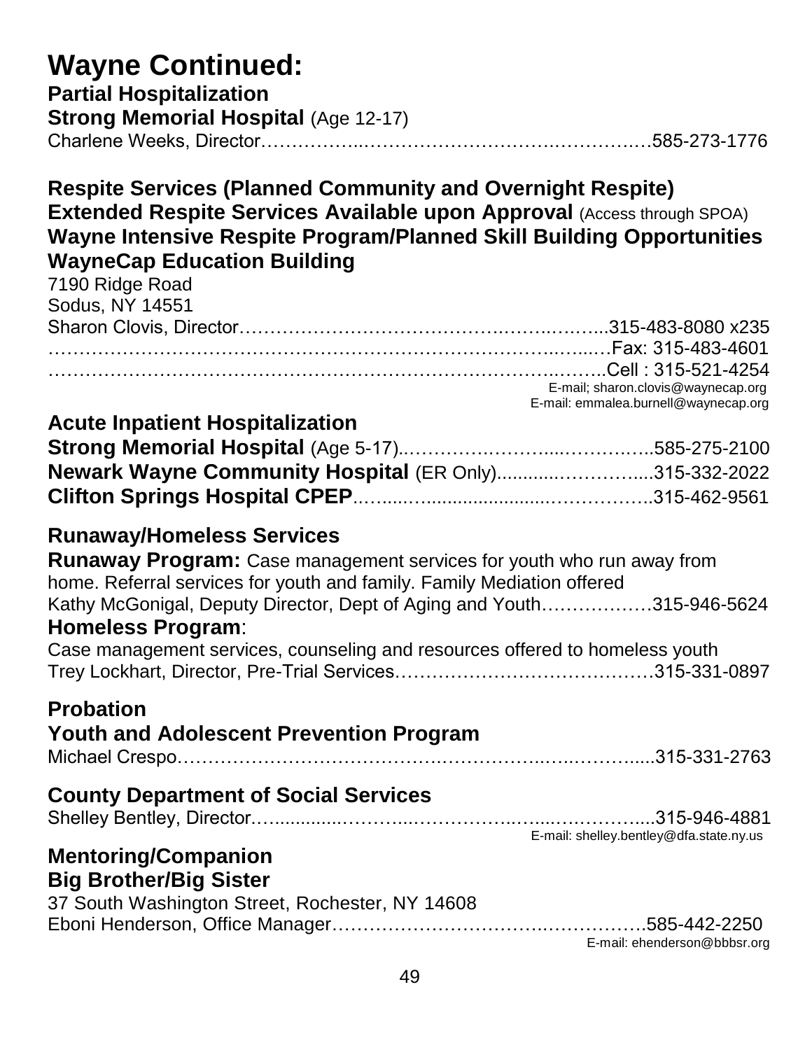# Wayne Continued:

**Partial Hospitalization**

**Strong Memorial Hospital** (Age 12-17)

Charlene Weeks, Director……………..…………………………..……………585-273-1776

**Respite Services (Planned Community and Overnight Respite)**

**Extended Respite Services Available upon Approval** (Access through SPOA)

**Wayne Intensive Respite Program/Planned Skill Building Opportunities**

**WayneCap Education Building**

7190 Ridge Road

Sodus, NY 14551

Sharon Clovis, Director…………………………………….……..……...315-483-8080 x235

…………………………………………………………………..…...…Fax: 315-483-4601

………………………………………………………………….……..……..Cell : 315-521-4254

E-mail; sharon.clovis@waynecap.org

E-mail: emmalea.burnell@waynecap.org

**Acute Inpatient Hospitalization**

**Strong Memorial Hospital** (Age 5-17)..……………….……...…………..585-275-2100

**Newark Wayne Community Hospital** (ER Only)............……………....315-332-2022

**Clifton Springs Hospital CPEP**.…......…....................….………………..315-462-9561

**Runaway/Homeless Services**

**Runaway Program:** Case management services for youth who run away from home. Referral services for youth and family. Family Mediation offered

Kathy McGonigal, Deputy Director, Dept of Aging and Youth………………315-946-5624

**Homeless Program**:

Case management services, counseling and resources offered to homeless youth

Trey Lockhart, Director, Pre-Trial Services……………………………………315-331-0897

**Probation**

**Youth and Adolescent Prevention Program**

Michael Crespo………………………………….…………….…..………......315-331-2763

**County Department of Social Services**

Shelley Bentley, Director…...........……….…………….…....….……….....315-946-4881

E-mail: shelley.bentley@dfa.state.ny.us

**Mentoring/Companion**

**Big Brother/Big Sister**

37 South Washington Street, Rochester, NY 14608

Eboni Henderson, Office Manager……………………………….…………….585-442-2250

E-mail: ehenderson@bbbsr.org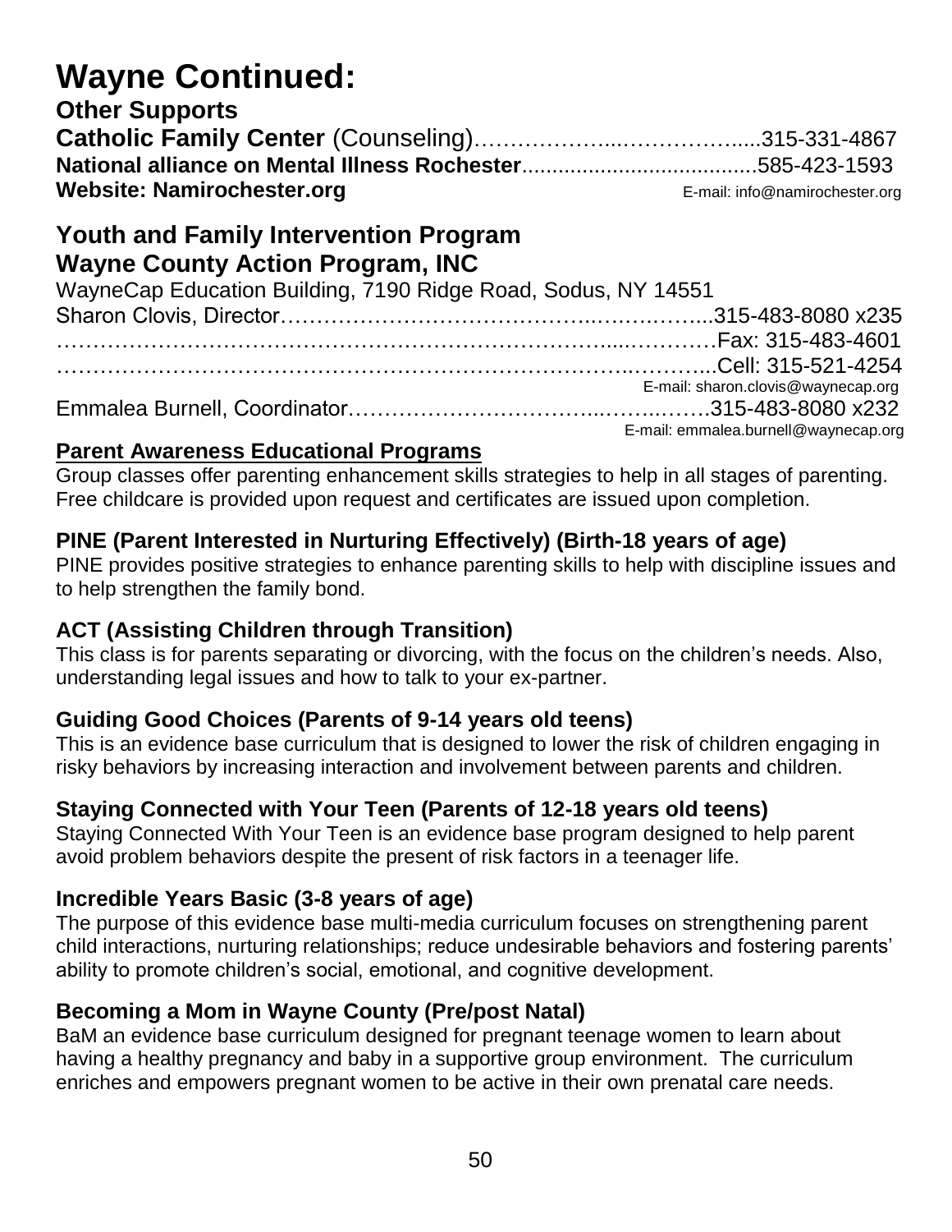# Wayne Continued:

**Other Supports**

**Catholic Family Center** (Counseling)……………….……………......315-331-4867

**National alliance on Mental Illness Rochester**.......................................585-423-1593

**Website: Namirochester.org** E-mail: info@namirochester.org

## Youth and Family Intervention Program
## Wayne County Action Program, INC

WayneCap Education Building, 7190 Ridge Road, Sodus, NY 14551

Sharon Clovis, Director……………………………………..…….……...315-483-8080 x235

……………………………………………………………….....…………Fax: 315-483-4601

…………………………………………………………………..………...Cell: 315-521-4254

E-mail: sharon.clovis@waynecap.org

Emmalea Burnell, Coordinator…………………………...……..…….315-483-8080 x232

E-mail: emmalea.burnell@waynecap.org

**Parent Awareness Educational Programs**

Group classes offer parenting enhancement skills strategies to help in all stages of parenting. Free childcare is provided upon request and certificates are issued upon completion.

**PINE (Parent Interested in Nurturing Effectively) (Birth-18 years of age)**

PINE provides positive strategies to enhance parenting skills to help with discipline issues and to help strengthen the family bond.

**ACT (Assisting Children through Transition)**

This class is for parents separating or divorcing, with the focus on the children's needs. Also, understanding legal issues and how to talk to your ex-partner.

**Guiding Good Choices (Parents of 9-14 years old teens)**

This is an evidence base curriculum that is designed to lower the risk of children engaging in risky behaviors by increasing interaction and involvement between parents and children.

**Staying Connected with Your Teen (Parents of 12-18 years old teens)**

Staying Connected With Your Teen is an evidence base program designed to help parent avoid problem behaviors despite the present of risk factors in a teenager life.

**Incredible Years Basic (3-8 years of age)**

The purpose of this evidence base multi-media curriculum focuses on strengthening parent child interactions, nurturing relationships; reduce undesirable behaviors and fostering parents' ability to promote children's social, emotional, and cognitive development.

**Becoming a Mom in Wayne County (Pre/post Natal)**

BaM an evidence base curriculum designed for pregnant teenage women to learn about having a healthy pregnancy and baby in a supportive group environment. The curriculum enriches and empowers pregnant women to be active in their own prenatal care needs.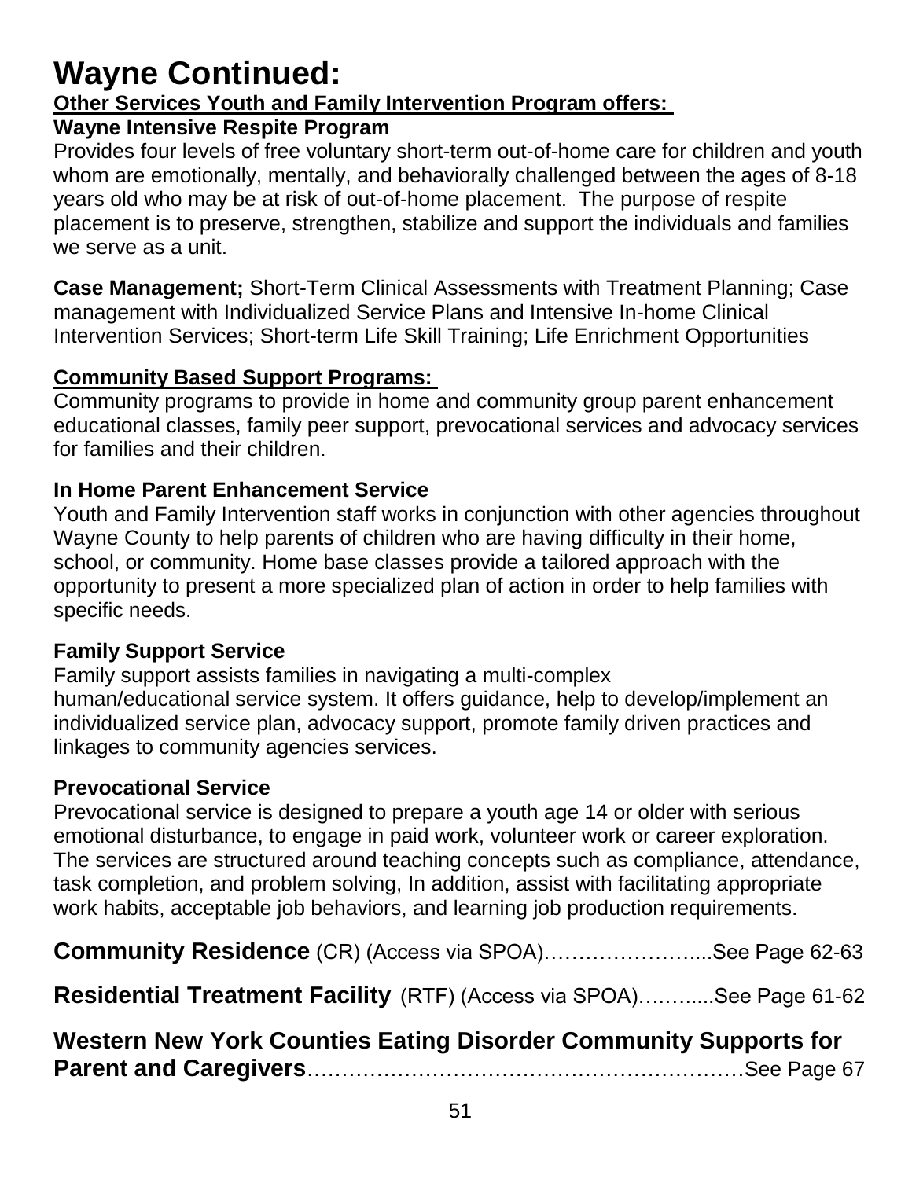# Wayne Continued:

**Other Services Youth and Family Intervention Program offers:**

**Wayne Intensive Respite Program**

Provides four levels of free voluntary short-term out-of-home care for children and youth whom are emotionally, mentally, and behaviorally challenged between the ages of 8-18 years old who may be at risk of out-of-home placement. The purpose of respite placement is to preserve, strengthen, stabilize and support the individuals and families we serve as a unit.

**Case Management;** Short-Term Clinical Assessments with Treatment Planning; Case management with Individualized Service Plans and Intensive In-home Clinical Intervention Services; Short-term Life Skill Training; Life Enrichment Opportunities

**Community Based Support Programs:**

Community programs to provide in home and community group parent enhancement educational classes, family peer support, prevocational services and advocacy services for families and their children.

**In Home Parent Enhancement Service**

Youth and Family Intervention staff works in conjunction with other agencies throughout Wayne County to help parents of children who are having difficulty in their home, school, or community. Home base classes provide a tailored approach with the opportunity to present a more specialized plan of action in order to help families with specific needs.

**Family Support Service**

Family support assists families in navigating a multi-complex human/educational service system. It offers guidance, help to develop/implement an individualized service plan, advocacy support, promote family driven practices and linkages to community agencies services.

**Prevocational Service**

Prevocational service is designed to prepare a youth age 14 or older with serious emotional disturbance, to engage in paid work, volunteer work or career exploration. The services are structured around teaching concepts such as compliance, attendance, task completion, and problem solving, In addition, assist with facilitating appropriate work habits, acceptable job behaviors, and learning job production requirements.

**Community Residence** (CR) (Access via SPOA)…………………....See Page 62-63

**Residential Treatment Facility** (RTF) (Access via SPOA)…..…....See Page 61-62

**Western New York Counties Eating Disorder Community Supports for Parent and Caregivers**………………………………………………………See Page 67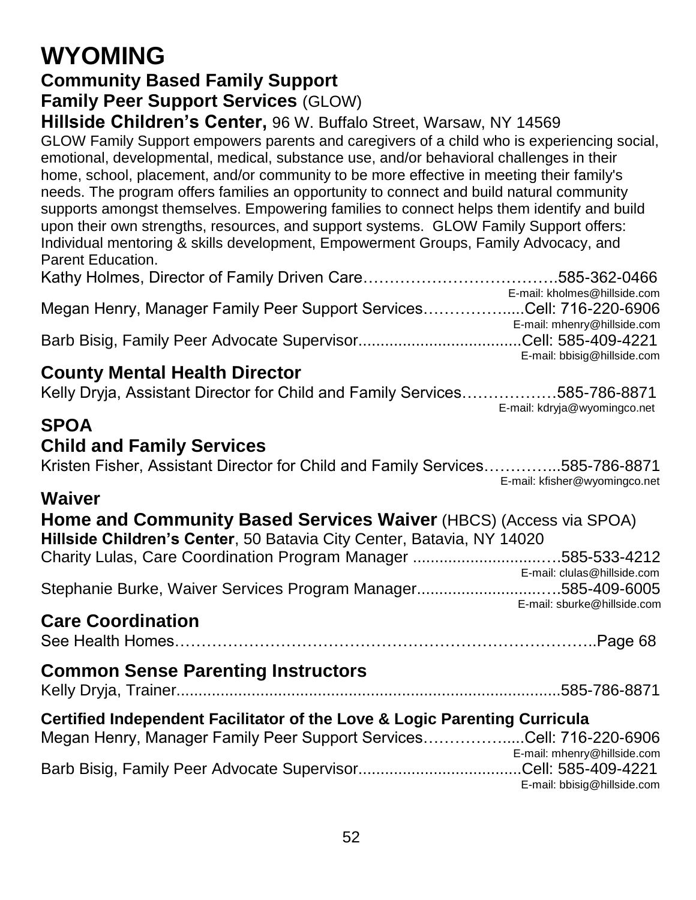# WYOMING

## Community Based Family Support

### Family Peer Support Services (GLOW)

**Hillside Children's Center,** 96 W. Buffalo Street, Warsaw, NY 14569

GLOW Family Support empowers parents and caregivers of a child who is experiencing social, emotional, developmental, medical, substance use, and/or behavioral challenges in their home, school, placement, and/or community to be more effective in meeting their family's needs. The program offers families an opportunity to connect and build natural community supports amongst themselves. Empowering families to connect helps them identify and build upon their own strengths, resources, and support systems. GLOW Family Support offers: Individual mentoring & skills development, Empowerment Groups, Family Advocacy, and Parent Education.

Kathy Holmes, Director of Family Driven Care……………………………….585-362-0466
E-mail: kholmes@hillside.com

Megan Henry, Manager Family Peer Support Services……………......Cell: 716-220-6906
E-mail: mhenry@hillside.com

Barb Bisig, Family Peer Advocate Supervisor.....................................Cell: 585-409-4221
E-mail: bbisig@hillside.com

## County Mental Health Director

Kelly Dryja, Assistant Director for Child and Family Services………………585-786-8871
E-mail: kdryja@wyomingco.net

## SPOA

## Child and Family Services

Kristen Fisher, Assistant Director for Child and Family Services…………...585-786-8871
E-mail: kfisher@wyomingco.net

## Waiver

### Home and Community Based Services Waiver (HBCS) (Access via SPOA)

**Hillside Children's Center**, 50 Batavia City Center, Batavia, NY 14020

Charity Lulas, Care Coordination Program Manager ..............................….585-533-4212
E-mail: clulas@hillside.com

Stephanie Burke, Waiver Services Program Manager.............................….585-409-6005
E-mail: sburke@hillside.com

## Care Coordination

See Health Homes………………………………………………………………..Page 68

## Common Sense Parenting Instructors

Kelly Dryja, Trainer......................................................................................585-786-8871

**Certified Independent Facilitator of the Love & Logic Parenting Curricula**

Megan Henry, Manager Family Peer Support Services……………......Cell: 716-220-6906
E-mail: mhenry@hillside.com

Barb Bisig, Family Peer Advocate Supervisor.....................................Cell: 585-409-4221
E-mail: bbisig@hillside.com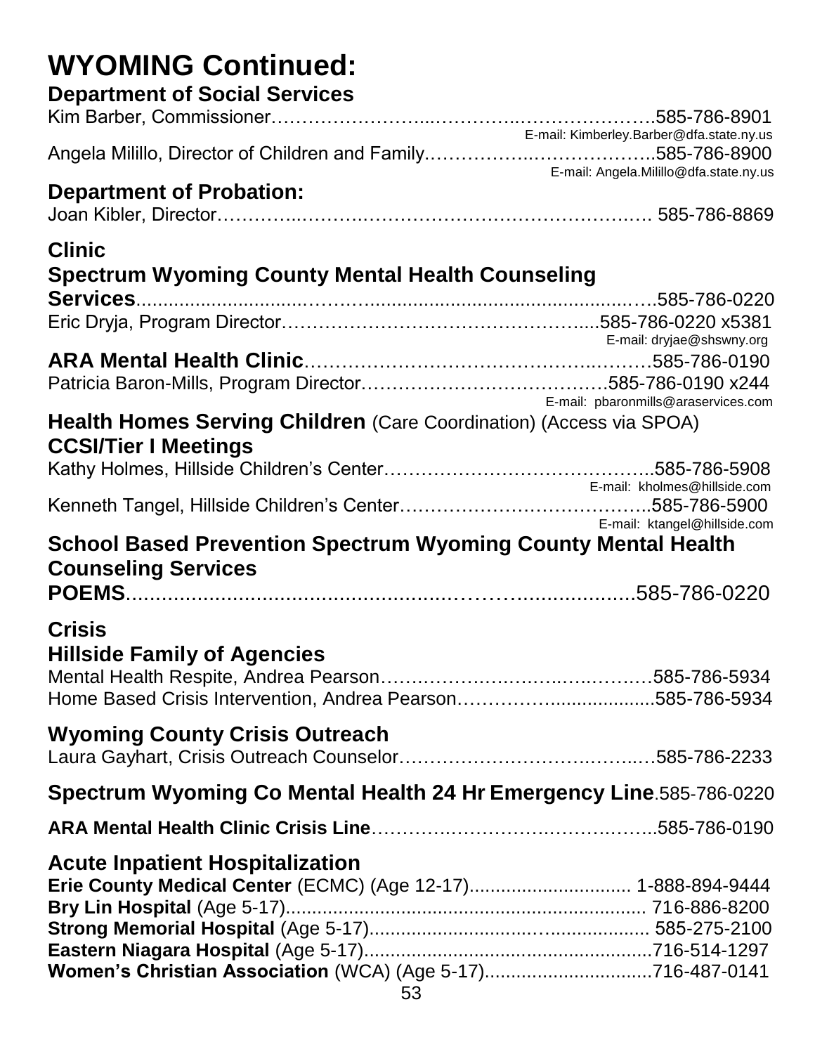# WYOMING Continued:

## Department of Social Services

Kim Barber, Commissioner……………………...………….....…………………585-786-8901
E-mail: Kimberley.Barber@dfa.state.ny.us

Angela Milillo, Director of Children and Family.……………..………………..585-786-8900
E-mail: Angela.Milillo@dfa.state.ny.us

## Department of Probation:

Joan Kibler, Director………….……….………………………………….…… 585-786-8869

## Clinic

### Spectrum Wyoming County Mental Health Counseling Services

**Services**...........................……….......................................…..585-786-0220

Eric Dryja, Program Director…………………………………………....585-786-0220 x5381
E-mail: dryjae@shswny.org

**ARA Mental Health Clinic**……………………………………….………585-786-0190

Patricia Baron-Mills, Program Director.………………………………….585-786-0190 x244
E-mail: pbaronmills@araservices.com

**Health Homes Serving Children** (Care Coordination) (Access via SPOA)

**CCSI/Tier I Meetings**

Kathy Holmes, Hillside Children's Center……………………………………..585-786-5908
E-mail: kholmes@hillside.com

Kenneth Tangel, Hillside Children's Center………………………………..585-786-5900
E-mail: ktangel@hillside.com

**School Based Prevention Spectrum Wyoming County Mental Health Counseling Services**

**POEMS**...............................................………….................585-786-0220

## Crisis

### Hillside Family of Agencies

Mental Health Respite, Andrea Pearson……..……….….……..….……..585-786-5934

Home Based Crisis Intervention, Andrea Pearson…………….................585-786-5934

### Wyoming County Crisis Outreach

Laura Gayhart, Crisis Outreach Counselor………………………….…...…585-786-2233

**Spectrum Wyoming Co Mental Health 24 Hr Emergency Line**.585-786-0220

**ARA Mental Health Clinic Crisis Line**…………..……………..……….…..585-786-0190

### Acute Inpatient Hospitalization

**Erie County Medical Center** (ECMC) (Age 12-17).............................. 1-888-894-9444

**Bry Lin Hospital** (Age 5-17)................................................................... 716-886-8200

**Strong Memorial Hospital** (Age 5-17)…………..................................... 585-275-2100

**Eastern Niagara Hospital** (Age 5-17)......................................................716-514-1297

**Women's Christian Association** (WCA) (Age 5-17)................................716-487-0141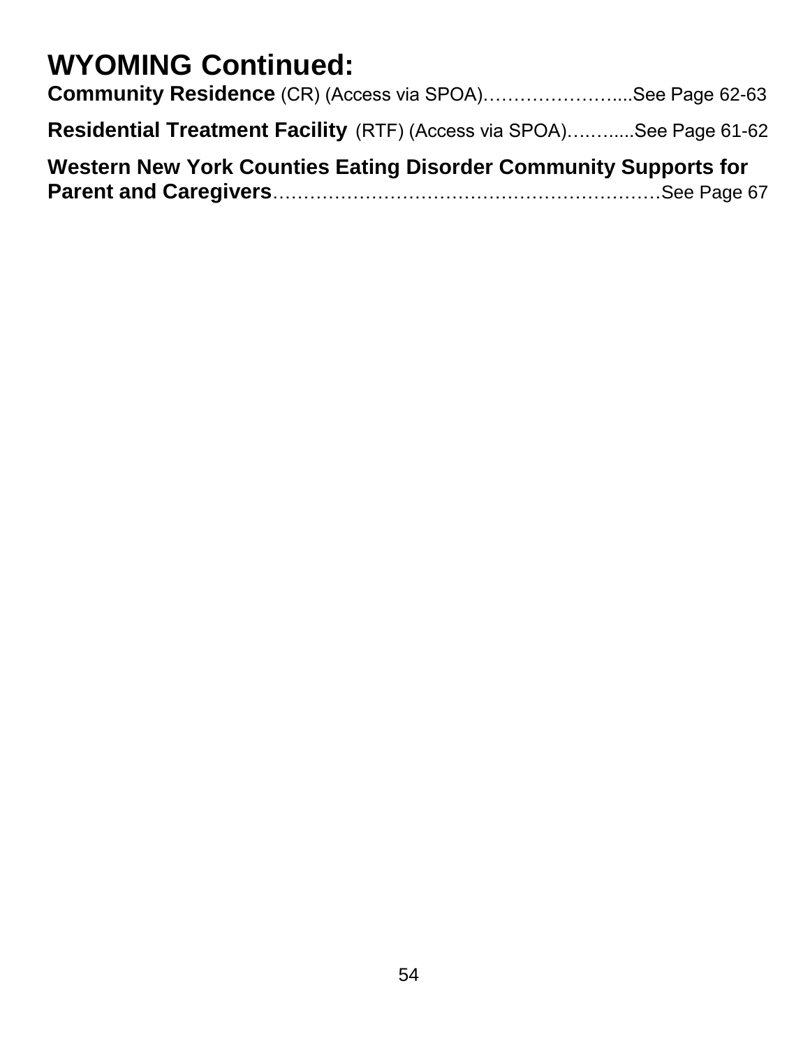# WYOMING Continued:

**Community Residence** (CR) (Access via SPOA)…………………….....See Page 62-63

**Residential Treatment Facility** (RTF) (Access via SPOA)…..…......See Page 61-62

**Western New York Counties Eating Disorder Community Supports for Parent and Caregivers**…………………………………………………………See Page 67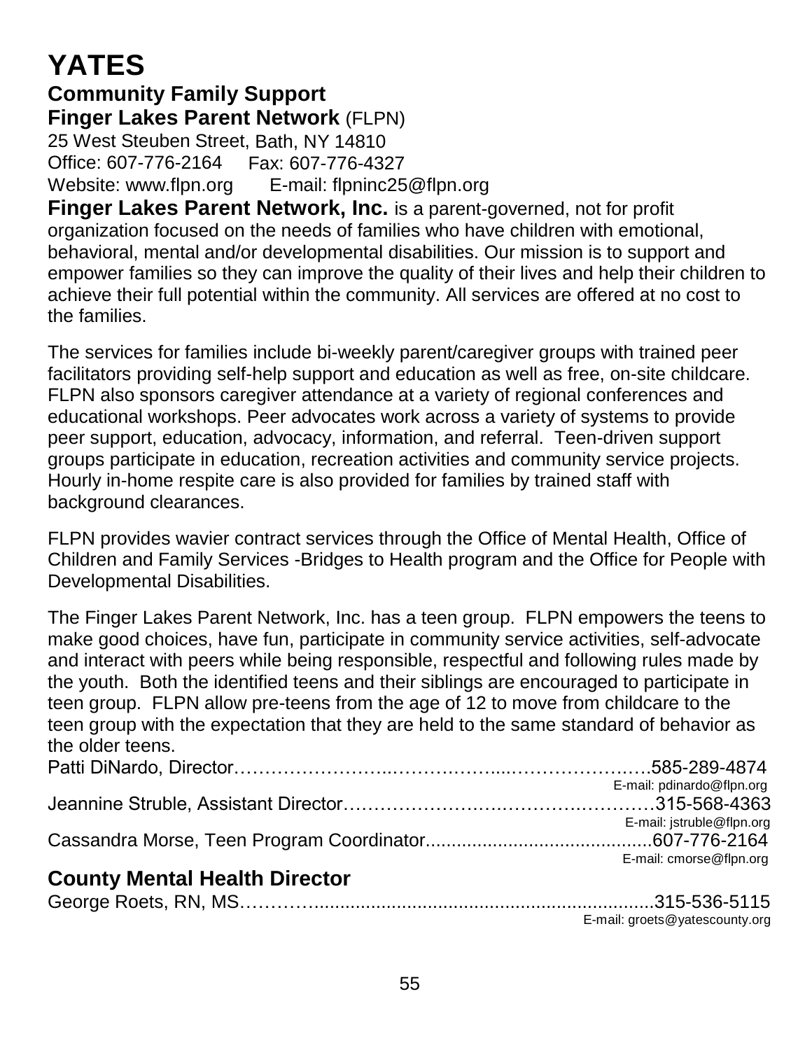# YATES

## Community Family Support

**Finger Lakes Parent Network** (FLPN)
25 West Steuben Street, Bath, NY 14810
Office: 607-776-2164 Fax: 607-776-4327
Website: www.flpn.org E-mail: flpninc25@flpn.org

**Finger Lakes Parent Network, Inc.** is a parent-governed, not for profit organization focused on the needs of families who have children with emotional, behavioral, mental and/or developmental disabilities. Our mission is to support and empower families so they can improve the quality of their lives and help their children to achieve their full potential within the community. All services are offered at no cost to the families.

The services for families include bi-weekly parent/caregiver groups with trained peer facilitators providing self-help support and education as well as free, on-site childcare. FLPN also sponsors caregiver attendance at a variety of regional conferences and educational workshops. Peer advocates work across a variety of systems to provide peer support, education, advocacy, information, and referral. Teen-driven support groups participate in education, recreation activities and community service projects. Hourly in-home respite care is also provided for families by trained staff with background clearances.

FLPN provides wavier contract services through the Office of Mental Health, Office of Children and Family Services -Bridges to Health program and the Office for People with Developmental Disabilities.

The Finger Lakes Parent Network, Inc. has a teen group. FLPN empowers the teens to make good choices, have fun, participate in community service activities, self-advocate and interact with peers while being responsible, respectful and following rules made by the youth. Both the identified teens and their siblings are encouraged to participate in teen group. FLPN allow pre-teens from the age of 12 to move from childcare to the teen group with the expectation that they are held to the same standard of behavior as the older teens.

Patti DiNardo, Director……………………..…………….....………………..….585-289-4874
E-mail: pdinardo@flpn.org

Jeannine Struble, Assistant Director……………………….……………….………315-568-4363
E-mail: jstruble@flpn.org

Cassandra Morse, Teen Program Coordinator...........................................607-776-2164
E-mail: cmorse@flpn.org

## County Mental Health Director

George Roets, RN, MS…………...............................................................315-536-5115
E-mail: groets@yatescounty.org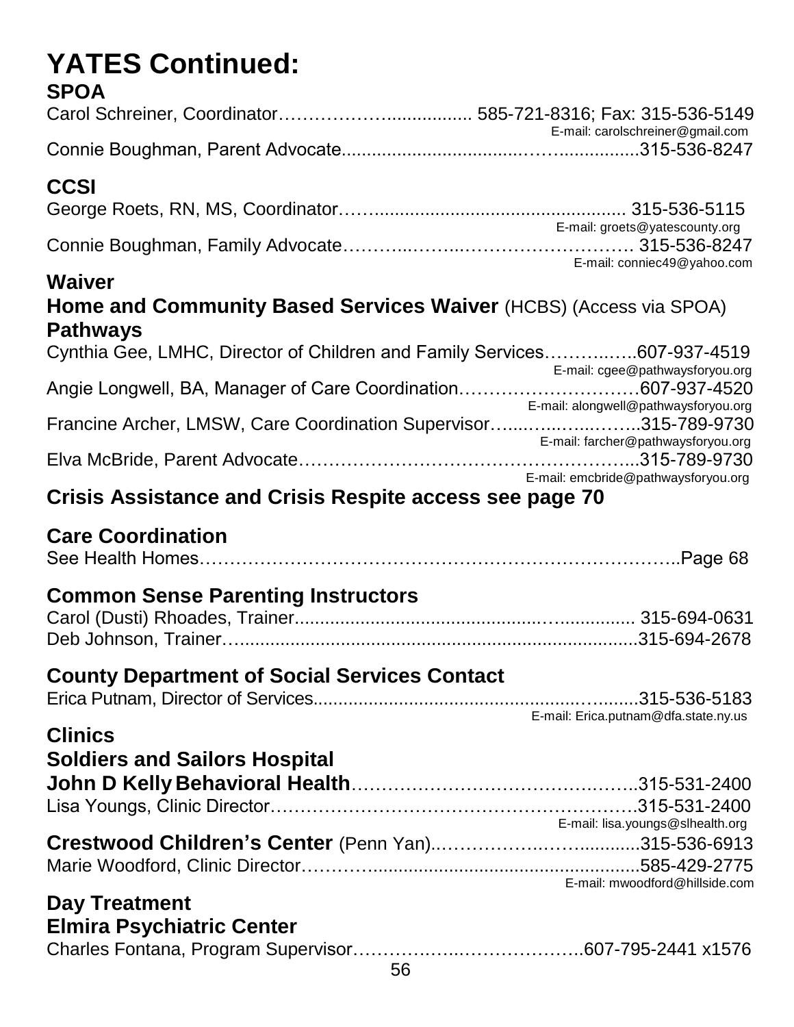# YATES Continued:

## SPOA

Carol Schreiner, Coordinator………………................ 585-721-8316; Fax: 315-536-5149
E-mail: carolschreiner@gmail.com

Connie Boughman, Parent Advocate..........................………................315-536-8247

## CCSI

George Roets, RN, MS, Coordinator…….............................................. 315-536-5115
E-mail: groets@yatescounty.org

Connie Boughman, Family Advocate………..……..………………………. 315-536-8247
E-mail: conniec49@yahoo.com

## Waiver

### Home and Community Based Services Waiver (HCBS) (Access via SPOA)

### Pathways

Cynthia Gee, LMHC, Director of Children and Family Services………..…..607-937-4519
E-mail: cgee@pathwaysforyou.org

Angie Longwell, BA, Manager of Care Coordination…………………………607-937-4520
E-mail: alongwell@pathwaysforyou.org

Francine Archer, LMSW, Care Coordination Supervisor…....…..…..……..315-789-9730
E-mail: farcher@pathwaysforyou.org

Elva McBride, Parent Advocate………………………………………………...315-789-9730
E-mail: emcbride@pathwaysforyou.org

## Crisis Assistance and Crisis Respite access see page 70

## Care Coordination

See Health Homes…………………………………………………………………..Page 68

## Common Sense Parenting Instructors

Carol (Dusti) Rhoades, Trainer....................................................…............... 315-694-0631

Deb Johnson, Trainer…...............................................................................315-694-2678

## County Department of Social Services Contact

Erica Putnam, Director of Services..............................................….........315-536-5183
E-mail: Erica.putnam@dfa.state.ny.us

## Clinics

### Soldiers and Sailors Hospital

**John D Kelly Behavioral Health**……………………………………..……..315-531-2400

Lisa Youngs, Clinic Director…………………………………………………….315-531-2400
E-mail: lisa.youngs@slhealth.org

**Crestwood Children's Center** (Penn Yan)..……………..……...........315-536-6913

Marie Woodford, Clinic Director……………....................................................585-429-2775
E-mail: mwoodford@hillside.com

## Day Treatment

### Elmira Psychiatric Center

Charles Fontana, Program Supervisor………………..……………….607-795-2441 x1576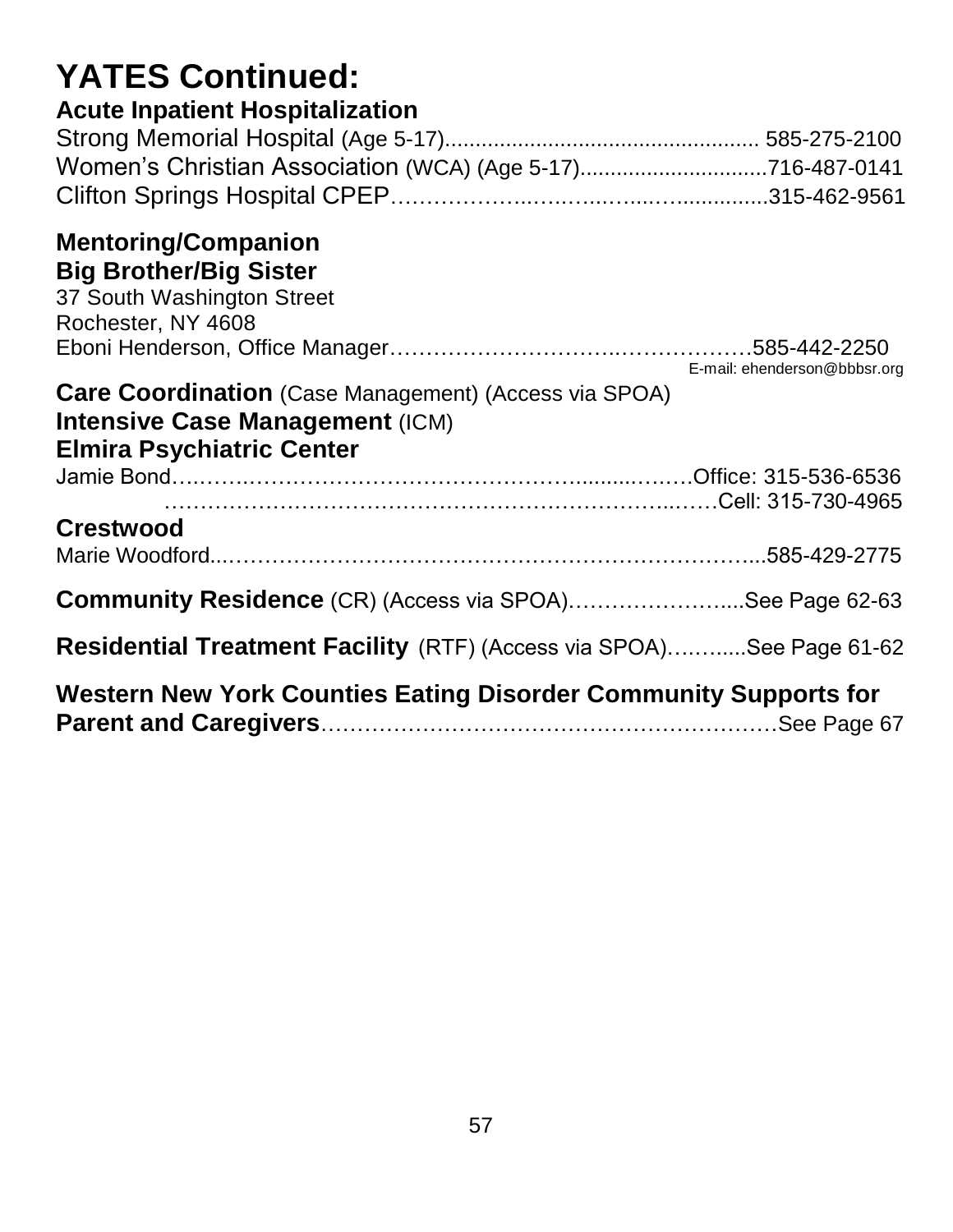# YATES Continued:

## Acute Inpatient Hospitalization

Strong Memorial Hospital (Age 5-17)................................................... 585-275-2100
Women's Christian Association (WCA) (Age 5-17)...............................716-487-0141
Clifton Springs Hospital CPEP………………..…..…..…...….................315-462-9561

## Mentoring/Companion

### Big Brother/Big Sister

37 South Washington Street
Rochester, NY 4608
Eboni Henderson, Office Manager…………………………..………………585-442-2250
E-mail: ehenderson@bbbsr.org

## Care Coordination (Case Management) (Access via SPOA)

### Intensive Case Management (ICM)

### Elmira Psychiatric Center

Jamie Bond….…….……………………………………….......….….Office: 315-536-6536
…………………………………………………………...……Cell: 315-730-4965

### Crestwood

Marie Woodford...……………………………………………………………...585-429-2775

**Community Residence** (CR) (Access via SPOA)………………….....See Page 62-63

**Residential Treatment Facility** (RTF) (Access via SPOA)….…......See Page 61-62

**Western New York Counties Eating Disorder Community Supports for Parent and Caregivers**……………………………………………………See Page 67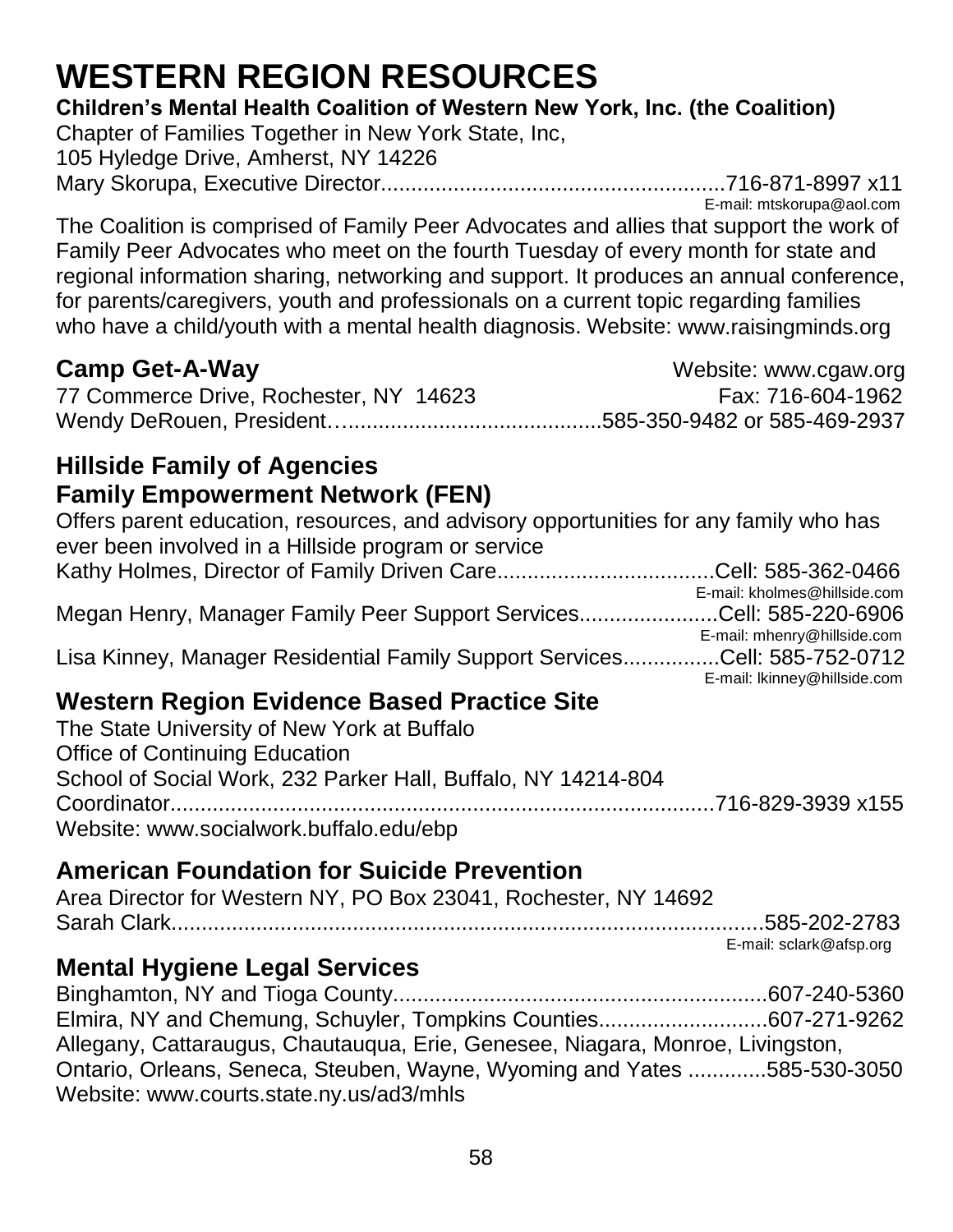# WESTERN REGION RESOURCES

**Children's Mental Health Coalition of Western New York, Inc. (the Coalition)**

Chapter of Families Together in New York State, Inc,
105 Hyledge Drive, Amherst, NY 14226
Mary Skorupa, Executive Director........................................................716-871-8997 x11
E-mail: mtskorupa@aol.com

The Coalition is comprised of Family Peer Advocates and allies that support the work of Family Peer Advocates who meet on the fourth Tuesday of every month for state and regional information sharing, networking and support. It produces an annual conference, for parents/caregivers, youth and professionals on a current topic regarding families who have a child/youth with a mental health diagnosis. Website: www.raisingminds.org

## Camp Get-A-Way

Website: www.cgaw.org
77 Commerce Drive, Rochester, NY 14623
Fax: 716-604-1962
Wendy DeRouen, President…........................................585-350-9482 or 585-469-2937

## Hillside Family of Agencies
## Family Empowerment Network (FEN)

Offers parent education, resources, and advisory opportunities for any family who has ever been involved in a Hillside program or service
Kathy Holmes, Director of Family Driven Care...................................Cell: 585-362-0466
E-mail: kholmes@hillside.com
Megan Henry, Manager Family Peer Support Services.......................Cell: 585-220-6906
E-mail: mhenry@hillside.com
Lisa Kinney, Manager Residential Family Support Services................Cell: 585-752-0712
E-mail: lkinney@hillside.com

## Western Region Evidence Based Practice Site

The State University of New York at Buffalo
Office of Continuing Education
School of Social Work, 232 Parker Hall, Buffalo, NY 14214-804
Coordinator..........................................................................................716-829-3939 x155
Website: www.socialwork.buffalo.edu/ebp

## American Foundation for Suicide Prevention

Area Director for Western NY, PO Box 23041, Rochester, NY 14692
Sarah Clark..................................................................................................585-202-2783
E-mail: sclark@afsp.org

## Mental Hygiene Legal Services

Binghamton, NY and Tioga County.............................................................607-240-5360
Elmira, NY and Chemung, Schuyler, Tompkins Counties...........................607-271-9262
Allegany, Cattaraugus, Chautauqua, Erie, Genesee, Niagara, Monroe, Livingston, Ontario, Orleans, Seneca, Steuben, Wayne, Wyoming and Yates .............585-530-3050
Website: www.courts.state.ny.us/ad3/mhls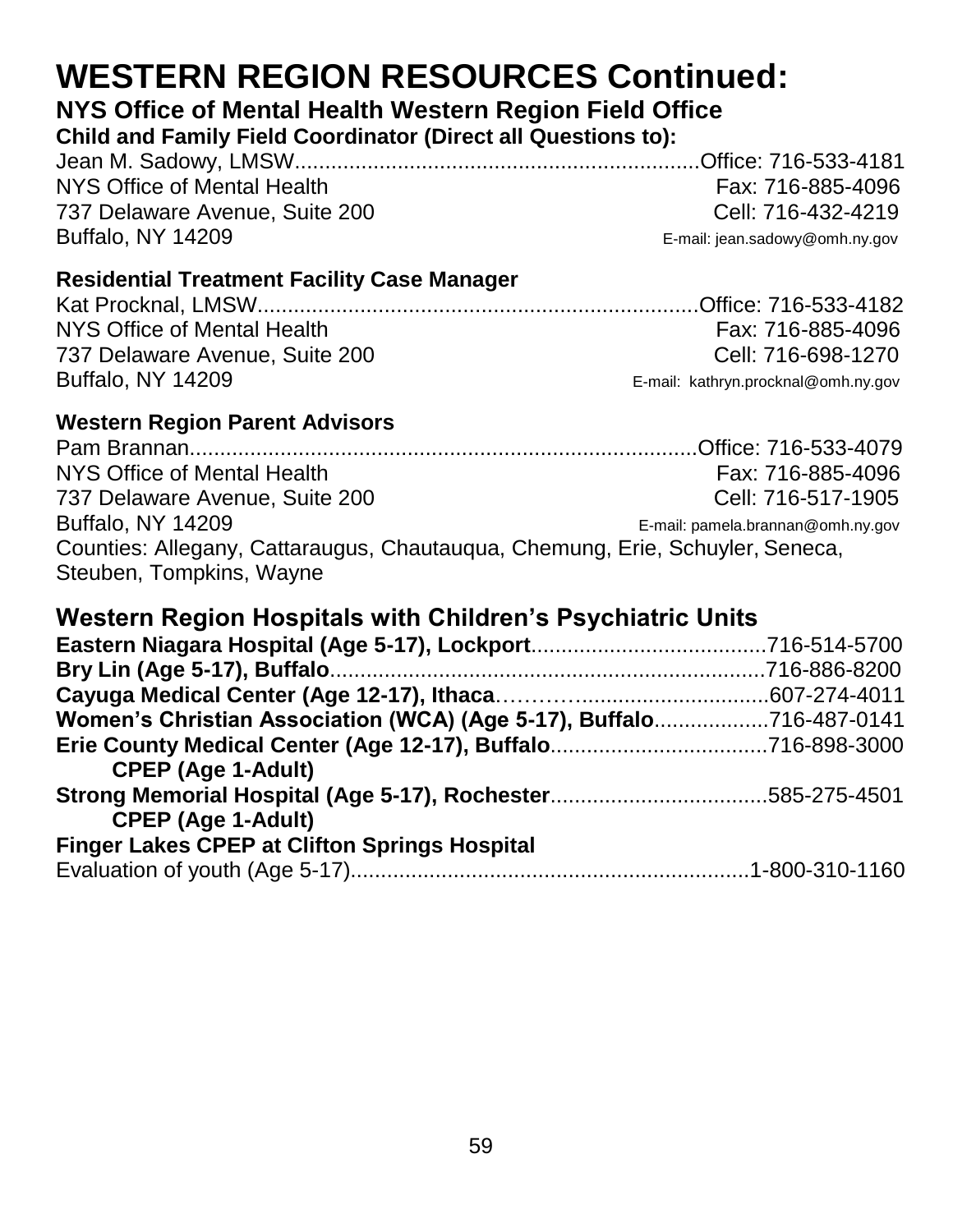# WESTERN REGION RESOURCES Continued:

## NYS Office of Mental Health Western Region Field Office

**Child and Family Field Coordinator (Direct all Questions to):**

Jean M. Sadowy, LMSW....................................................................Office: 716-533-4181
NYS Office of Mental Health — Fax: 716-885-4096
737 Delaware Avenue, Suite 200 — Cell: 716-432-4219
Buffalo, NY 14209 — E-mail: jean.sadowy@omh.ny.gov

**Residential Treatment Facility Case Manager**

Kat Procknal, LMSW........................................................................Office: 716-533-4182
NYS Office of Mental Health — Fax: 716-885-4096
737 Delaware Avenue, Suite 200 — Cell: 716-698-1270
Buffalo, NY 14209 — E-mail: kathryn.procknal@omh.ny.gov

**Western Region Parent Advisors**

Pam Brannan...................................................................................Office: 716-533-4079
NYS Office of Mental Health — Fax: 716-885-4096
737 Delaware Avenue, Suite 200 — Cell: 716-517-1905
Buffalo, NY 14209 — E-mail: pamela.brannan@omh.ny.gov
Counties: Allegany, Cattaraugus, Chautauqua, Chemung, Erie, Schuyler, Seneca, Steuben, Tompkins, Wayne

## Western Region Hospitals with Children's Psychiatric Units

**Eastern Niagara Hospital (Age 5-17), Lockport**......................................716-514-5700
**Bry Lin (Age 5-17), Buffalo**........................................................................716-886-8200
**Cayuga Medical Center (Age 12-17), Ithaca**……….............................607-274-4011
**Women's Christian Association (WCA) (Age 5-17), Buffalo**..................716-487-0141
**Erie County Medical Center (Age 12-17), Buffalo**...................................716-898-3000
  **CPEP (Age 1-Adult)**
**Strong Memorial Hospital (Age 5-17), Rochester**...................................585-275-4501
  **CPEP (Age 1-Adult)**
**Finger Lakes CPEP at Clifton Springs Hospital**
Evaluation of youth (Age 5-17)..................................................................1-800-310-1160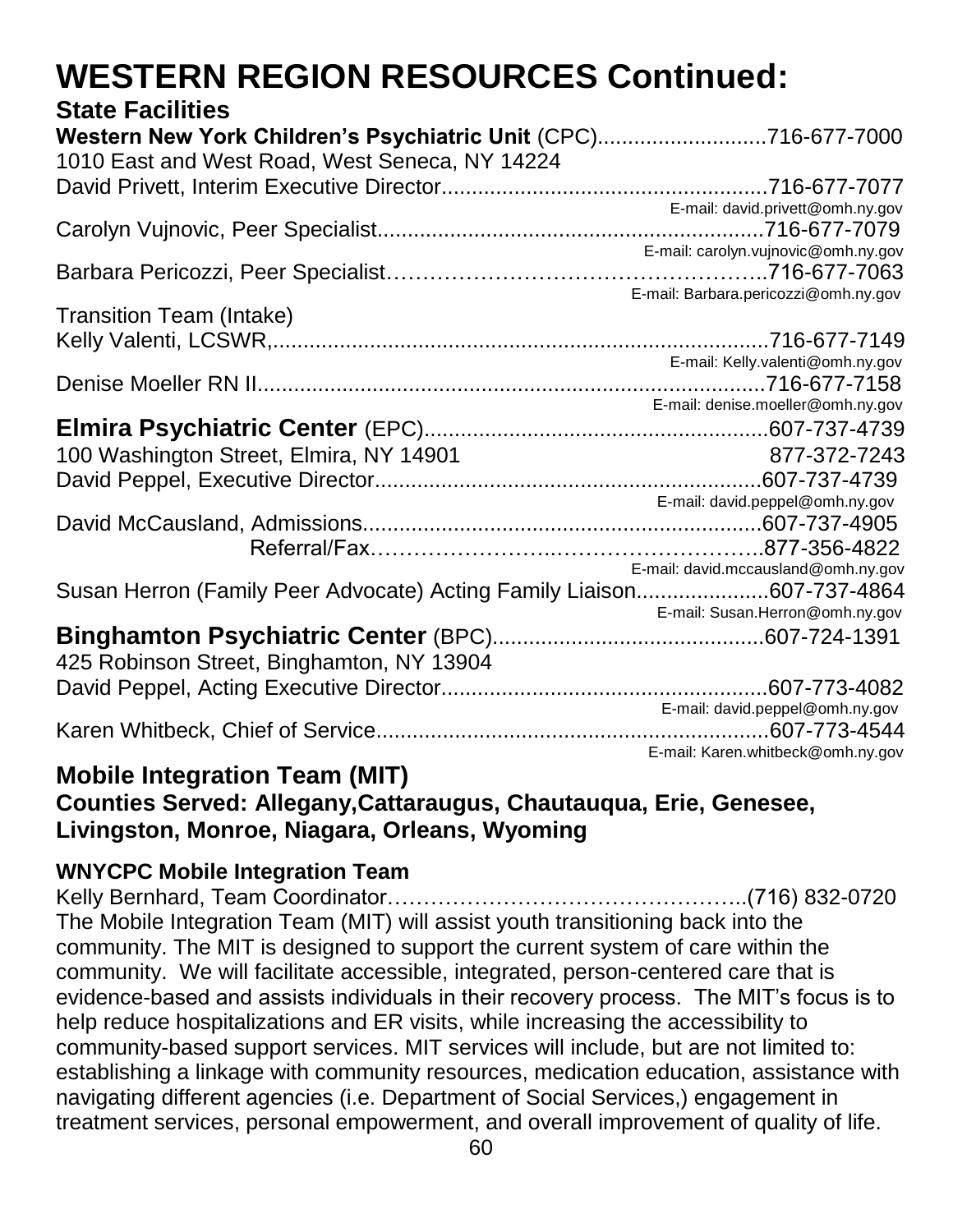# WESTERN REGION RESOURCES Continued:

## State Facilities

**Western New York Children's Psychiatric Unit** (CPC)............................716-677-7000
1010 East and West Road, West Seneca, NY 14224
David Privett, Interim Executive Director.....................................................716-677-7077
E-mail: david.privett@omh.ny.gov
Carolyn Vujnovic, Peer Specialist...............................................................716-677-7079
E-mail: carolyn.vujnovic@omh.ny.gov
Barbara Pericozzi, Peer Specialist………………………………………..716-677-7063
E-mail: Barbara.pericozzi@omh.ny.gov
Transition Team (Intake)
Kelly Valenti, LCSWR,..................................................................................716-677-7149
E-mail: Kelly.valenti@omh.ny.gov
Denise Moeller RN II....................................................................................716-677-7158
E-mail: denise.moeller@omh.ny.gov

**Elmira Psychiatric Center** (EPC)........................................................607-737-4739
100 Washington Street, Elmira, NY 14901 877-372-7243
David Peppel, Executive Director................................................................607-737-4739
E-mail: david.peppel@omh.ny.gov
David McCausland, Admissions.................................................................607-737-4905
Referral/Fax…………………….……………………..877-356-4822
E-mail: david.mccausland@omh.ny.gov
Susan Herron (Family Peer Advocate) Acting Family Liaison......................607-737-4864
E-mail: Susan.Herron@omh.ny.gov

**Binghamton Psychiatric Center** (BPC)............................................607-724-1391
425 Robinson Street, Binghamton, NY 13904
David Peppel, Acting Executive Director......................................................607-773-4082
E-mail: david.peppel@omh.ny.gov
Karen Whitbeck, Chief of Service................................................................607-773-4544
E-mail: Karen.whitbeck@omh.ny.gov

## Mobile Integration Team (MIT)

### Counties Served: Allegany,Cattaraugus, Chautauqua, Erie, Genesee, Livingston, Monroe, Niagara, Orleans, Wyoming

**WNYCPC Mobile Integration Team**

Kelly Bernhard, Team Coordinator…………………………………………..(716) 832-0720
The Mobile Integration Team (MIT) will assist youth transitioning back into the community. The MIT is designed to support the current system of care within the community. We will facilitate accessible, integrated, person-centered care that is evidence-based and assists individuals in their recovery process. The MIT's focus is to help reduce hospitalizations and ER visits, while increasing the accessibility to community-based support services. MIT services will include, but are not limited to: establishing a linkage with community resources, medication education, assistance with navigating different agencies (i.e. Department of Social Services,) engagement in treatment services, personal empowerment, and overall improvement of quality of life.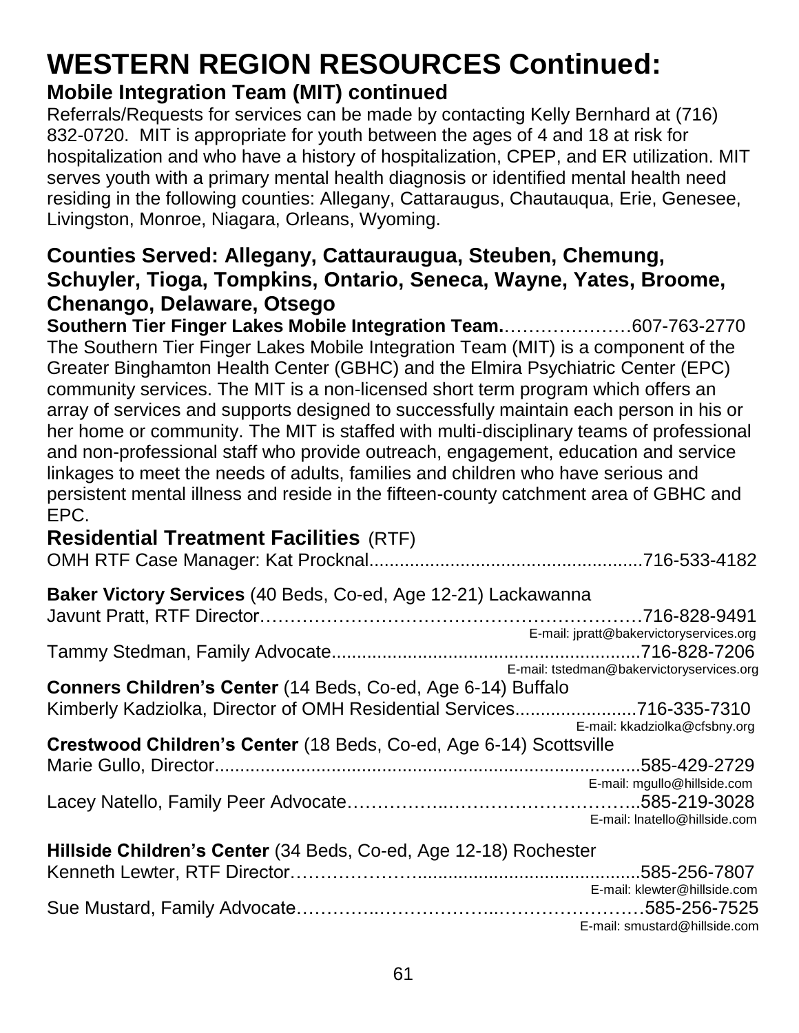# WESTERN REGION RESOURCES Continued:

## Mobile Integration Team (MIT) continued

Referrals/Requests for services can be made by contacting Kelly Bernhard at (716) 832-0720. MIT is appropriate for youth between the ages of 4 and 18 at risk for hospitalization and who have a history of hospitalization, CPEP, and ER utilization. MIT serves youth with a primary mental health diagnosis or identified mental health need residing in the following counties: Allegany, Cattaraugus, Chautauqua, Erie, Genesee, Livingston, Monroe, Niagara, Orleans, Wyoming.

## Counties Served: Allegany, Cattauraugua, Steuben, Chemung, Schuyler, Tioga, Tompkins, Ontario, Seneca, Wayne, Yates, Broome, Chenango, Delaware, Otsego

**Southern Tier Finger Lakes Mobile Integration Team.**…………………607-763-2770

The Southern Tier Finger Lakes Mobile Integration Team (MIT) is a component of the Greater Binghamton Health Center (GBHC) and the Elmira Psychiatric Center (EPC) community services. The MIT is a non-licensed short term program which offers an array of services and supports designed to successfully maintain each person in his or her home or community. The MIT is staffed with multi-disciplinary teams of professional and non-professional staff who provide outreach, engagement, education and service linkages to meet the needs of adults, families and children who have serious and persistent mental illness and reside in the fifteen-county catchment area of GBHC and EPC.

## Residential Treatment Facilities (RTF)

OMH RTF Case Manager: Kat Procknal......................................................716-533-4182

**Baker Victory Services** (40 Beds, Co-ed, Age 12-21) Lackawanna

Javunt Pratt, RTF Director……………………………………………………716-828-9491
E-mail: jpratt@bakervictoryservices.org

Tammy Stedman, Family Advocate.............................................................716-828-7206
E-mail: tstedman@bakervictoryservices.org

**Conners Children's Center** (14 Beds, Co-ed, Age 6-14) Buffalo

Kimberly Kadziolka, Director of OMH Residential Services........................716-335-7310
E-mail: kkadziolka@cfsbny.org

**Crestwood Children's Center** (18 Beds, Co-ed, Age 6-14) Scottsville

Marie Gullo, Director....................................................................................585-429-2729
E-mail: mgullo@hillside.com

Lacey Natello, Family Peer Advocate……………..……………………………..585-219-3028
E-mail: lnatello@hillside.com

**Hillside Children's Center** (34 Beds, Co-ed, Age 12-18) Rochester

Kenneth Lewter, RTF Director………………….........................................585-256-7807
E-mail: klewter@hillside.com

Sue Mustard, Family Advocate…………..………………..……………………585-256-7525
E-mail: smustard@hillside.com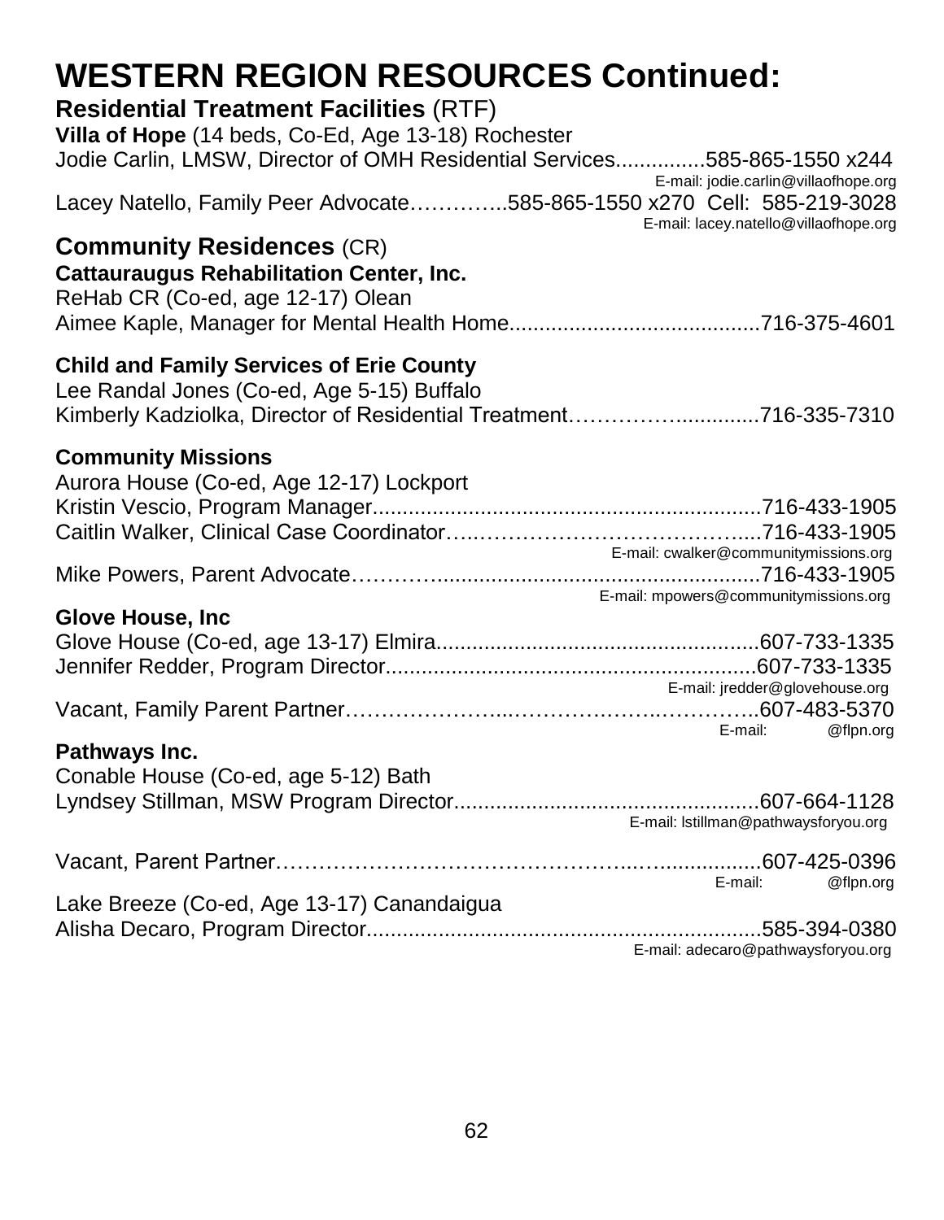# WESTERN REGION RESOURCES Continued:

## **Residential Treatment Facilities** (RTF)

**Villa of Hope** (14 beds, Co-Ed, Age 13-18) Rochester
Jodie Carlin, LMSW, Director of OMH Residential Services...............585-865-1550 x244
E-mail: jodie.carlin@villaofhope.org
Lacey Natello, Family Peer Advocate…………..585-865-1550 x270 Cell: 585-219-3028
E-mail: lacey.natello@villaofhope.org

## **Community Residences** (CR)

**Cattauraugus Rehabilitation Center, Inc.**
ReHab CR (Co-ed, age 12-17) Olean
Aimee Kaple, Manager for Mental Health Home.........................................716-375-4601

**Child and Family Services of Erie County**
Lee Randal Jones (Co-ed, Age 5-15) Buffalo
Kimberly Kadziolka, Director of Residential Treatment…………….............716-335-7310

**Community Missions**
Aurora House (Co-ed, Age 12-17) Lockport
Kristin Vescio, Program Manager.................................................................716-433-1905
Caitlin Walker, Clinical Case Coordinator…..…………………………………....716-433-1905
E-mail: cwalker@communitymissions.org
Mike Powers, Parent Advocate……….......................................................716-433-1905
E-mail: mpowers@communitymissions.org

**Glove House, Inc**
Glove House (Co-ed, age 13-17) Elmira......................................................607-733-1335
Jennifer Redder, Program Director..............................................................607-733-1335
E-mail: jredder@glovehouse.org
Vacant, Family Parent Partner…………………...………………..…………..607-483-5370
E-mail: @flpn.org

**Pathways Inc.**
Conable House (Co-ed, age 5-12) Bath
Lyndsey Stillman, MSW Program Director..................................................607-664-1128
E-mail: lstillman@pathwaysforyou.org

Vacant, Parent Partner………………………………………………..….............607-425-0396
E-mail: @flpn.org

Lake Breeze (Co-ed, Age 13-17) Canandaigua
Alisha Decaro, Program Director.................................................................585-394-0380
E-mail: adecaro@pathwaysforyou.org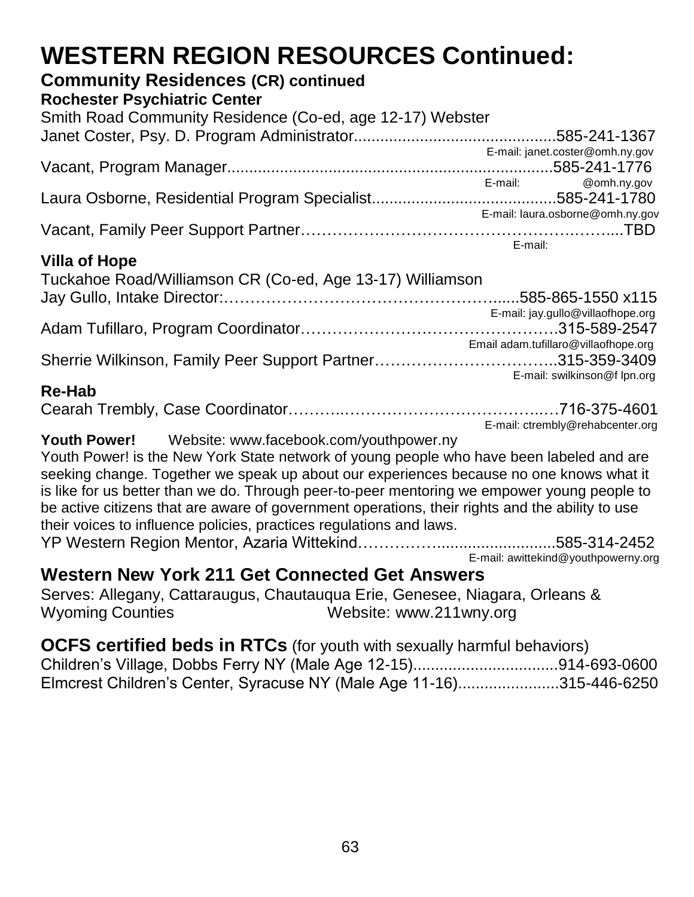# WESTERN REGION RESOURCES Continued:

## Community Residences (CR) continued

### Rochester Psychiatric Center

Smith Road Community Residence (Co-ed, age 12-17) Webster

Janet Coster, Psy. D. Program Administrator.............................................585-241-1367
E-mail: janet.coster@omh.ny.gov

Vacant, Program Manager.........................................................................585-241-1776
E-mail: @omh.ny.gov

Laura Osborne, Residential Program Specialist.........................................585-241-1780
E-mail: laura.osborne@omh.ny.gov

Vacant, Family Peer Support Partner……………………………………………….……....TBD
E-mail:

### Villa of Hope

Tuckahoe Road/Williamson CR (Co-ed, Age 13-17) Williamson

Jay Gullo, Intake Director:…………………………………………….....585-865-1550 x115
E-mail: jay.gullo@villaofhope.org

Adam Tufillaro, Program Coordinator……………………………………….315-589-2547
Email adam.tufillaro@villaofhope.org

Sherrie Wilkinson, Family Peer Support Partner……………………………..315-359-3409
E-mail: swilkinson@f lpn.org

### Re-Hab

Cearah Trembly, Case Coordinator……..…………………………………..…716-375-4601
E-mail: ctrembly@rehabcenter.org

**Youth Power!** Website: www.facebook.com/youthpower.ny

Youth Power! is the New York State network of young people who have been labeled and are seeking change. Together we speak up about our experiences because no one knows what it is like for us better than we do. Through peer-to-peer mentoring we empower young people to be active citizens that are aware of government operations, their rights and the ability to use their voices to influence policies, practices regulations and laws.

YP Western Region Mentor, Azaria Wittekind………….........................585-314-2452
E-mail: awittekind@youthpowerny.org

## Western New York 211 Get Connected Get Answers

Serves: Allegany, Cattaraugus, Chautauqua Erie, Genesee, Niagara, Orleans & Wyoming Counties Website: www.211wny.org

## OCFS certified beds in RTCs (for youth with sexually harmful behaviors)

Children's Village, Dobbs Ferry NY (Male Age 12-15).................................914-693-0600
Elmcrest Children's Center, Syracuse NY (Male Age 11-16).......................315-446-6250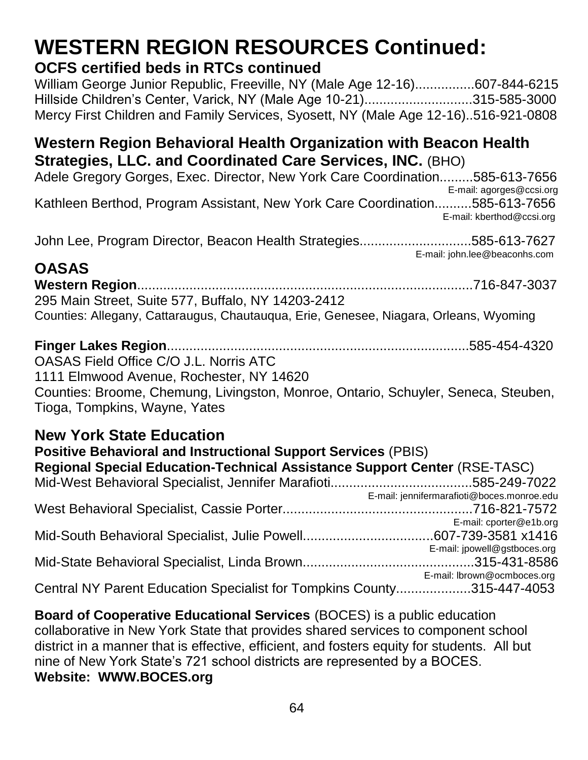# WESTERN REGION RESOURCES Continued:

## OCFS certified beds in RTCs continued

William George Junior Republic, Freeville, NY (Male Age 12-16)................607-844-6215
Hillside Children's Center, Varick, NY (Male Age 10-21)............................315-585-3000
Mercy First Children and Family Services, Syosett, NY (Male Age 12-16)..516-921-0808

## Western Region Behavioral Health Organization with Beacon Health Strategies, LLC. and Coordinated Care Services, INC. (BHO)

Adele Gregory Gorges, Exec. Director, New York Care Coordination.........585-613-7656
E-mail: agorges@ccsi.org

Kathleen Berthod, Program Assistant, New York Care Coordination..........585-613-7656
E-mail: kberthod@ccsi.org

John Lee, Program Director, Beacon Health Strategies.............................585-613-7627
E-mail: john.lee@beaconhs.com

## OASAS

**Western Region**.........................................................................................716-847-3037
295 Main Street, Suite 577, Buffalo, NY 14203-2412
Counties: Allegany, Cattaraugus, Chautauqua, Erie, Genesee, Niagara, Orleans, Wyoming

**Finger Lakes Region**................................................................................585-454-4320
OASAS Field Office C/O J.L. Norris ATC
1111 Elmwood Avenue, Rochester, NY 14620
Counties: Broome, Chemung, Livingston, Monroe, Ontario, Schuyler, Seneca, Steuben, Tioga, Tompkins, Wayne, Yates

## New York State Education

**Positive Behavioral and Instructional Support Services** (PBIS)
**Regional Special Education-Technical Assistance Support Center** (RSE-TASC)

Mid-West Behavioral Specialist, Jennifer Marafioti.....................................585-249-7022
E-mail: jennifermarafioti@boces.monroe.edu

West Behavioral Specialist, Cassie Porter...................................................716-821-7572
E-mail: cporter@e1b.org

Mid-South Behavioral Specialist, Julie Powell..................................607-739-3581 x1416
E-mail: jpowell@gstboces.org

Mid-State Behavioral Specialist, Linda Brown.............................................315-431-8586
E-mail: lbrown@ocmboces.org

Central NY Parent Education Specialist for Tompkins County....................315-447-4053

**Board of Cooperative Educational Services** (BOCES) is a public education collaborative in New York State that provides shared services to component school district in a manner that is effective, efficient, and fosters equity for students. All but nine of New York State's 721 school districts are represented by a BOCES.
**Website: WWW.BOCES.org**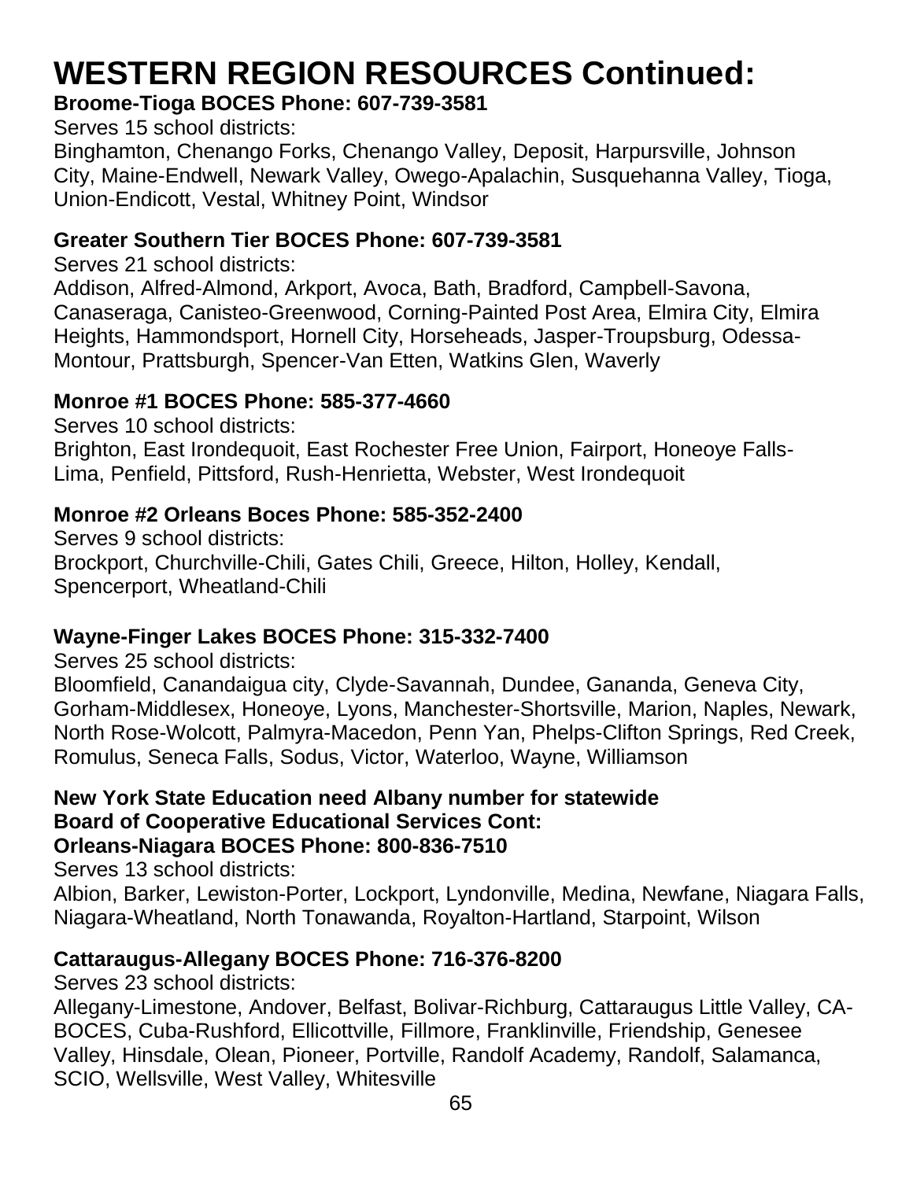# WESTERN REGION RESOURCES Continued:

**Broome-Tioga BOCES Phone: 607-739-3581**

Serves 15 school districts:
Binghamton, Chenango Forks, Chenango Valley, Deposit, Harpursville, Johnson City, Maine-Endwell, Newark Valley, Owego-Apalachin, Susquehanna Valley, Tioga, Union-Endicott, Vestal, Whitney Point, Windsor

**Greater Southern Tier BOCES Phone: 607-739-3581**

Serves 21 school districts:
Addison, Alfred-Almond, Arkport, Avoca, Bath, Bradford, Campbell-Savona, Canaseraga, Canisteo-Greenwood, Corning-Painted Post Area, Elmira City, Elmira Heights, Hammondsport, Hornell City, Horseheads, Jasper-Troupsburg, Odessa-Montour, Prattsburgh, Spencer-Van Etten, Watkins Glen, Waverly

**Monroe #1 BOCES Phone: 585-377-4660**

Serves 10 school districts:
Brighton, East Irondequoit, East Rochester Free Union, Fairport, Honeoye Falls-Lima, Penfield, Pittsford, Rush-Henrietta, Webster, West Irondequoit

**Monroe #2 Orleans Boces Phone: 585-352-2400**

Serves 9 school districts:
Brockport, Churchville-Chili, Gates Chili, Greece, Hilton, Holley, Kendall, Spencerport, Wheatland-Chili

**Wayne-Finger Lakes BOCES Phone: 315-332-7400**

Serves 25 school districts:
Bloomfield, Canandaigua city, Clyde-Savannah, Dundee, Gananda, Geneva City, Gorham-Middlesex, Honeoye, Lyons, Manchester-Shortsville, Marion, Naples, Newark, North Rose-Wolcott, Palmyra-Macedon, Penn Yan, Phelps-Clifton Springs, Red Creek, Romulus, Seneca Falls, Sodus, Victor, Waterloo, Wayne, Williamson

**New York State Education need Albany number for statewide**
**Board of Cooperative Educational Services Cont:**
**Orleans-Niagara BOCES Phone: 800-836-7510**

Serves 13 school districts:
Albion, Barker, Lewiston-Porter, Lockport, Lyndonville, Medina, Newfane, Niagara Falls, Niagara-Wheatland, North Tonawanda, Royalton-Hartland, Starpoint, Wilson

**Cattaraugus-Allegany BOCES Phone: 716-376-8200**

Serves 23 school districts:
Allegany-Limestone, Andover, Belfast, Bolivar-Richburg, Cattaraugus Little Valley, CA-BOCES, Cuba-Rushford, Ellicottville, Fillmore, Franklinville, Friendship, Genesee Valley, Hinsdale, Olean, Pioneer, Portville, Randolf Academy, Randolf, Salamanca, SCIO, Wellsville, West Valley, Whitesville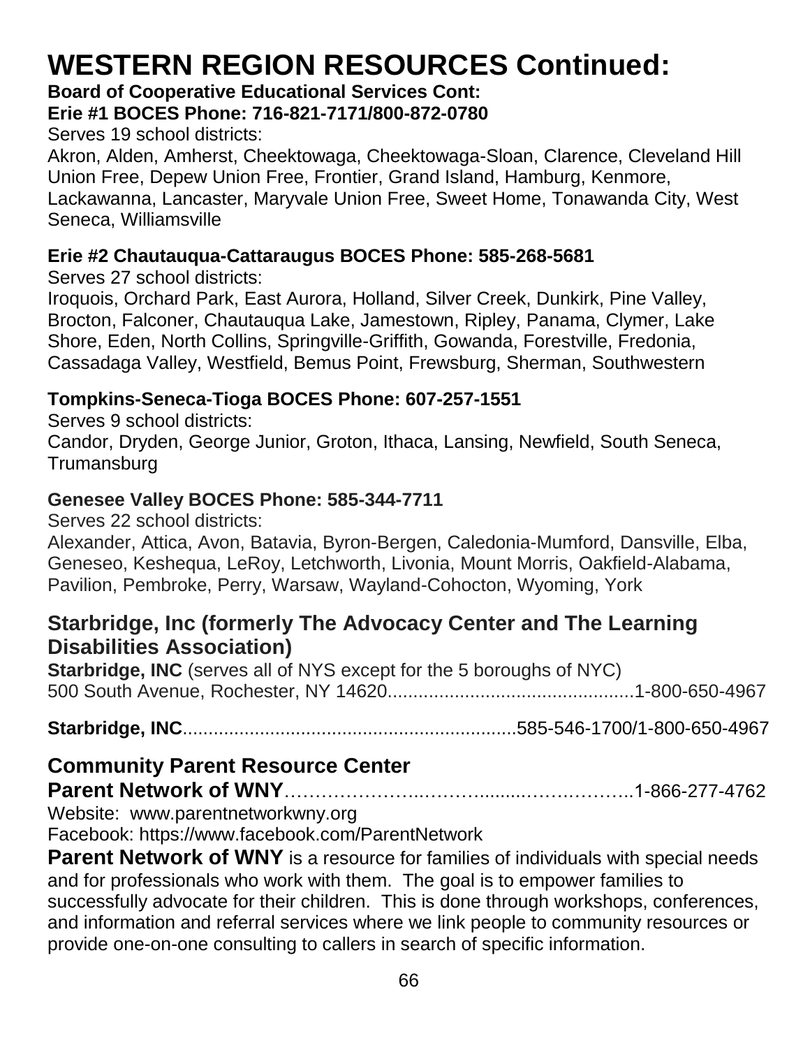# WESTERN REGION RESOURCES Continued:

**Board of Cooperative Educational Services Cont:**
**Erie #1 BOCES Phone: 716-821-7171/800-872-0780**

Serves 19 school districts:
Akron, Alden, Amherst, Cheektowaga, Cheektowaga-Sloan, Clarence, Cleveland Hill Union Free, Depew Union Free, Frontier, Grand Island, Hamburg, Kenmore, Lackawanna, Lancaster, Maryvale Union Free, Sweet Home, Tonawanda City, West Seneca, Williamsville

**Erie #2 Chautauqua-Cattaraugus BOCES Phone: 585-268-5681**

Serves 27 school districts:
Iroquois, Orchard Park, East Aurora, Holland, Silver Creek, Dunkirk, Pine Valley, Brocton, Falconer, Chautauqua Lake, Jamestown, Ripley, Panama, Clymer, Lake Shore, Eden, North Collins, Springville-Griffith, Gowanda, Forestville, Fredonia, Cassadaga Valley, Westfield, Bemus Point, Frewsburg, Sherman, Southwestern

**Tompkins-Seneca-Tioga BOCES Phone: 607-257-1551**

Serves 9 school districts:
Candor, Dryden, George Junior, Groton, Ithaca, Lansing, Newfield, South Seneca, Trumansburg

**Genesee Valley BOCES Phone: 585-344-7711**

Serves 22 school districts:
Alexander, Attica, Avon, Batavia, Byron-Bergen, Caledonia-Mumford, Dansville, Elba, Geneseo, Keshequa, LeRoy, Letchworth, Livonia, Mount Morris, Oakfield-Alabama, Pavilion, Pembroke, Perry, Warsaw, Wayland-Cohocton, Wyoming, York

## Starbridge, Inc (formerly The Advocacy Center and The Learning Disabilities Association)

**Starbridge, INC** (serves all of NYS except for the 5 boroughs of NYC)
500 South Avenue, Rochester, NY 14620................................................1-800-650-4967

**Starbridge, INC**................................................................585-546-1700/1-800-650-4967

## Community Parent Resource Center

**Parent Network of WNY**…………………..………........………………..1-866-277-4762

Website: www.parentnetworkwny.org
Facebook: https://www.facebook.com/ParentNetwork

**Parent Network of WNY** is a resource for families of individuals with special needs and for professionals who work with them. The goal is to empower families to successfully advocate for their children. This is done through workshops, conferences, and information and referral services where we link people to community resources or provide one-on-one consulting to callers in search of specific information.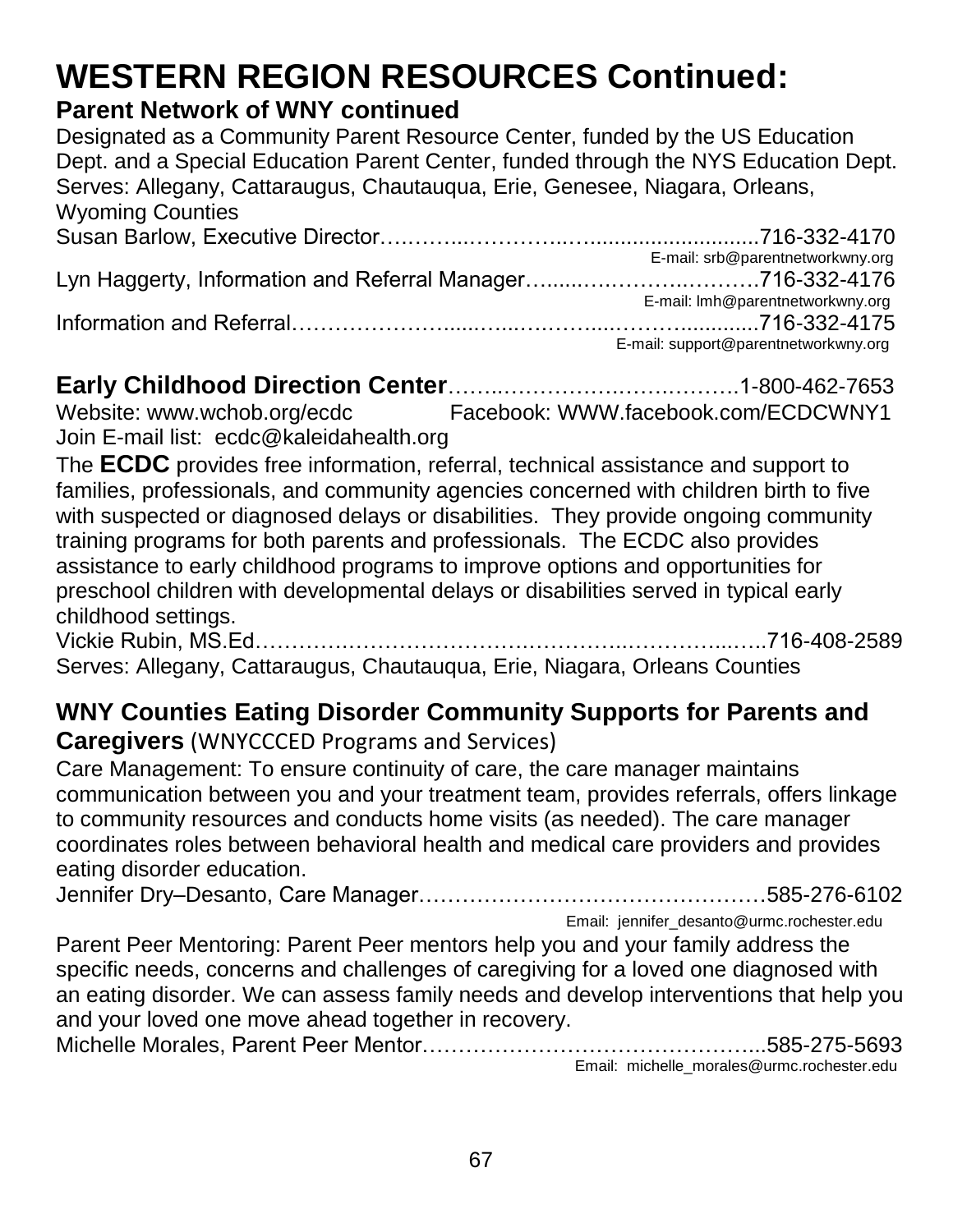# WESTERN REGION RESOURCES Continued:

### Parent Network of WNY continued

Designated as a Community Parent Resource Center, funded by the US Education Dept. and a Special Education Parent Center, funded through the NYS Education Dept.
Serves: Allegany, Cattaraugus, Chautauqua, Erie, Genesee, Niagara, Orleans, Wyoming Counties

Susan Barlow, Executive Director…………..……………..…..........................716-332-4170
E-mail: srb@parentnetworkwny.org

Lyn Haggerty, Information and Referral Manager…......…..……….……….716-332-4176
E-mail: lmh@parentnetworkwny.org

Information and Referral………………….....…...…..……..……...........716-332-4175
E-mail: support@parentnetworkwny.org

**Early Childhood Direction Center**……..……………..…….……….1-800-462-7653
Website: www.wchob.org/ecdc        Facebook: WWW.facebook.com/ECDCWNY1
Join E-mail list: ecdc@kaleidahealth.org

The **ECDC** provides free information, referral, technical assistance and support to families, professionals, and community agencies concerned with children birth to five with suspected or diagnosed delays or disabilities. They provide ongoing community training programs for both parents and professionals. The ECDC also provides assistance to early childhood programs to improve options and opportunities for preschool children with developmental delays or disabilities served in typical early childhood settings.

Vickie Rubin, MS.Ed…………..…………………….………….………...…..716-408-2589
Serves: Allegany, Cattaraugus, Chautauqua, Erie, Niagara, Orleans Counties

### WNY Counties Eating Disorder Community Supports for Parents and Caregivers (WNYCCCED Programs and Services)

Care Management: To ensure continuity of care, the care manager maintains communication between you and your treatment team, provides referrals, offers linkage to community resources and conducts home visits (as needed). The care manager coordinates roles between behavioral health and medical care providers and provides eating disorder education.

Jennifer Dry–Desanto, Care Manager…………………………………………585-276-6102
Email: jennifer_desanto@urmc.rochester.edu

Parent Peer Mentoring: Parent Peer mentors help you and your family address the specific needs, concerns and challenges of caregiving for a loved one diagnosed with an eating disorder. We can assess family needs and develop interventions that help you and your loved one move ahead together in recovery.

Michelle Morales, Parent Peer Mentor……………………………………...585-275-5693
Email: michelle_morales@urmc.rochester.edu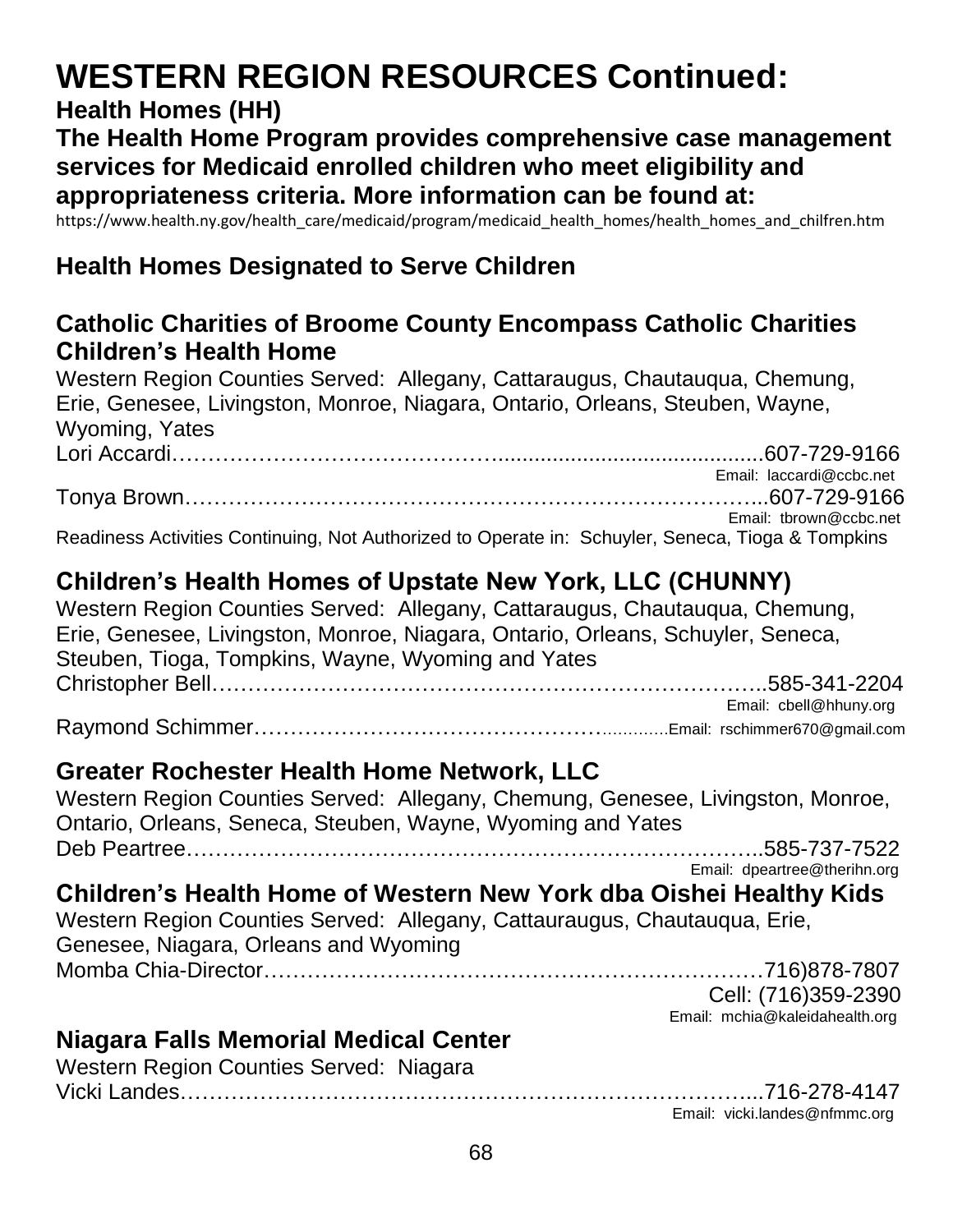# WESTERN REGION RESOURCES Continued:

**Health Homes (HH)**

**The Health Home Program provides comprehensive case management services for Medicaid enrolled children who meet eligibility and appropriateness criteria. More information can be found at:**

https://www.health.ny.gov/health_care/medicaid/program/medicaid_health_homes/health_homes_and_chilfren.htm

## Health Homes Designated to Serve Children

### Catholic Charities of Broome County Encompass Catholic Charities Children's Health Home

Western Region Counties Served: Allegany, Cattaraugus, Chautauqua, Chemung, Erie, Genesee, Livingston, Monroe, Niagara, Ontario, Orleans, Steuben, Wayne, Wyoming, Yates

Lori Accardi……………………………………..........................................607-729-9166
Email: laccardi@ccbc.net

Tonya Brown…………………………………………………………………..607-729-9166
Email: tbrown@ccbc.net

Readiness Activities Continuing, Not Authorized to Operate in: Schuyler, Seneca, Tioga & Tompkins

### Children's Health Homes of Upstate New York, LLC (CHUNNY)

Western Region Counties Served: Allegany, Cattaraugus, Chautauqua, Chemung, Erie, Genesee, Livingston, Monroe, Niagara, Ontario, Orleans, Schuyler, Seneca, Steuben, Tioga, Tompkins, Wayne, Wyoming and Yates

Christopher Bell………………………………………………………………..585-341-2204
Email: cbell@hhuny.org

Raymond Schimmer……………………………………….............Email: rschimmer670@gmail.com

### Greater Rochester Health Home Network, LLC

Western Region Counties Served: Allegany, Chemung, Genesee, Livingston, Monroe, Ontario, Orleans, Seneca, Steuben, Wayne, Wyoming and Yates

Deb Peartree…………………………………………………………………..585-737-7522
Email: dpeartree@therihn.org

### Children's Health Home of Western New York dba Oishei Healthy Kids

Western Region Counties Served: Allegany, Cattauraugus, Chautauqua, Erie, Genesee, Niagara, Orleans and Wyoming

Momba Chia-Director……………………………………………………………716)878-7807
Cell: (716)359-2390
Email: mchia@kaleidahealth.org

### Niagara Falls Memorial Medical Center

Western Region Counties Served: Niagara

Vicki Landes…………………………………………………………………...716-278-4147
Email: vicki.landes@nfmmc.org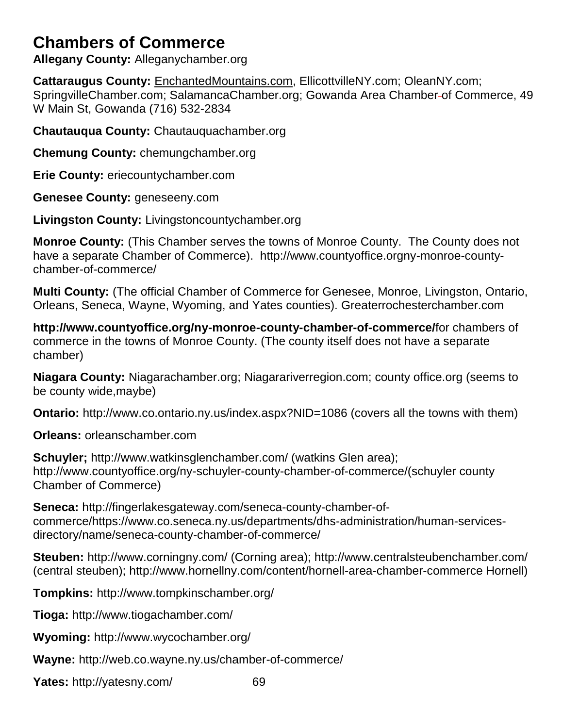# Chambers of Commerce

**Allegany County:** Alleganychamber.org

**Cattaraugus County:** EnchantedMountains.com, EllicottvilleNY.com; OleanNY.com; SpringvilleChamber.com; SalamancaChamber.org; Gowanda Area Chamber of Commerce, 49 W Main St, Gowanda (716) 532-2834

**Chautauqua County:** Chautauquachamber.org

**Chemung County:** chemungchamber.org

**Erie County:** eriecountychamber.com

**Genesee County:** geneseeny.com

**Livingston County:** Livingstoncountychamber.org

**Monroe County:** (This Chamber serves the towns of Monroe County. The County does not have a separate Chamber of Commerce). http://www.countyoffice.orgny-monroe-county-chamber-of-commerce/

**Multi County:** (The official Chamber of Commerce for Genesee, Monroe, Livingston, Ontario, Orleans, Seneca, Wayne, Wyoming, and Yates counties). Greaterrochesterchamber.com

**http://www.countyoffice.org/ny-monroe-county-chamber-of-commerce/**for chambers of commerce in the towns of Monroe County. (The county itself does not have a separate chamber)

**Niagara County:** Niagarachamber.org; Niagarariverregion.com; county office.org (seems to be county wide,maybe)

**Ontario:** http://www.co.ontario.ny.us/index.aspx?NID=1086 (covers all the towns with them)

**Orleans:** orleanschamber.com

**Schuyler;** http://www.watkinsglenchamber.com/ (watkins Glen area); http://www.countyoffice.org/ny-schuyler-county-chamber-of-commerce/(schuyler county Chamber of Commerce)

**Seneca:** http://fingerlakesgateway.com/seneca-county-chamber-of-commerce/https://www.co.seneca.ny.us/departments/dhs-administration/human-services-directory/name/seneca-county-chamber-of-commerce/

**Steuben:** http://www.corningny.com/ (Corning area); http://www.centralsteubenchamber.com/ (central steuben); http://www.hornellny.com/content/hornell-area-chamber-commerce Hornell)

**Tompkins:** http://www.tompkinschamber.org/

**Tioga:** http://www.tiogachamber.com/

**Wyoming:** http://www.wycochamber.org/

**Wayne:** http://web.co.wayne.ny.us/chamber-of-commerce/

**Yates:** http://yatesny.com/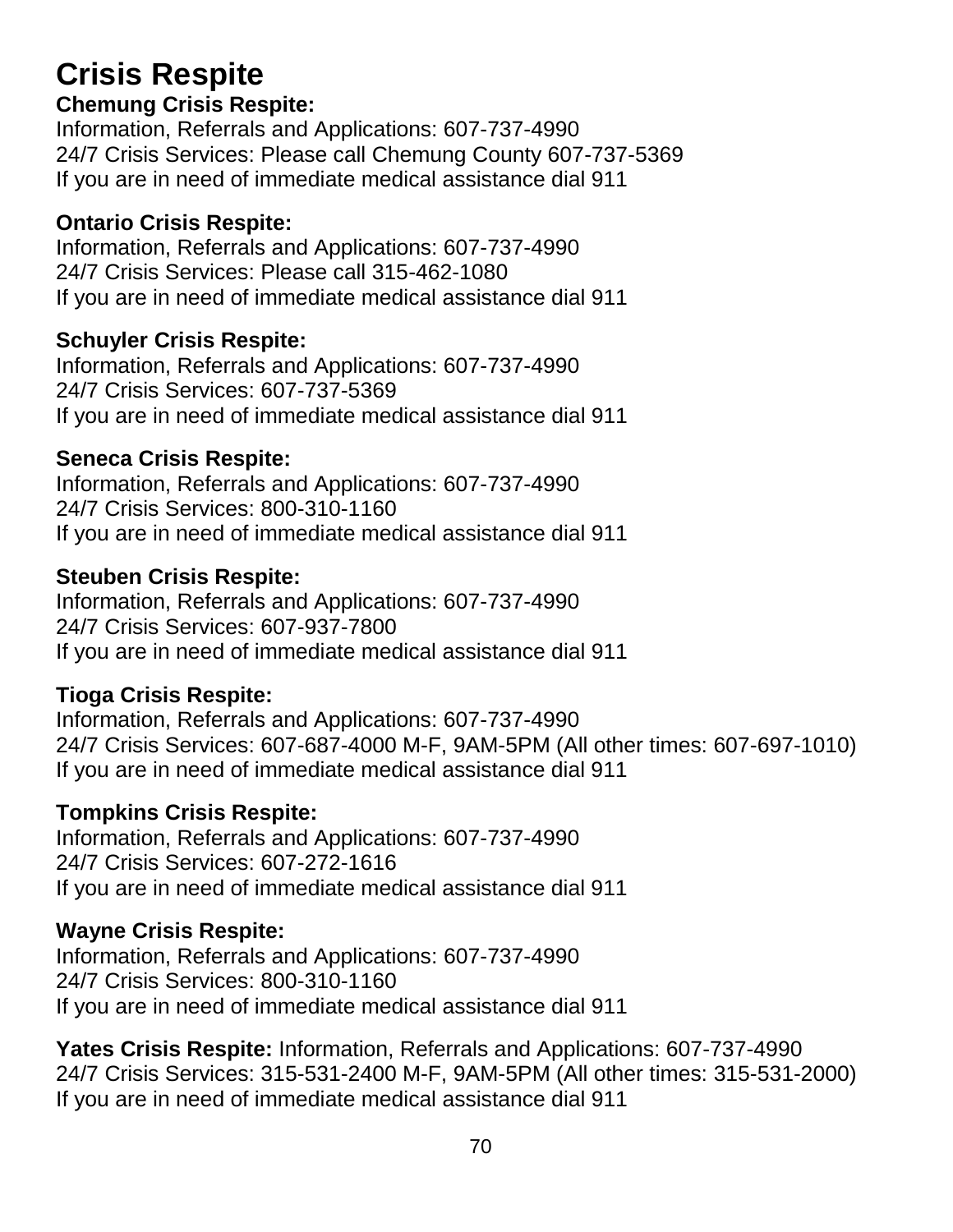# Crisis Respite

**Chemung Crisis Respite:**
Information, Referrals and Applications: 607-737-4990
24/7 Crisis Services: Please call Chemung County 607-737-5369
If you are in need of immediate medical assistance dial 911

**Ontario Crisis Respite:**
Information, Referrals and Applications: 607-737-4990
24/7 Crisis Services: Please call 315-462-1080
If you are in need of immediate medical assistance dial 911

**Schuyler Crisis Respite:**
Information, Referrals and Applications: 607-737-4990
24/7 Crisis Services: 607-737-5369
If you are in need of immediate medical assistance dial 911

**Seneca Crisis Respite:**
Information, Referrals and Applications: 607-737-4990
24/7 Crisis Services: 800-310-1160
If you are in need of immediate medical assistance dial 911

**Steuben Crisis Respite:**
Information, Referrals and Applications: 607-737-4990
24/7 Crisis Services: 607-937-7800
If you are in need of immediate medical assistance dial 911

**Tioga Crisis Respite:**
Information, Referrals and Applications: 607-737-4990
24/7 Crisis Services: 607-687-4000 M-F, 9AM-5PM (All other times: 607-697-1010)
If you are in need of immediate medical assistance dial 911

**Tompkins Crisis Respite:**
Information, Referrals and Applications: 607-737-4990
24/7 Crisis Services: 607-272-1616
If you are in need of immediate medical assistance dial 911

**Wayne Crisis Respite:**
Information, Referrals and Applications: 607-737-4990
24/7 Crisis Services: 800-310-1160
If you are in need of immediate medical assistance dial 911

**Yates Crisis Respite:** Information, Referrals and Applications: 607-737-4990
24/7 Crisis Services: 315-531-2400 M-F, 9AM-5PM (All other times: 315-531-2000)
If you are in need of immediate medical assistance dial 911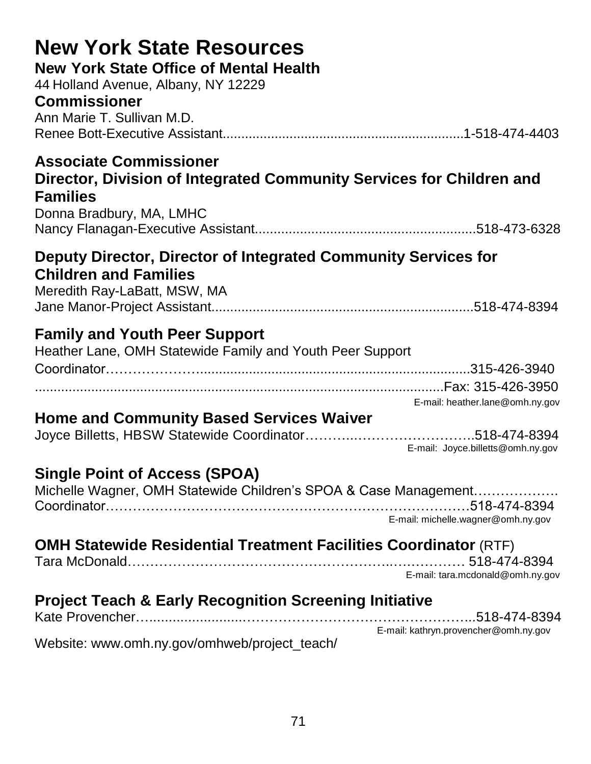# New York State Resources

## New York State Office of Mental Health

44 Holland Avenue, Albany, NY 12229

### Commissioner

Ann Marie T. Sullivan M.D.
Renee Bott-Executive Assistant................................................................1-518-474-4403

### Associate Commissioner

### Director, Division of Integrated Community Services for Children and Families

Donna Bradbury, MA, LMHC
Nancy Flanagan-Executive Assistant..........................................................518-473-6328

### Deputy Director, Director of Integrated Community Services for Children and Families

Meredith Ray-LaBatt, MSW, MA
Jane Manor-Project Assistant.....................................................................518-474-8394

### Family and Youth Peer Support

Heather Lane, OMH Statewide Family and Youth Peer Support
Coordinator……………….....................................................................315-426-3940
.......................................................................................................Fax: 315-426-3950
E-mail: heather.lane@omh.ny.gov

### Home and Community Based Services Waiver

Joyce Billetts, HBSW Statewide Coordinator……….…………………….518-474-8394
E-mail: Joyce.billetts@omh.ny.gov

### Single Point of Access (SPOA)

Michelle Wagner, OMH Statewide Children's SPOA & Case Management……………….
Coordinator…………………………………………………………………518-474-8394
E-mail: michelle.wagner@omh.ny.gov

### OMH Statewide Residential Treatment Facilities Coordinator (RTF)

Tara McDonald……………………………………………..…………… 518-474-8394
E-mail: tara.mcdonald@omh.ny.gov

### Project Teach & Early Recognition Screening Initiative

Kate Provencher…........................……………………………………….518-474-8394
E-mail: kathryn.provencher@omh.ny.gov

Website: www.omh.ny.gov/omhweb/project_teach/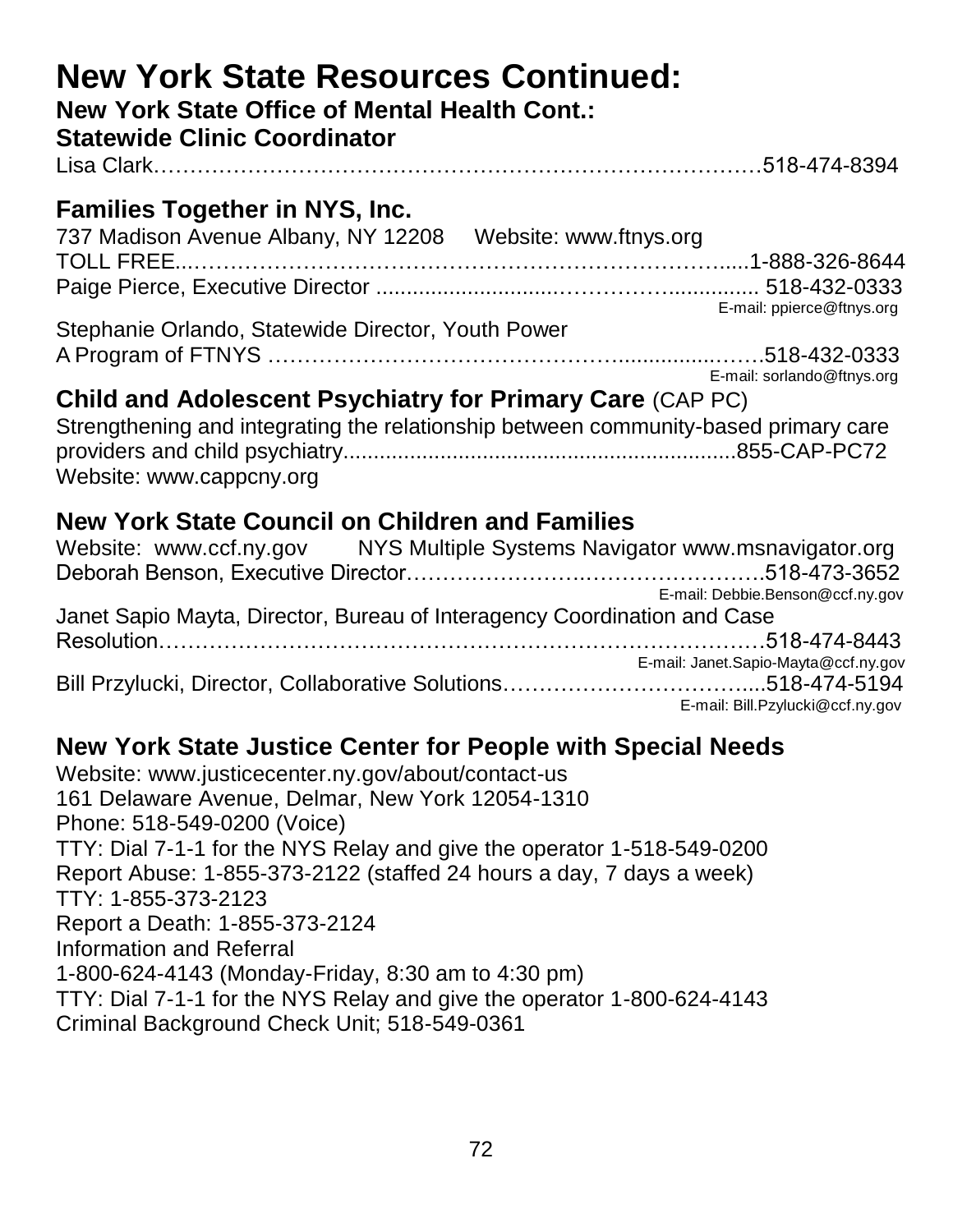# New York State Resources Continued:

**New York State Office of Mental Health Cont.:**

**Statewide Clinic Coordinator**

Lisa Clark……………………………………………………………………….518-474-8394

## Families Together in NYS, Inc.

737 Madison Avenue Albany, NY 12208 Website: www.ftnys.org

TOLL FREE...…………………………………………………………………....1-888-326-8644

Paige Pierce, Executive Director ..........................…………….............. 518-432-0333

E-mail: ppierce@ftnys.org

Stephanie Orlando, Statewide Director, Youth Power

A Program of FTNYS ………………………………………...............……518-432-0333

E-mail: sorlando@ftnys.org

## Child and Adolescent Psychiatry for Primary Care (CAP PC)

Strengthening and integrating the relationship between community-based primary care providers and child psychiatry...............................................................855-CAP-PC72

Website: www.cappcny.org

## New York State Council on Children and Families

Website: www.ccf.ny.gov NYS Multiple Systems Navigator www.msnavigator.org

Deborah Benson, Executive Director……………………..…………………….518-473-3652

E-mail: Debbie.Benson@ccf.ny.gov

Janet Sapio Mayta, Director, Bureau of Interagency Coordination and Case Resolution………………………………………………………………………518-474-8443

E-mail: Janet.Sapio-Mayta@ccf.ny.gov

Bill Przylucki, Director, Collaborative Solutions……………………………....518-474-5194

E-mail: Bill.Pzylucki@ccf.ny.gov

## New York State Justice Center for People with Special Needs

Website: www.justicecenter.ny.gov/about/contact-us

161 Delaware Avenue, Delmar, New York 12054-1310

Phone: 518-549-0200 (Voice)

TTY: Dial 7-1-1 for the NYS Relay and give the operator 1-518-549-0200

Report Abuse: 1-855-373-2122 (staffed 24 hours a day, 7 days a week)

TTY: 1-855-373-2123

Report a Death: 1-855-373-2124

Information and Referral

1-800-624-4143 (Monday-Friday, 8:30 am to 4:30 pm)

TTY: Dial 7-1-1 for the NYS Relay and give the operator 1-800-624-4143

Criminal Background Check Unit; 518-549-0361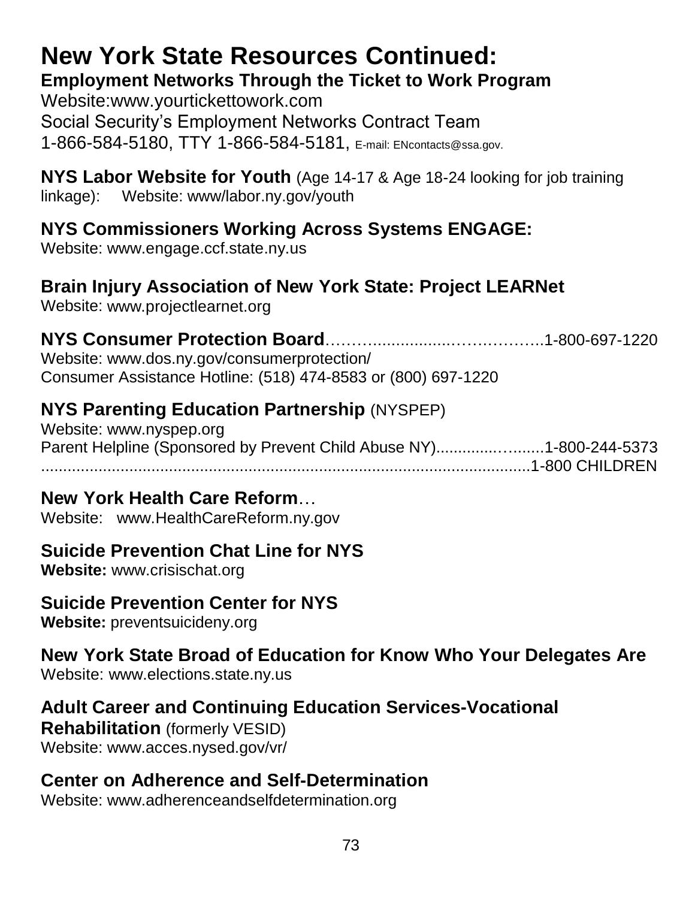# New York State Resources Continued:

**Employment Networks Through the Ticket to Work Program**
Website:www.yourtickettowork.com
Social Security's Employment Networks Contract Team
1-866-584-5180, TTY 1-866-584-5181, E-mail: ENcontacts@ssa.gov.

**NYS Labor Website for Youth** (Age 14-17 & Age 18-24 looking for job training linkage): Website: www/labor.ny.gov/youth

**NYS Commissioners Working Across Systems ENGAGE:**
Website: www.engage.ccf.state.ny.us

**Brain Injury Association of New York State: Project LEARNet**
Website: www.projectlearnet.org

**NYS Consumer Protection Board**……….................…….………..1-800-697-1220
Website: www.dos.ny.gov/consumerprotection/
Consumer Assistance Hotline: (518) 474-8583 or (800) 697-1220

**NYS Parenting Education Partnership** (NYSPEP)
Website: www.nyspep.org
Parent Helpline (Sponsored by Prevent Child Abuse NY).............…......1-800-244-5373
...........................................................................................................1-800 CHILDREN

**New York Health Care Reform**…
Website: www.HealthCareReform.ny.gov

**Suicide Prevention Chat Line for NYS**
**Website:** www.crisischat.org

**Suicide Prevention Center for NYS**
**Website:** preventsuicideny.org

**New York State Broad of Education for Know Who Your Delegates Are**
Website: www.elections.state.ny.us

**Adult Career and Continuing Education Services-Vocational Rehabilitation** (formerly VESID)
Website: www.acces.nysed.gov/vr/

**Center on Adherence and Self-Determination**
Website: www.adherenceandselfdetermination.org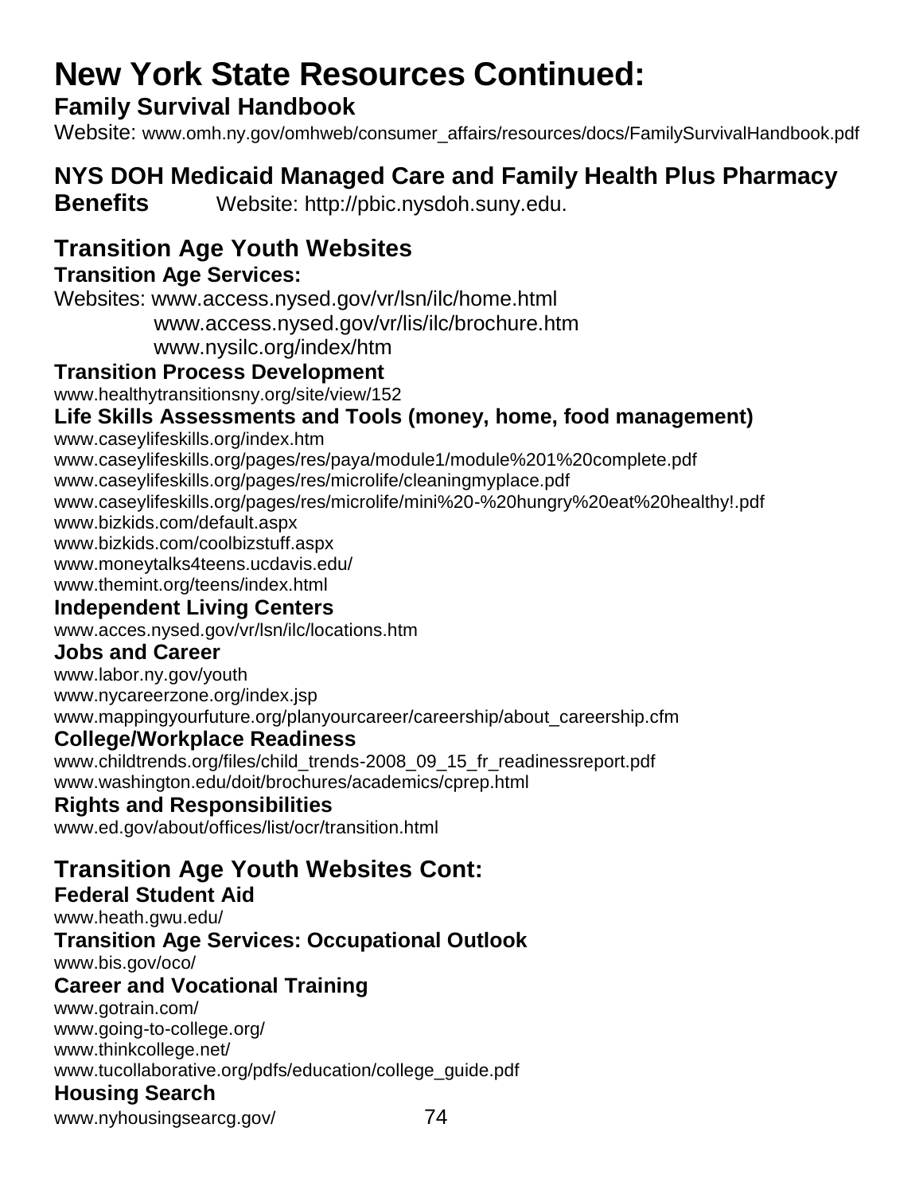# New York State Resources Continued:

**Family Survival Handbook**

Website: www.omh.ny.gov/omhweb/consumer_affairs/resources/docs/FamilySurvivalHandbook.pdf

**NYS DOH Medicaid Managed Care and Family Health Plus Pharmacy Benefits** Website: http://pbic.nysdoh.suny.edu.

## Transition Age Youth Websites

**Transition Age Services:**

Websites: www.access.nysed.gov/vr/lsn/ilc/home.html
www.access.nysed.gov/vr/lis/ilc/brochure.htm
www.nysilc.org/index/htm

**Transition Process Development**

www.healthytransitionsny.org/site/view/152

**Life Skills Assessments and Tools (money, home, food management)**

www.caseylifeskills.org/index.htm
www.caseylifeskills.org/pages/res/paya/module1/module%201%20complete.pdf
www.caseylifeskills.org/pages/res/microlife/cleaningmyplace.pdf
www.caseylifeskills.org/pages/res/microlife/mini%20-%20hungry%20eat%20healthy!.pdf
www.bizkids.com/default.aspx
www.bizkids.com/coolbizstuff.aspx
www.moneytalks4teens.ucdavis.edu/
www.themint.org/teens/index.html

**Independent Living Centers**

www.acces.nysed.gov/vr/lsn/ilc/locations.htm

**Jobs and Career**

www.labor.ny.gov/youth
www.nycareerzone.org/index.jsp
www.mappingyourfuture.org/planyourcareer/careership/about_careership.cfm

**College/Workplace Readiness**

www.childtrends.org/files/child_trends-2008_09_15_fr_readinessreport.pdf
www.washington.edu/doit/brochures/academics/cprep.html

**Rights and Responsibilities**

www.ed.gov/about/offices/list/ocr/transition.html

## Transition Age Youth Websites Cont:

**Federal Student Aid**

www.heath.gwu.edu/

**Transition Age Services: Occupational Outlook**

www.bis.gov/oco/

**Career and Vocational Training**

www.gotrain.com/
www.going-to-college.org/
www.thinkcollege.net/
www.tucollaborative.org/pdfs/education/college_guide.pdf

**Housing Search**

www.nyhousingsearcg.gov/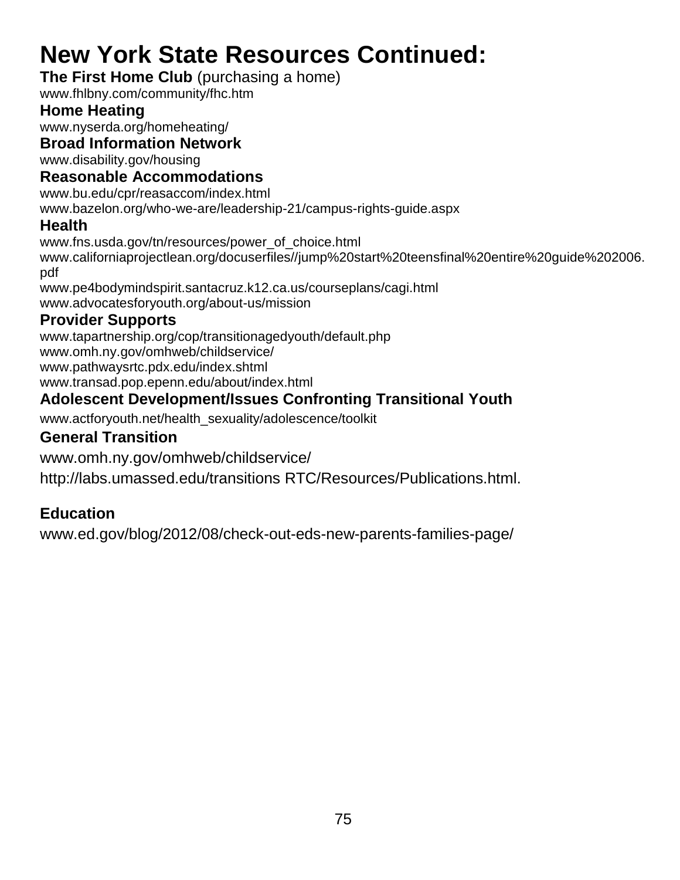# New York State Resources Continued:

**The First Home Club** (purchasing a home)

www.fhlbny.com/community/fhc.htm

**Home Heating**

www.nyserda.org/homeheating/

**Broad Information Network**

www.disability.gov/housing

**Reasonable Accommodations**

www.bu.edu/cpr/reasaccom/index.html

www.bazelon.org/who-we-are/leadership-21/campus-rights-guide.aspx

**Health**

www.fns.usda.gov/tn/resources/power_of_choice.html

www.californiaprojectlean.org/docuserfiles//jump%20start%20teensfinal%20entire%20guide%202006.pdf

www.pe4bodymindspirit.santacruz.k12.ca.us/courseplans/cagi.html

www.advocatesforyouth.org/about-us/mission

**Provider Supports**

www.tapartnership.org/cop/transitionagedyouth/default.php

www.omh.ny.gov/omhweb/childservice/

www.pathwaysrtc.pdx.edu/index.shtml

www.transad.pop.epenn.edu/about/index.html

**Adolescent Development/Issues Confronting Transitional Youth**

www.actforyouth.net/health_sexuality/adolescence/toolkit

**General Transition**

www.omh.ny.gov/omhweb/childservice/

http://labs.umassed.edu/transitions RTC/Resources/Publications.html.

**Education**

www.ed.gov/blog/2012/08/check-out-eds-new-parents-families-page/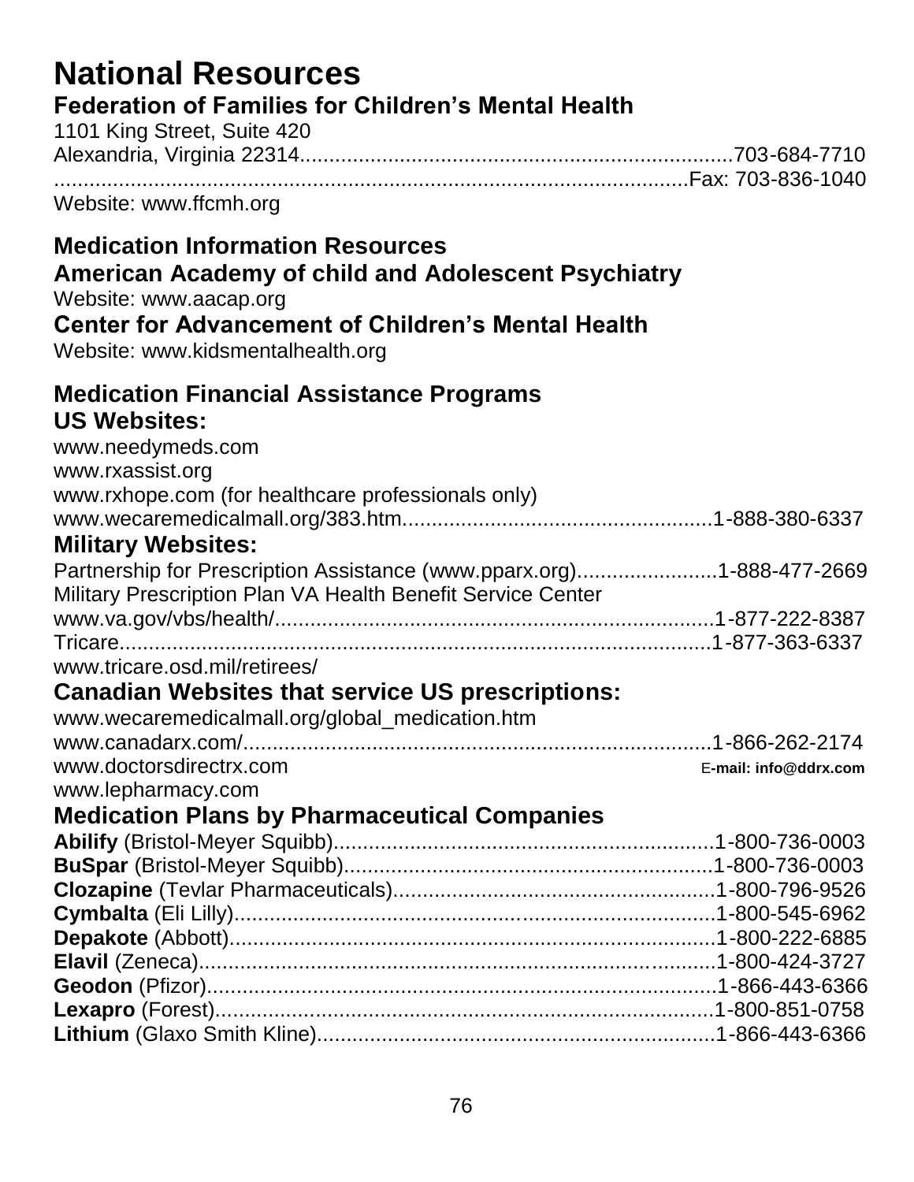# National Resources

## Federation of Families for Children's Mental Health

1101 King Street, Suite 420
Alexandria, Virginia 22314.........................................................................703-684-7710
.............................................................................................................Fax: 703-836-1040
Website: www.ffcmh.org

## Medication Information Resources

### American Academy of child and Adolescent Psychiatry

Website: www.aacap.org

### Center for Advancement of Children's Mental Health

Website: www.kidsmentalhealth.org

## Medication Financial Assistance Programs

### US Websites:

www.needymeds.com
www.rxassist.org
www.rxhope.com (for healthcare professionals only)
www.wecaremedicalmall.org/383.htm....................................................1-888-380-6337

### Military Websites:

Partnership for Prescription Assistance (www.pparx.org)........................1-888-477-2669
Military Prescription Plan VA Health Benefit Service Center
www.va.gov/vbs/health/..........................................................................1-877-222-8387
Tricare....................................................................................................1-877-363-6337
www.tricare.osd.mil/retirees/

### Canadian Websites that service US prescriptions:

www.wecaremedicalmall.org/global_medication.htm
www.canadarx.com/................................................................................1-866-262-2174
www.doctorsdirectrx.com E-mail: info@ddrx.com
www.lepharmacy.com

### Medication Plans by Pharmaceutical Companies

**Abilify** (Bristol-Meyer Squibb)................................................................1-800-736-0003
**BuSpar** (Bristol-Meyer Squibb)...............................................................1-800-736-0003
**Clozapine** (Tevlar Pharmaceuticals).......................................................1-800-796-9526
**Cymbalta** (Eli Lilly)..................................................................................1-800-545-6962
**Depakote** (Abbott)...................................................................................1-800-222-6885
**Elavil** (Zeneca)........................................................................................1-800-424-3727
**Geodon** (Pfizor).......................................................................................1-866-443-6366
**Lexapro** (Forest).....................................................................................1-800-851-0758
**Lithium** (Glaxo Smith Kline)....................................................................1-866-443-6366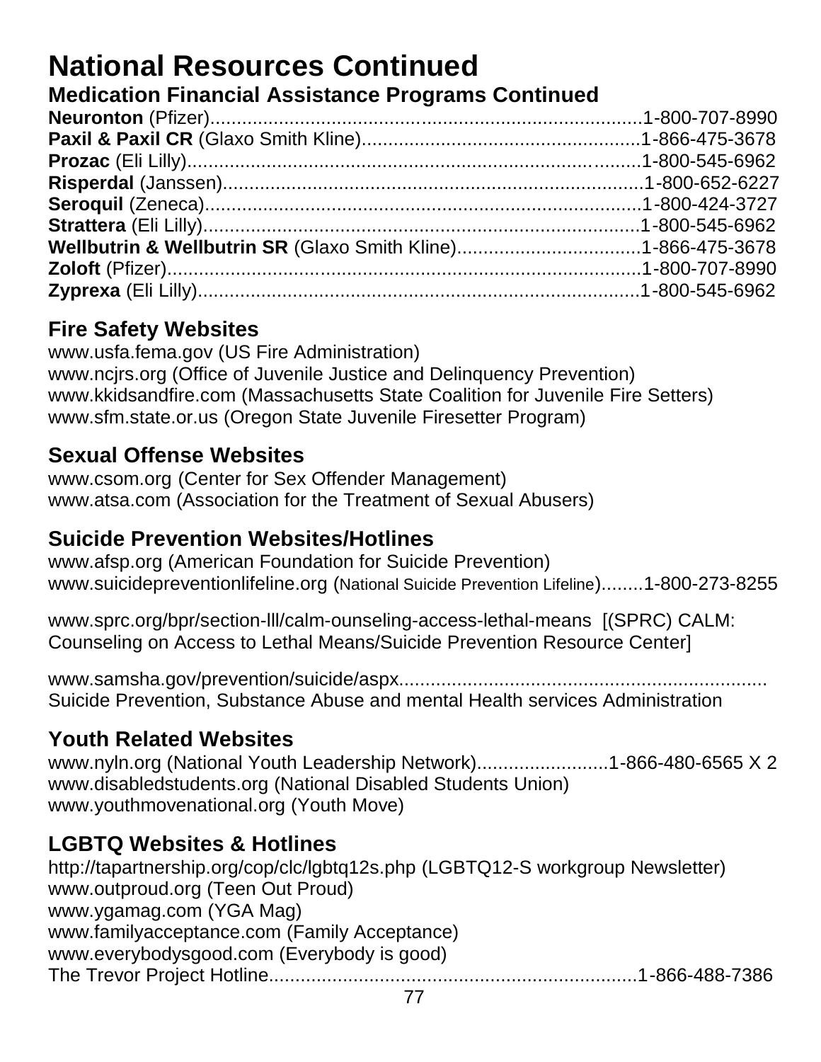# National Resources Continued

## Medication Financial Assistance Programs Continued

**Neuronton** (Pfizer)..................................................................................1-800-707-8990
**Paxil & Paxil CR** (Glaxo Smith Kline)....................................................1-866-475-3678
**Prozac** (Eli Lilly)....................................................................................1-800-545-6962
**Risperdal** (Janssen)...............................................................................1-800-652-6227
**Seroquil** (Zeneca)..................................................................................1-800-424-3727
**Strattera** (Eli Lilly).................................................................................1-800-545-6962
**Wellbutrin & Wellbutrin SR** (Glaxo Smith Kline)..................................1-866-475-3678
**Zoloft** (Pfizer)..........................................................................................1-800-707-8990
**Zyprexa** (Eli Lilly)...................................................................................1-800-545-6962

## Fire Safety Websites

www.usfa.fema.gov (US Fire Administration)
www.ncjrs.org (Office of Juvenile Justice and Delinquency Prevention)
www.kkidsandfire.com (Massachusetts State Coalition for Juvenile Fire Setters)
www.sfm.state.or.us (Oregon State Juvenile Firesetter Program)

## Sexual Offense Websites

www.csom.org (Center for Sex Offender Management)
www.atsa.com (Association for the Treatment of Sexual Abusers)

## Suicide Prevention Websites/Hotlines

www.afsp.org (American Foundation for Suicide Prevention)
www.suicidepreventionlifeline.org (National Suicide Prevention Lifeline)........1-800-273-8255

www.sprc.org/bpr/section-lll/calm-ounseling-access-lethal-means [(SPRC) CALM: Counseling on Access to Lethal Means/Suicide Prevention Resource Center]

www.samsha.gov/prevention/suicide/aspx.....................................................................
Suicide Prevention, Substance Abuse and mental Health services Administration

## Youth Related Websites

www.nyln.org (National Youth Leadership Network).........................1-866-480-6565 X 2
www.disabledstudents.org (National Disabled Students Union)
www.youthmovenational.org (Youth Move)

## LGBTQ Websites & Hotlines

http://tapartnership.org/cop/clc/lgbtq12s.php (LGBTQ12-S workgroup Newsletter)
www.outproud.org (Teen Out Proud)
www.ygamag.com (YGA Mag)
www.familyacceptance.com (Family Acceptance)
www.everybodysgood.com (Everybody is good)
The Trevor Project Hotline.....................................................................1-866-488-7386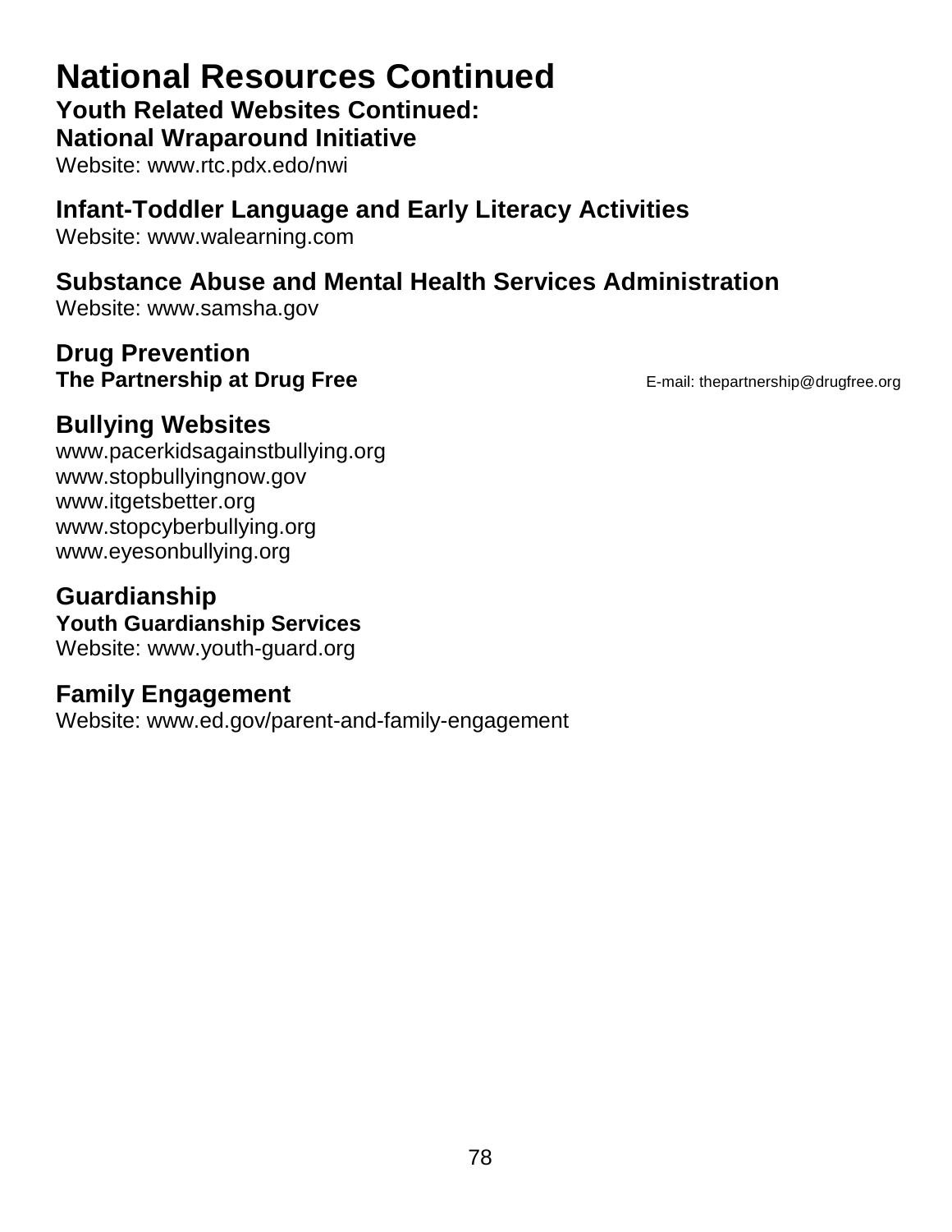# National Resources Continued

**Youth Related Websites Continued:**

### National Wraparound Initiative

Website: www.rtc.pdx.edo/nwi

### Infant-Toddler Language and Early Literacy Activities

Website: www.walearning.com

### Substance Abuse and Mental Health Services Administration

Website: www.samsha.gov

### Drug Prevention

**The Partnership at Drug Free** E-mail: thepartnership@drugfree.org

### Bullying Websites

www.pacerkidsagainstbullying.org
www.stopbullyingnow.gov
www.itgetsbetter.org
www.stopcyberbullying.org
www.eyesonbullying.org

### Guardianship

**Youth Guardianship Services**

Website: www.youth-guard.org

### Family Engagement

Website: www.ed.gov/parent-and-family-engagement